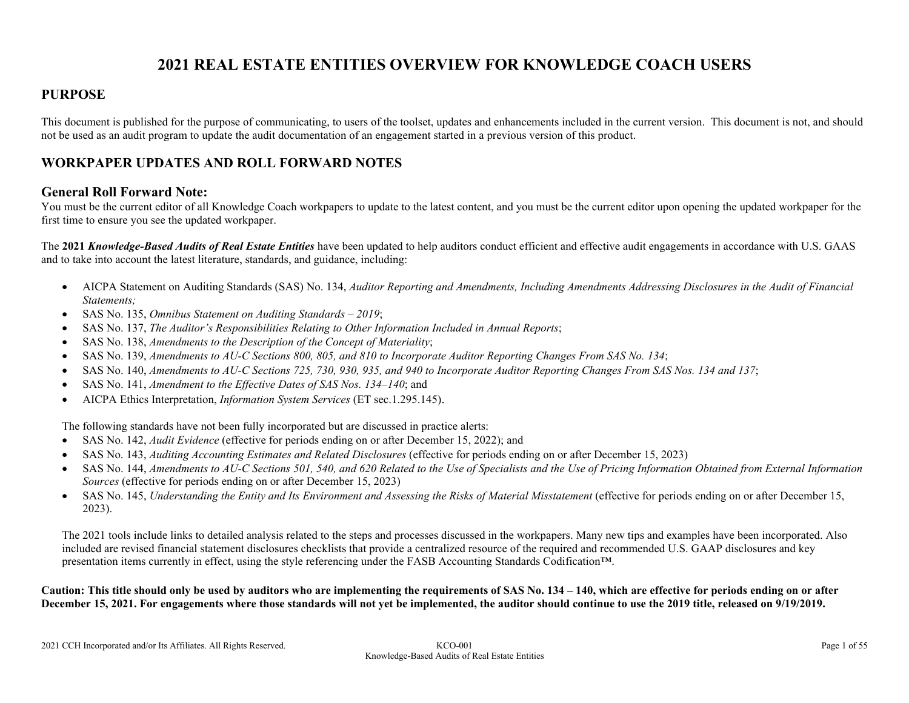# 2021 REAL ESTATE ENTITIES OVERVIEW FOR KNOWLEDGE COACH USERS

## PURPOSE

This document is published for the purpose of communicating, to users of the toolset, updates and enhancements included in the current version. This document is not, and should not be used as an audit program to update the audit documentation of an engagement started in a previous version of this product.

## WORKPAPER UPDATES AND ROLL FORWARD NOTES

### General Roll Forward Note:

You must be the current editor of all Knowledge Coach workpapers to update to the latest content, and you must be the current editor upon opening the updated workpaper for the first time to ensure you see the updated workpaper.

The **2021 *Knowledge-Based Audits of Real Estate Entities*** have been updated to help auditors conduct efficient and effective audit engagements in accordance with U.S. GAAS and to take into account the latest literature, standards, and guidance, including:

- AICPA Statement on Auditing Standards (SAS) No. 134, *Auditor Reporting and Amendments, Including Amendments Addressing Disclosures in the Audit of Financial Statements;*
- SAS No. 135, *Omnibus Statement on Auditing Standards – 2019*;
- SAS No. 137, *The Auditor's Responsibilities Relating to Other Information Included in Annual Reports*;
- SAS No. 138, *Amendments to the Description of the Concept of Materiality*;
- SAS No. 139, *Amendments to AU-C Sections 800, 805, and 810 to Incorporate Auditor Reporting Changes From SAS No. 134*;
- SAS No. 140, *Amendments to AU-C Sections 725, 730, 930, 935, and 940 to Incorporate Auditor Reporting Changes From SAS Nos. 134 and 137*;
- SAS No. 141, *Amendment to the Effective Dates of SAS Nos. 134–140*; and
- AICPA Ethics Interpretation, *Information System Services* (ET sec.1.295.145).

The following standards have not been fully incorporated but are discussed in practice alerts:

- SAS No. 142, *Audit Evidence* (effective for periods ending on or after December 15, 2022); and
- SAS No. 143, *Auditing Accounting Estimates and Related Disclosures* (effective for periods ending on or after December 15, 2023)
- SAS No. 144, *Amendments to AU-C Sections 501, 540, and 620 Related to the Use of Specialists and the Use of Pricing Information Obtained from External Information Sources* (effective for periods ending on or after December 15, 2023)
- SAS No. 145, *Understanding the Entity and Its Environment and Assessing the Risks of Material Misstatement* (effective for periods ending on or after December 15, 2023).

The 2021 tools include links to detailed analysis related to the steps and processes discussed in the workpapers. Many new tips and examples have been incorporated. Also included are revised financial statement disclosures checklists that provide a centralized resource of the required and recommended U.S. GAAP disclosures and key presentation items currently in effect, using the style referencing under the FASB Accounting Standards Codification™.

**Caution: This title should only be used by auditors who are implementing the requirements of SAS No. 134 – 140, which are effective for periods ending on or after December 15, 2021. For engagements where those standards will not yet be implemented, the auditor should continue to use the 2019 title, released on 9/19/2019.**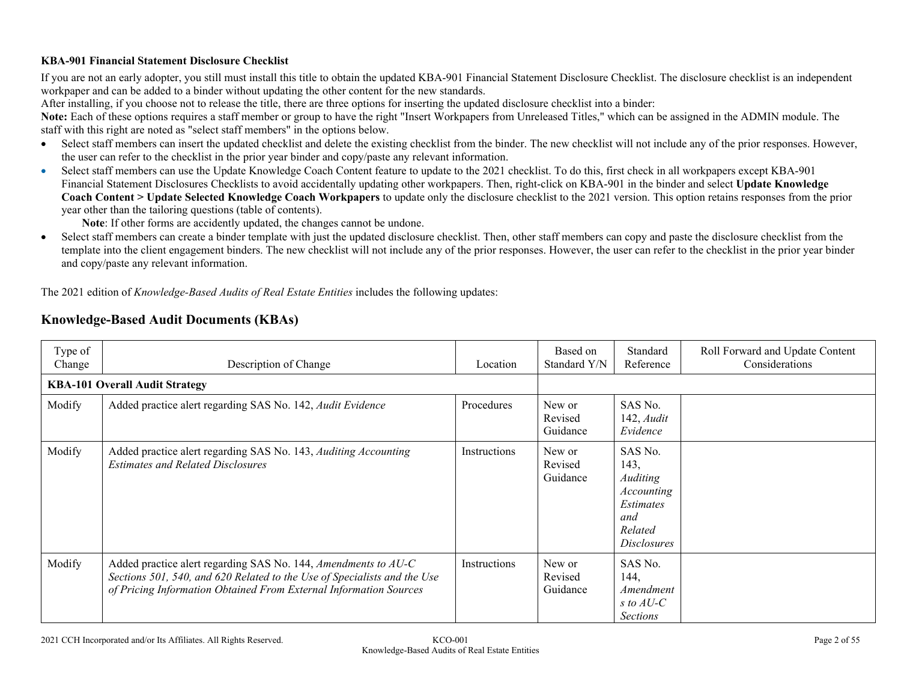**KBA-901 Financial Statement Disclosure Checklist**

If you are not an early adopter, you still must install this title to obtain the updated KBA-901 Financial Statement Disclosure Checklist. The disclosure checklist is an independent workpaper and can be added to a binder without updating the other content for the new standards.

After installing, if you choose not to release the title, there are three options for inserting the updated disclosure checklist into a binder:

**Note:** Each of these options requires a staff member or group to have the right "Insert Workpapers from Unreleased Titles," which can be assigned in the ADMIN module. The staff with this right are noted as "select staff members" in the options below.

- Select staff members can insert the updated checklist and delete the existing checklist from the binder. The new checklist will not include any of the prior responses. However, the user can refer to the checklist in the prior year binder and copy/paste any relevant information.
- Select staff members can use the Update Knowledge Coach Content feature to update to the 2021 checklist. To do this, first check in all workpapers except KBA-901 Financial Statement Disclosures Checklists to avoid accidentally updating other workpapers. Then, right-click on KBA-901 in the binder and select **Update Knowledge Coach Content > Update Selected Knowledge Coach Workpapers** to update only the disclosure checklist to the 2021 version. This option retains responses from the prior year other than the tailoring questions (table of contents).

  **Note**: If other forms are accidently updated, the changes cannot be undone.
- Select staff members can create a binder template with just the updated disclosure checklist. Then, other staff members can copy and paste the disclosure checklist from the template into the client engagement binders. The new checklist will not include any of the prior responses. However, the user can refer to the checklist in the prior year binder and copy/paste any relevant information.

The 2021 edition of *Knowledge-Based Audits of Real Estate Entities* includes the following updates:

## Knowledge-Based Audit Documents (KBAs)

| Type of Change | Description of Change | Location | Based on Standard Y/N | Standard Reference | Roll Forward and Update Content Considerations |
|---|---|---|---|---|---|
| **KBA-101 Overall Audit Strategy** | | | | | |
| Modify | Added practice alert regarding SAS No. 142, *Audit Evidence* | Procedures | New or Revised Guidance | SAS No. 142, *Audit Evidence* | |
| Modify | Added practice alert regarding SAS No. 143, *Auditing Accounting Estimates and Related Disclosures* | Instructions | New or Revised Guidance | SAS No. 143, *Auditing Accounting Estimates and Related Disclosures* | |
| Modify | Added practice alert regarding SAS No. 144, *Amendments to AU-C Sections 501, 540, and 620 Related to the Use of Specialists and the Use of Pricing Information Obtained From External Information Sources* | Instructions | New or Revised Guidance | SAS No. 144, *Amendments to AU-C Sections* | |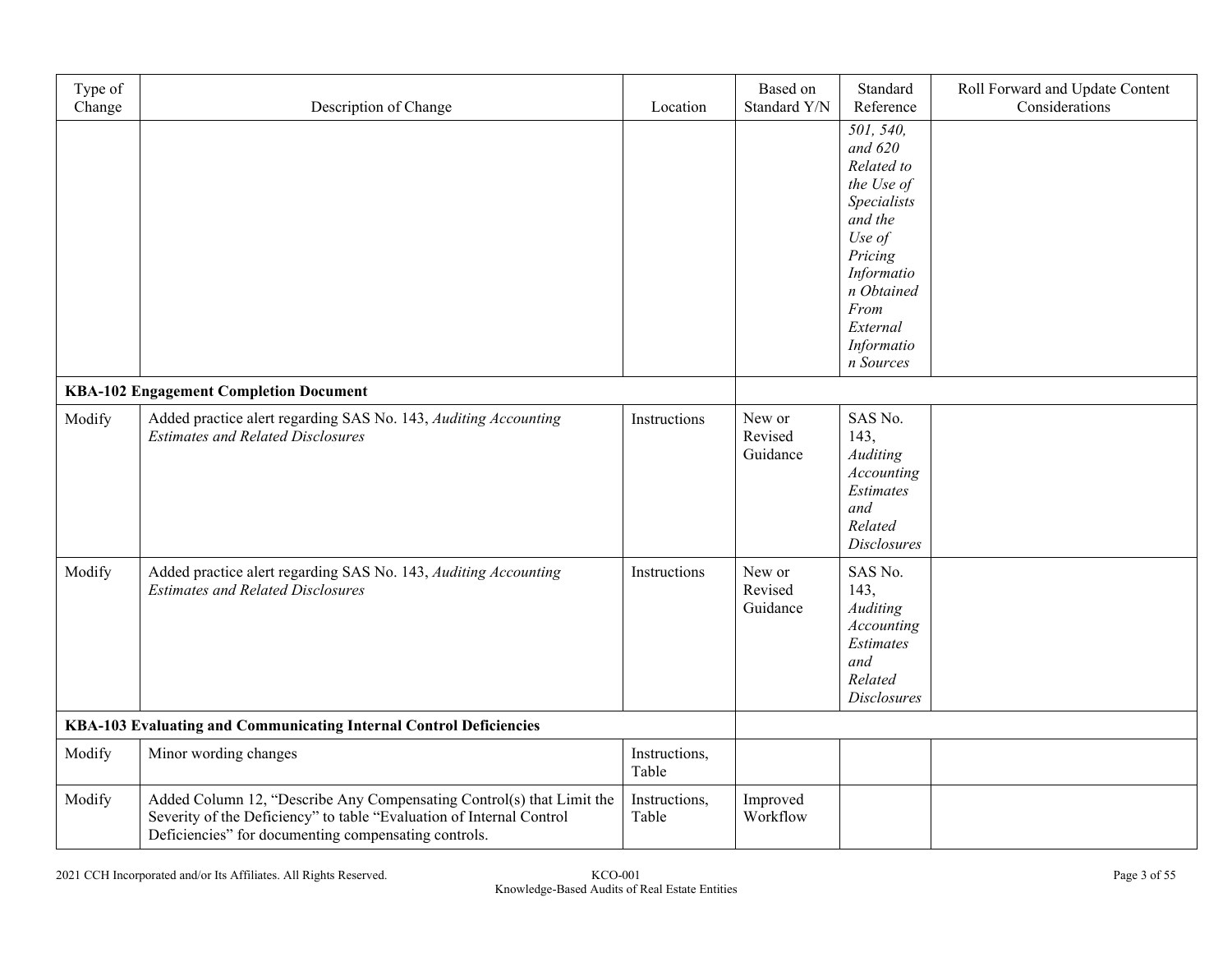| Type of Change | Description of Change | Location | Based on Standard Y/N | Standard Reference | Roll Forward and Update Content Considerations |
|---|---|---|---|---|---|
| | | | | *501, 540, and 620 Related to the Use of Specialists and the Use of Pricing Information Obtained From External Information Sources* | |
| **KBA-102 Engagement Completion Document** | | | | | |
| Modify | Added practice alert regarding SAS No. 143, *Auditing Accounting Estimates and Related Disclosures* | Instructions | New or Revised Guidance | SAS No. 143, *Auditing Accounting Estimates and Related Disclosures* | |
| Modify | Added practice alert regarding SAS No. 143, *Auditing Accounting Estimates and Related Disclosures* | Instructions | New or Revised Guidance | SAS No. 143, *Auditing Accounting Estimates and Related Disclosures* | |
| **KBA-103 Evaluating and Communicating Internal Control Deficiencies** | | | | | |
| Modify | Minor wording changes | Instructions, Table | | | |
| Modify | Added Column 12, "Describe Any Compensating Control(s) that Limit the Severity of the Deficiency" to table "Evaluation of Internal Control Deficiencies" for documenting compensating controls. | Instructions, Table | Improved Workflow | | |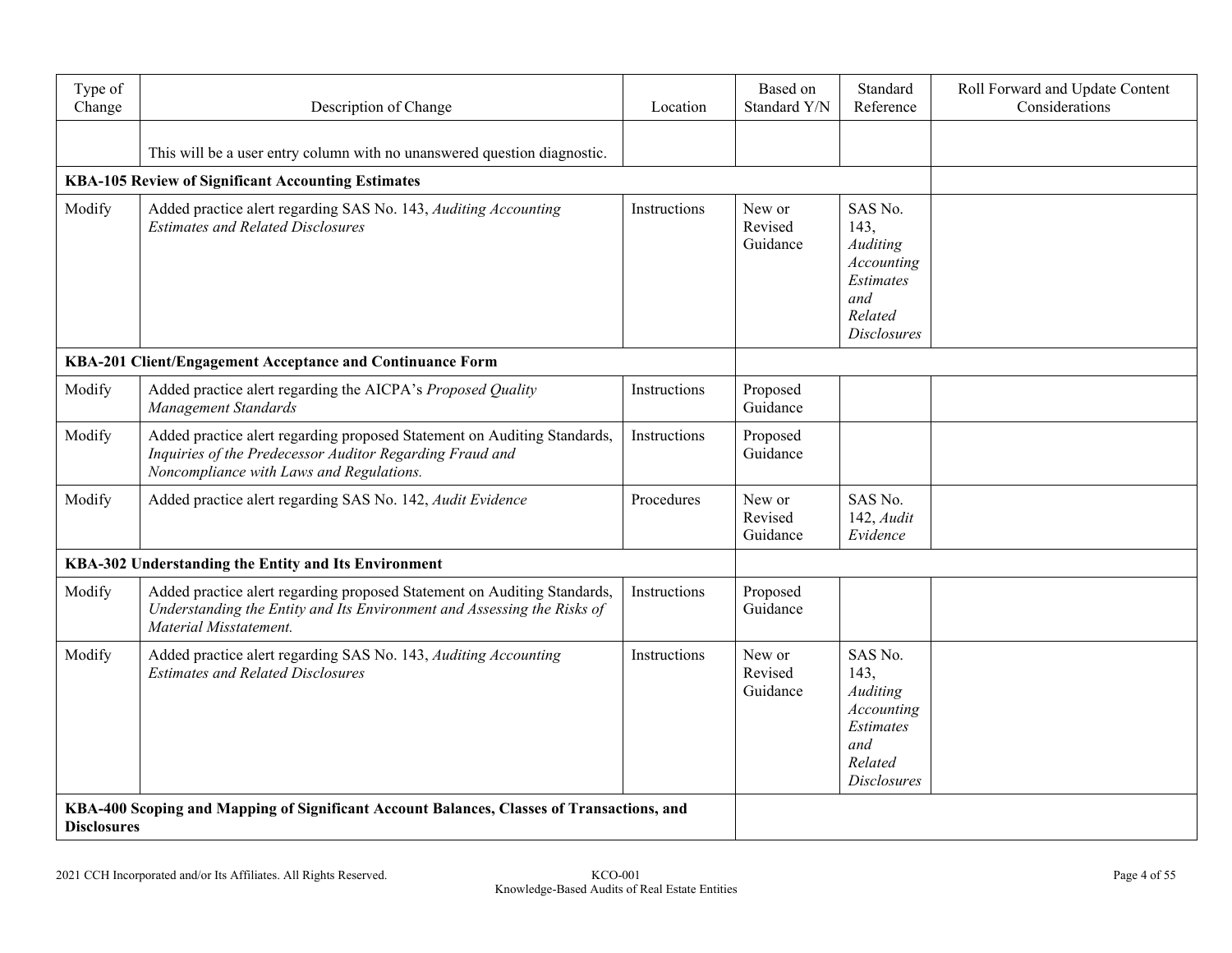| Type of Change | Description of Change | Location | Based on Standard Y/N | Standard Reference | Roll Forward and Update Content Considerations |
|---|---|---|---|---|---|
| | This will be a user entry column with no unanswered question diagnostic. | | | | |
| **KBA-105 Review of Significant Accounting Estimates** | | | | | |
| Modify | Added practice alert regarding SAS No. 143, *Auditing Accounting Estimates and Related Disclosures* | Instructions | New or Revised Guidance | SAS No. 143, *Auditing Accounting Estimates and Related Disclosures* | |
| **KBA-201 Client/Engagement Acceptance and Continuance Form** | | | | | |
| Modify | Added practice alert regarding the AICPA's *Proposed Quality Management Standards* | Instructions | Proposed Guidance | | |
| Modify | Added practice alert regarding proposed Statement on Auditing Standards, *Inquiries of the Predecessor Auditor Regarding Fraud and Noncompliance with Laws and Regulations.* | Instructions | Proposed Guidance | | |
| Modify | Added practice alert regarding SAS No. 142, *Audit Evidence* | Procedures | New or Revised Guidance | SAS No. 142, *Audit Evidence* | |
| **KBA-302 Understanding the Entity and Its Environment** | | | | | |
| Modify | Added practice alert regarding proposed Statement on Auditing Standards, *Understanding the Entity and Its Environment and Assessing the Risks of Material Misstatement.* | Instructions | Proposed Guidance | | |
| Modify | Added practice alert regarding SAS No. 143, *Auditing Accounting Estimates and Related Disclosures* | Instructions | New or Revised Guidance | SAS No. 143, *Auditing Accounting Estimates and Related Disclosures* | |
| **KBA-400 Scoping and Mapping of Significant Account Balances, Classes of Transactions, and Disclosures** | | | | | |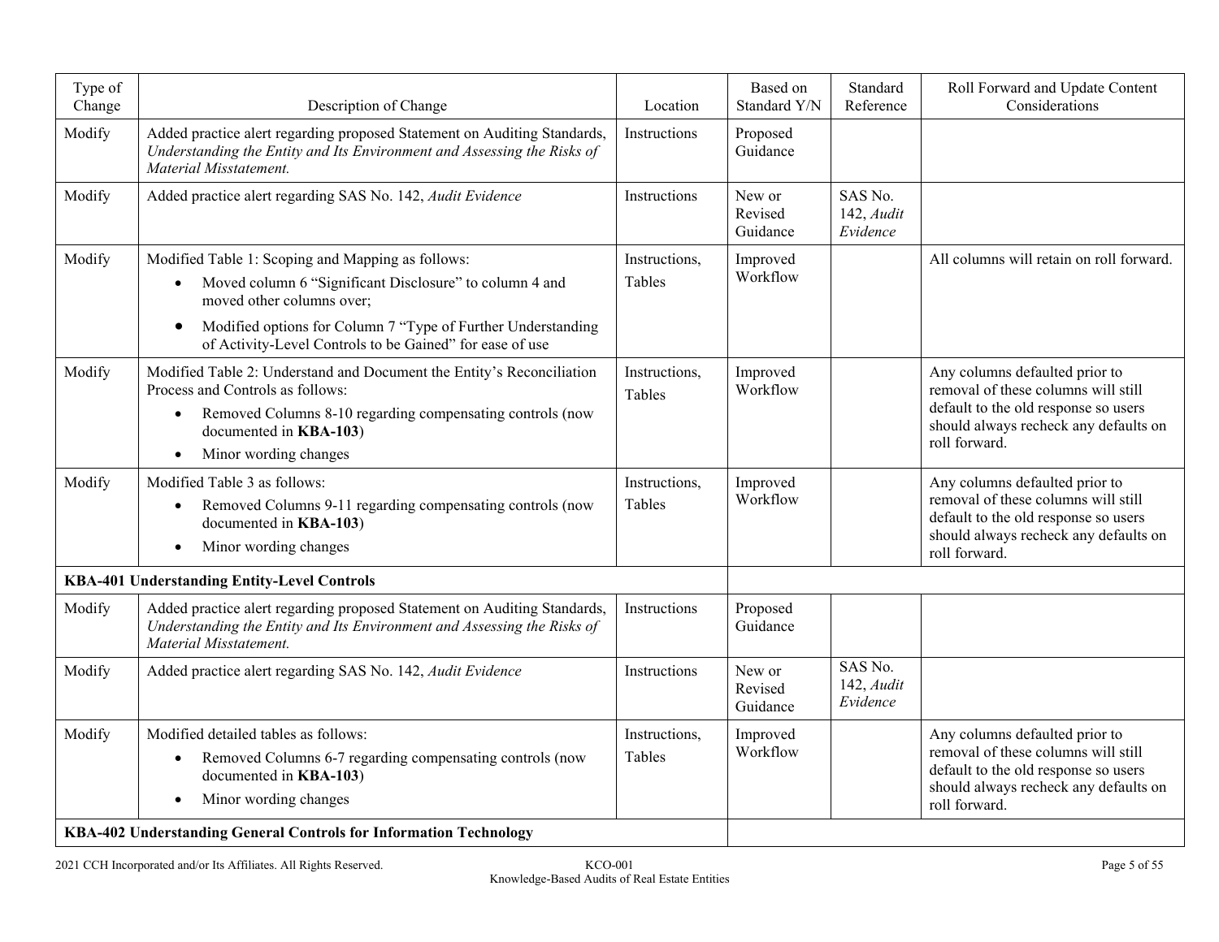| Type of Change | Description of Change | Location | Based on Standard Y/N | Standard Reference | Roll Forward and Update Content Considerations |
|---|---|---|---|---|---|
| Modify | Added practice alert regarding proposed Statement on Auditing Standards, *Understanding the Entity and Its Environment and Assessing the Risks of Material Misstatement.* | Instructions | Proposed Guidance | | |
| Modify | Added practice alert regarding SAS No. 142, *Audit Evidence* | Instructions | New or Revised Guidance | SAS No. 142, *Audit Evidence* | |
| Modify | Modified Table 1: Scoping and Mapping as follows:<br>• Moved column 6 "Significant Disclosure" to column 4 and moved other columns over;<br>• Modified options for Column 7 "Type of Further Understanding of Activity-Level Controls to be Gained" for ease of use | Instructions, Tables | Improved Workflow | | All columns will retain on roll forward. |
| Modify | Modified Table 2: Understand and Document the Entity's Reconciliation Process and Controls as follows:<br>• Removed Columns 8-10 regarding compensating controls (now documented in **KBA-103**)<br>• Minor wording changes | Instructions, Tables | Improved Workflow | | Any columns defaulted prior to removal of these columns will still default to the old response so users should always recheck any defaults on roll forward. |
| Modify | Modified Table 3 as follows:<br>• Removed Columns 9-11 regarding compensating controls (now documented in **KBA-103**)<br>• Minor wording changes | Instructions, Tables | Improved Workflow | | Any columns defaulted prior to removal of these columns will still default to the old response so users should always recheck any defaults on roll forward. |
| **KBA-401 Understanding Entity-Level Controls** | | | | | |
| Modify | Added practice alert regarding proposed Statement on Auditing Standards, *Understanding the Entity and Its Environment and Assessing the Risks of Material Misstatement.* | Instructions | Proposed Guidance | | |
| Modify | Added practice alert regarding SAS No. 142, *Audit Evidence* | Instructions | New or Revised Guidance | SAS No. 142, *Audit Evidence* | |
| Modify | Modified detailed tables as follows:<br>• Removed Columns 6-7 regarding compensating controls (now documented in **KBA-103**)<br>• Minor wording changes | Instructions, Tables | Improved Workflow | | Any columns defaulted prior to removal of these columns will still default to the old response so users should always recheck any defaults on roll forward. |
| **KBA-402 Understanding General Controls for Information Technology** | | | | | |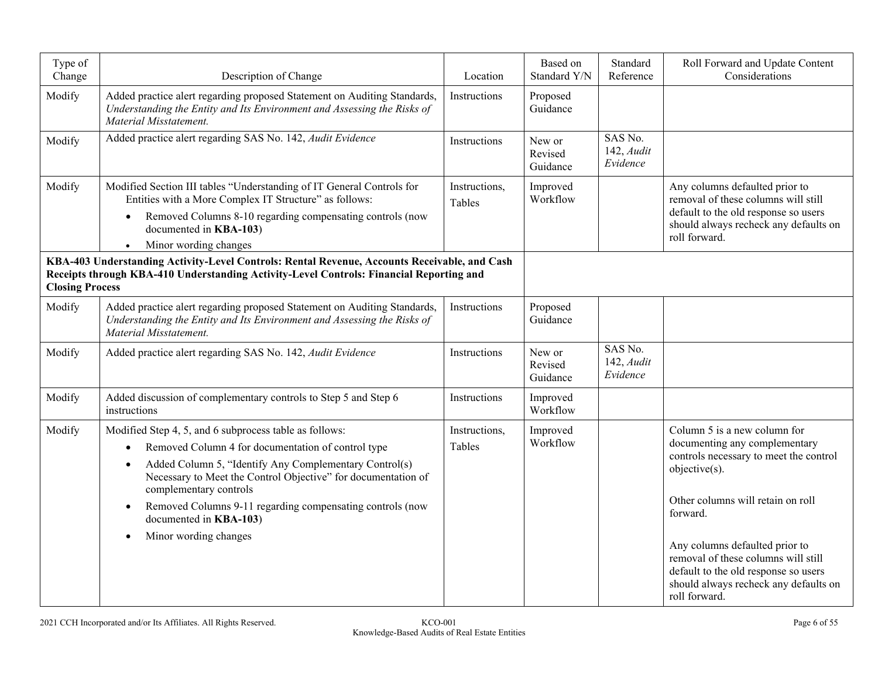| Type of Change | Description of Change | Location | Based on Standard Y/N | Standard Reference | Roll Forward and Update Content Considerations |
|---|---|---|---|---|---|
| Modify | Added practice alert regarding proposed Statement on Auditing Standards, *Understanding the Entity and Its Environment and Assessing the Risks of Material Misstatement.* | Instructions | Proposed Guidance | | |
| Modify | Added practice alert regarding SAS No. 142, *Audit Evidence* | Instructions | New or Revised Guidance | SAS No. 142, *Audit Evidence* | |
| Modify | Modified Section III tables "Understanding of IT General Controls for Entities with a More Complex IT Structure" as follows:<br>• Removed Columns 8-10 regarding compensating controls (now documented in **KBA-103**)<br>• Minor wording changes | Instructions, Tables | Improved Workflow | | Any columns defaulted prior to removal of these columns will still default to the old response so users should always recheck any defaults on roll forward. |
| **KBA-403 Understanding Activity-Level Controls: Rental Revenue, Accounts Receivable, and Cash Receipts through KBA-410 Understanding Activity-Level Controls: Financial Reporting and Closing Process** | | | | | |
| Modify | Added practice alert regarding proposed Statement on Auditing Standards, *Understanding the Entity and Its Environment and Assessing the Risks of Material Misstatement.* | Instructions | Proposed Guidance | | |
| Modify | Added practice alert regarding SAS No. 142, *Audit Evidence* | Instructions | New or Revised Guidance | SAS No. 142, *Audit Evidence* | |
| Modify | Added discussion of complementary controls to Step 5 and Step 6 instructions | Instructions | Improved Workflow | | |
| Modify | Modified Step 4, 5, and 6 subprocess table as follows:<br>• Removed Column 4 for documentation of control type<br>• Added Column 5, "Identify Any Complementary Control(s) Necessary to Meet the Control Objective" for documentation of complementary controls<br>• Removed Columns 9-11 regarding compensating controls (now documented in **KBA-103**)<br>• Minor wording changes | Instructions, Tables | Improved Workflow | | Column 5 is a new column for documenting any complementary controls necessary to meet the control objective(s).<br><br>Other columns will retain on roll forward.<br><br>Any columns defaulted prior to removal of these columns will still default to the old response so users should always recheck any defaults on roll forward. |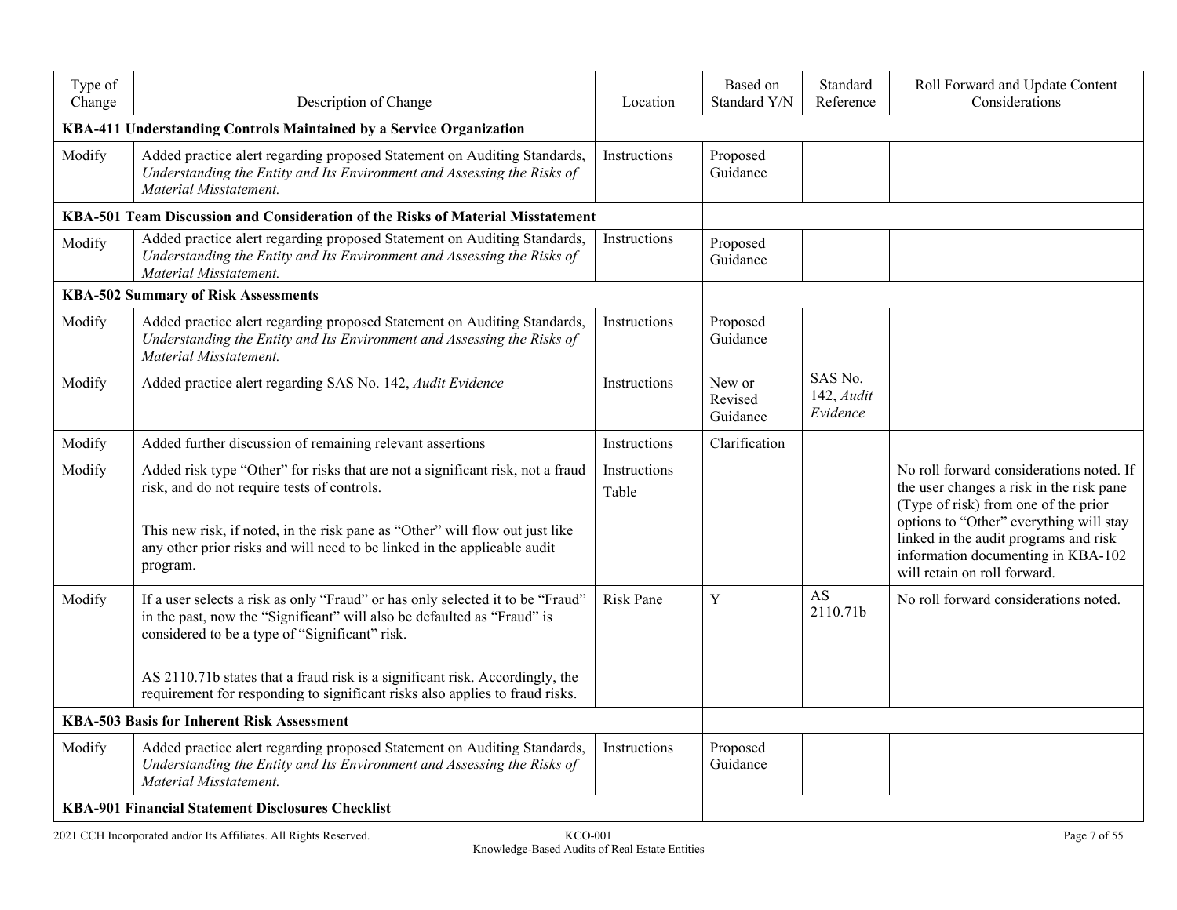| Type of Change | Description of Change | Location | Based on Standard Y/N | Standard Reference | Roll Forward and Update Content Considerations |
|---|---|---|---|---|---|
| **KBA-411 Understanding Controls Maintained by a Service Organization** | | | | | |
| Modify | Added practice alert regarding proposed Statement on Auditing Standards, *Understanding the Entity and Its Environment and Assessing the Risks of Material Misstatement.* | Instructions | Proposed Guidance | | |
| **KBA-501 Team Discussion and Consideration of the Risks of Material Misstatement** | | | | | |
| Modify | Added practice alert regarding proposed Statement on Auditing Standards, *Understanding the Entity and Its Environment and Assessing the Risks of Material Misstatement.* | Instructions | Proposed Guidance | | |
| **KBA-502 Summary of Risk Assessments** | | | | | |
| Modify | Added practice alert regarding proposed Statement on Auditing Standards, *Understanding the Entity and Its Environment and Assessing the Risks of Material Misstatement.* | Instructions | Proposed Guidance | | |
| Modify | Added practice alert regarding SAS No. 142, *Audit Evidence* | Instructions | New or Revised Guidance | SAS No. 142, *Audit Evidence* | |
| Modify | Added further discussion of remaining relevant assertions | Instructions | Clarification | | |
| Modify | Added risk type "Other" for risks that are not a significant risk, not a fraud risk, and do not require tests of controls.<br><br>This new risk, if noted, in the risk pane as "Other" will flow out just like any other prior risks and will need to be linked in the applicable audit program. | Instructions<br>Table | | | No roll forward considerations noted. If the user changes a risk in the risk pane (Type of risk) from one of the prior options to "Other" everything will stay linked in the audit programs and risk information documenting in KBA-102 will retain on roll forward. |
| Modify | If a user selects a risk as only "Fraud" or has only selected it to be "Fraud" in the past, now the "Significant" will also be defaulted as "Fraud" is considered to be a type of "Significant" risk.<br><br>AS 2110.71b states that a fraud risk is a significant risk. Accordingly, the requirement for responding to significant risks also applies to fraud risks. | Risk Pane | Y | AS 2110.71b | No roll forward considerations noted. |
| **KBA-503 Basis for Inherent Risk Assessment** | | | | | |
| Modify | Added practice alert regarding proposed Statement on Auditing Standards, *Understanding the Entity and Its Environment and Assessing the Risks of Material Misstatement.* | Instructions | Proposed Guidance | | |
| **KBA-901 Financial Statement Disclosures Checklist** | | | | | |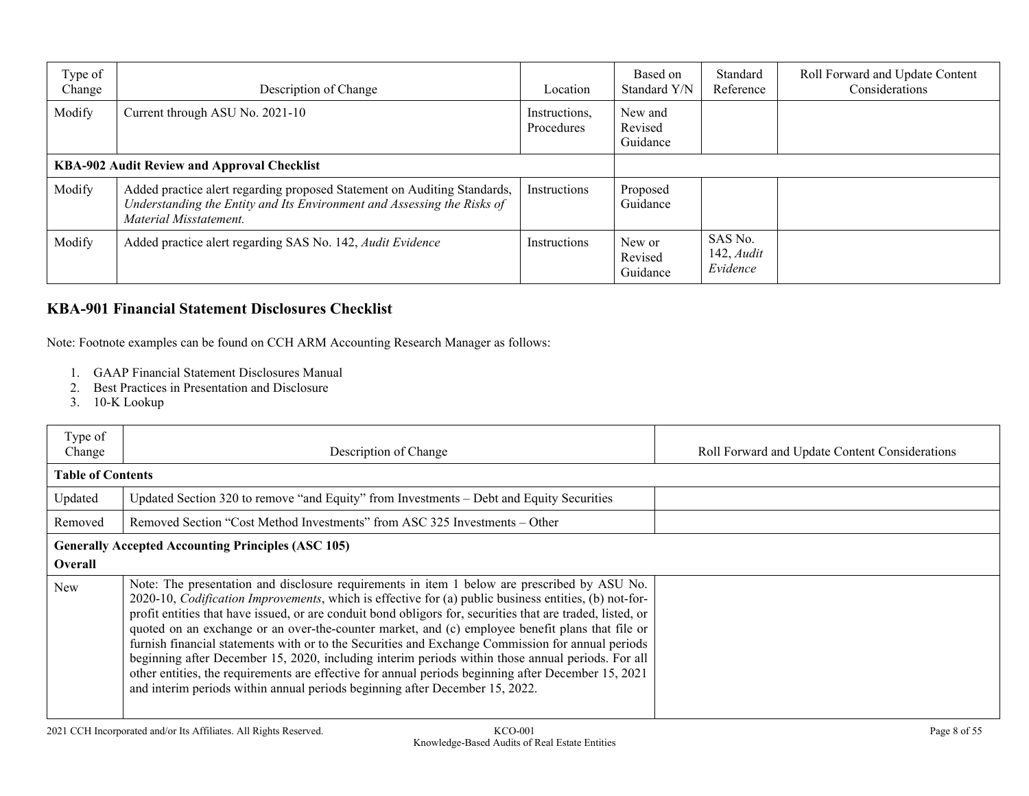| Type of Change | Description of Change | Location | Based on Standard Y/N | Standard Reference | Roll Forward and Update Content Considerations |
|---|---|---|---|---|---|
| Modify | Current through ASU No. 2021-10 | Instructions, Procedures | New and Revised Guidance | | |
| **KBA-902 Audit Review and Approval Checklist** | | | | | |
| Modify | Added practice alert regarding proposed Statement on Auditing Standards, *Understanding the Entity and Its Environment and Assessing the Risks of Material Misstatement.* | Instructions | Proposed Guidance | | |
| Modify | Added practice alert regarding SAS No. 142, *Audit Evidence* | Instructions | New or Revised Guidance | SAS No. 142, *Audit Evidence* | |

## KBA-901 Financial Statement Disclosures Checklist

Note: Footnote examples can be found on CCH ARM Accounting Research Manager as follows:

1. GAAP Financial Statement Disclosures Manual
2. Best Practices in Presentation and Disclosure
3. 10-K Lookup

| Type of Change | Description of Change | Roll Forward and Update Content Considerations |
|---|---|---|
| **Table of Contents** | | |
| Updated | Updated Section 320 to remove "and Equity" from Investments – Debt and Equity Securities | |
| Removed | Removed Section "Cost Method Investments" from ASC 325 Investments – Other | |
| **Generally Accepted Accounting Principles (ASC 105)** **Overall** | | |
| New | Note: The presentation and disclosure requirements in item 1 below are prescribed by ASU No. 2020-10, *Codification Improvements*, which is effective for (a) public business entities, (b) not-for-profit entities that have issued, or are conduit bond obligors for, securities that are traded, listed, or quoted on an exchange or an over-the-counter market, and (c) employee benefit plans that file or furnish financial statements with or to the Securities and Exchange Commission for annual periods beginning after December 15, 2020, including interim periods within those annual periods. For all other entities, the requirements are effective for annual periods beginning after December 15, 2021 and interim periods within annual periods beginning after December 15, 2022. | |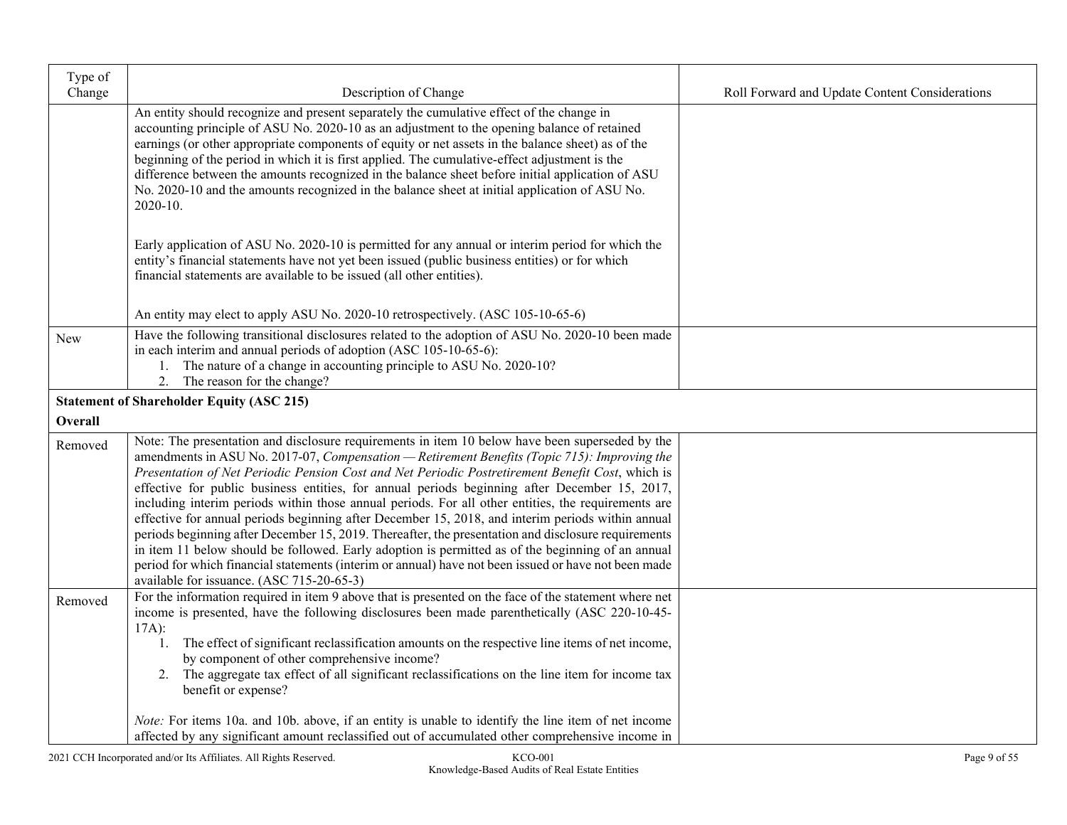| Type of Change | Description of Change | Roll Forward and Update Content Considerations |
|---|---|---|
| | An entity should recognize and present separately the cumulative effect of the change in accounting principle of ASU No. 2020-10 as an adjustment to the opening balance of retained earnings (or other appropriate components of equity or net assets in the balance sheet) as of the beginning of the period in which it is first applied. The cumulative-effect adjustment is the difference between the amounts recognized in the balance sheet before initial application of ASU No. 2020-10 and the amounts recognized in the balance sheet at initial application of ASU No. 2020-10.<br><br>Early application of ASU No. 2020-10 is permitted for any annual or interim period for which the entity's financial statements have not yet been issued (public business entities) or for which financial statements are available to be issued (all other entities).<br><br>An entity may elect to apply ASU No. 2020-10 retrospectively. (ASC 105-10-65-6) | |
| New | Have the following transitional disclosures related to the adoption of ASU No. 2020-10 been made in each interim and annual periods of adoption (ASC 105-10-65-6):<br>1. The nature of a change in accounting principle to ASU No. 2020-10?<br>2. The reason for the change? | |
| **Statement of Shareholder Equity (ASC 215)**<br><br>**Overall** | | |
| Removed | Note: The presentation and disclosure requirements in item 10 below have been superseded by the amendments in ASU No. 2017-07, *Compensation — Retirement Benefits (Topic 715): Improving the Presentation of Net Periodic Pension Cost and Net Periodic Postretirement Benefit Cost*, which is effective for public business entities, for annual periods beginning after December 15, 2017, including interim periods within those annual periods. For all other entities, the requirements are effective for annual periods beginning after December 15, 2018, and interim periods within annual periods beginning after December 15, 2019. Thereafter, the presentation and disclosure requirements in item 11 below should be followed. Early adoption is permitted as of the beginning of an annual period for which financial statements (interim or annual) have not been issued or have not been made available for issuance. (ASC 715-20-65-3) | |
| Removed | For the information required in item 9 above that is presented on the face of the statement where net income is presented, have the following disclosures been made parenthetically (ASC 220-10-45-17A):<br>1. The effect of significant reclassification amounts on the respective line items of net income, by component of other comprehensive income?<br>2. The aggregate tax effect of all significant reclassifications on the line item for income tax benefit or expense?<br><br>*Note:* For items 10a. and 10b. above, if an entity is unable to identify the line item of net income affected by any significant amount reclassified out of accumulated other comprehensive income in | |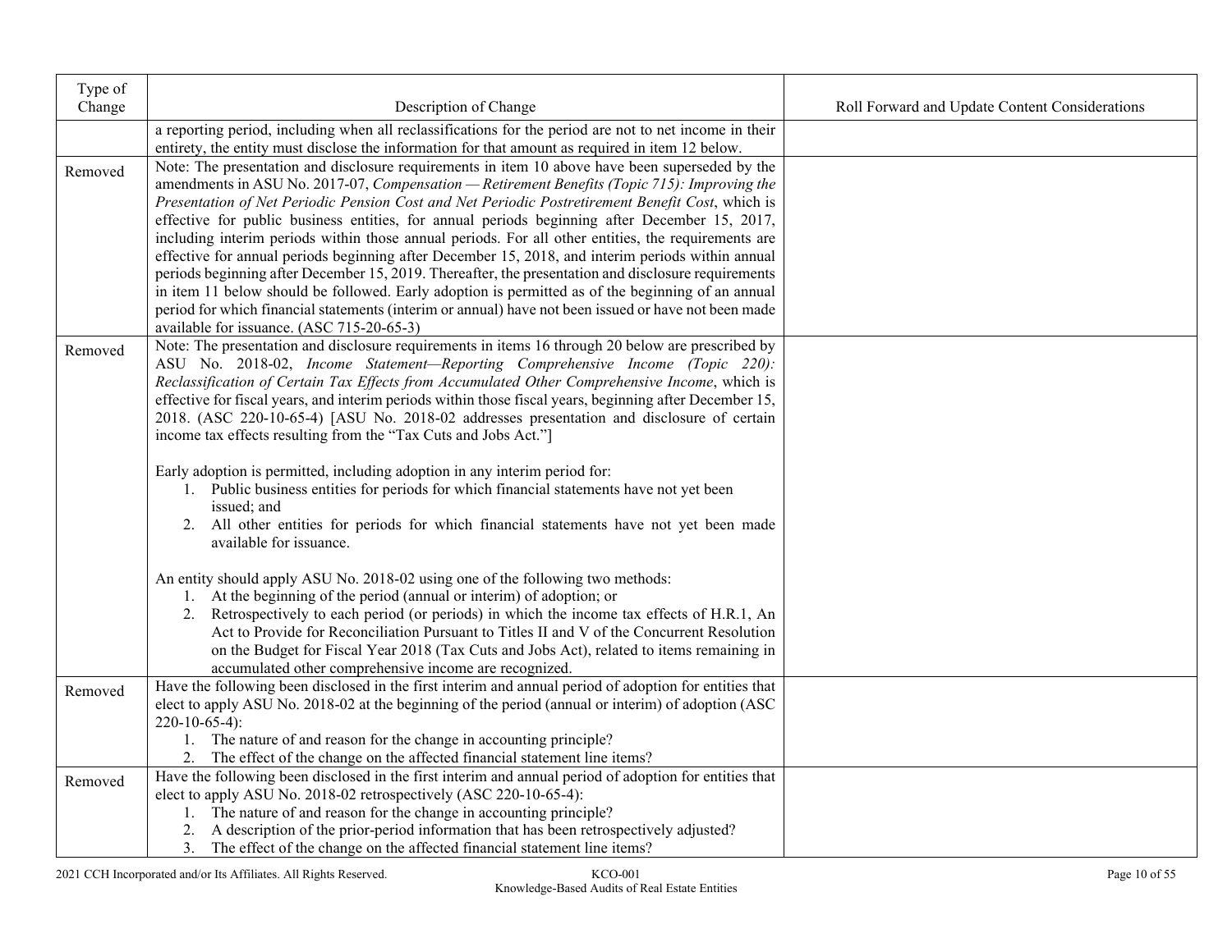| Type of Change | Description of Change | Roll Forward and Update Content Considerations |
|---|---|---|
| | a reporting period, including when all reclassifications for the period are not to net income in their entirety, the entity must disclose the information for that amount as required in item 12 below. | |
| Removed | Note: The presentation and disclosure requirements in item 10 above have been superseded by the amendments in ASU No. 2017-07, *Compensation — Retirement Benefits (Topic 715): Improving the Presentation of Net Periodic Pension Cost and Net Periodic Postretirement Benefit Cost*, which is effective for public business entities, for annual periods beginning after December 15, 2017, including interim periods within those annual periods. For all other entities, the requirements are effective for annual periods beginning after December 15, 2018, and interim periods within annual periods beginning after December 15, 2019. Thereafter, the presentation and disclosure requirements in item 11 below should be followed. Early adoption is permitted as of the beginning of an annual period for which financial statements (interim or annual) have not been issued or have not been made available for issuance. (ASC 715-20-65-3) | |
| Removed | Note: The presentation and disclosure requirements in items 16 through 20 below are prescribed by ASU No. 2018-02, *Income Statement—Reporting Comprehensive Income (Topic 220): Reclassification of Certain Tax Effects from Accumulated Other Comprehensive Income*, which is effective for fiscal years, and interim periods within those fiscal years, beginning after December 15, 2018. (ASC 220-10-65-4) [ASU No. 2018-02 addresses presentation and disclosure of certain income tax effects resulting from the "Tax Cuts and Jobs Act."]<br><br>Early adoption is permitted, including adoption in any interim period for:<br>1. Public business entities for periods for which financial statements have not yet been issued; and<br>2. All other entities for periods for which financial statements have not yet been made available for issuance.<br><br>An entity should apply ASU No. 2018-02 using one of the following two methods:<br>1. At the beginning of the period (annual or interim) of adoption; or<br>2. Retrospectively to each period (or periods) in which the income tax effects of H.R.1, An Act to Provide for Reconciliation Pursuant to Titles II and V of the Concurrent Resolution on the Budget for Fiscal Year 2018 (Tax Cuts and Jobs Act), related to items remaining in accumulated other comprehensive income are recognized. | |
| Removed | Have the following been disclosed in the first interim and annual period of adoption for entities that elect to apply ASU No. 2018-02 at the beginning of the period (annual or interim) of adoption (ASC 220-10-65-4):<br>1. The nature of and reason for the change in accounting principle?<br>2. The effect of the change on the affected financial statement line items? | |
| Removed | Have the following been disclosed in the first interim and annual period of adoption for entities that elect to apply ASU No. 2018-02 retrospectively (ASC 220-10-65-4):<br>1. The nature of and reason for the change in accounting principle?<br>2. A description of the prior-period information that has been retrospectively adjusted?<br>3. The effect of the change on the affected financial statement line items? | |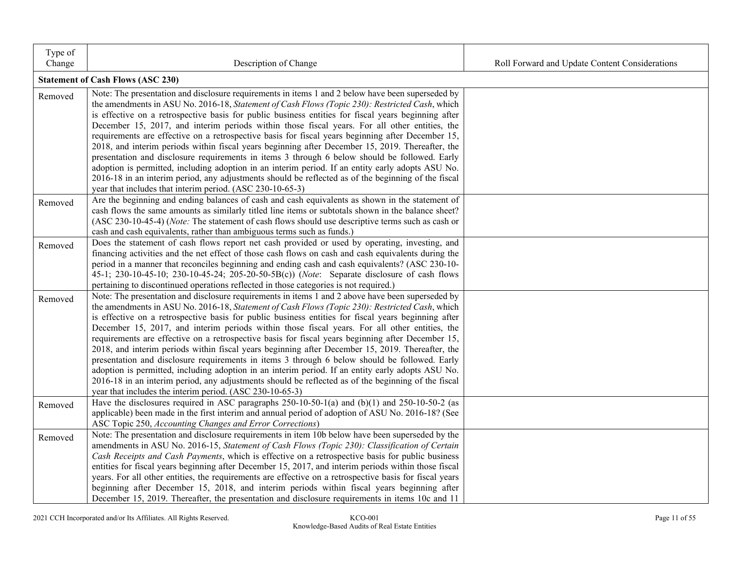| Type of Change | Description of Change | Roll Forward and Update Content Considerations |
|---|---|---|
| **Statement of Cash Flows (ASC 230)** | | |
| Removed | Note: The presentation and disclosure requirements in items 1 and 2 below have been superseded by the amendments in ASU No. 2016-18, *Statement of Cash Flows (Topic 230): Restricted Cash*, which is effective on a retrospective basis for public business entities for fiscal years beginning after December 15, 2017, and interim periods within those fiscal years. For all other entities, the requirements are effective on a retrospective basis for fiscal years beginning after December 15, 2018, and interim periods within fiscal years beginning after December 15, 2019. Thereafter, the presentation and disclosure requirements in items 3 through 6 below should be followed. Early adoption is permitted, including adoption in an interim period. If an entity early adopts ASU No. 2016-18 in an interim period, any adjustments should be reflected as of the beginning of the fiscal year that includes that interim period. (ASC 230-10-65-3) | |
| Removed | Are the beginning and ending balances of cash and cash equivalents as shown in the statement of cash flows the same amounts as similarly titled line items or subtotals shown in the balance sheet? (ASC 230-10-45-4) (*Note:* The statement of cash flows should use descriptive terms such as cash or cash and cash equivalents, rather than ambiguous terms such as funds.) | |
| Removed | Does the statement of cash flows report net cash provided or used by operating, investing, and financing activities and the net effect of those cash flows on cash and cash equivalents during the period in a manner that reconciles beginning and ending cash and cash equivalents? (ASC 230-10-45-1; 230-10-45-10; 230-10-45-24; 205-20-50-5B(c)) (*Note*: Separate disclosure of cash flows pertaining to discontinued operations reflected in those categories is not required.) | |
| Removed | Note: The presentation and disclosure requirements in items 1 and 2 above have been superseded by the amendments in ASU No. 2016-18, *Statement of Cash Flows (Topic 230): Restricted Cash*, which is effective on a retrospective basis for public business entities for fiscal years beginning after December 15, 2017, and interim periods within those fiscal years. For all other entities, the requirements are effective on a retrospective basis for fiscal years beginning after December 15, 2018, and interim periods within fiscal years beginning after December 15, 2019. Thereafter, the presentation and disclosure requirements in items 3 through 6 below should be followed. Early adoption is permitted, including adoption in an interim period. If an entity early adopts ASU No. 2016-18 in an interim period, any adjustments should be reflected as of the beginning of the fiscal year that includes the interim period. (ASC 230-10-65-3) | |
| Removed | Have the disclosures required in ASC paragraphs 250-10-50-1(a) and (b)(1) and 250-10-50-2 (as applicable) been made in the first interim and annual period of adoption of ASU No. 2016-18? (See ASC Topic 250, *Accounting Changes and Error Corrections*) | |
| Removed | Note: The presentation and disclosure requirements in item 10b below have been superseded by the amendments in ASU No. 2016-15, *Statement of Cash Flows (Topic 230): Classification of Certain Cash Receipts and Cash Payments*, which is effective on a retrospective basis for public business entities for fiscal years beginning after December 15, 2017, and interim periods within those fiscal years. For all other entities, the requirements are effective on a retrospective basis for fiscal years beginning after December 15, 2018, and interim periods within fiscal years beginning after December 15, 2019. Thereafter, the presentation and disclosure requirements in items 10c and 11 | |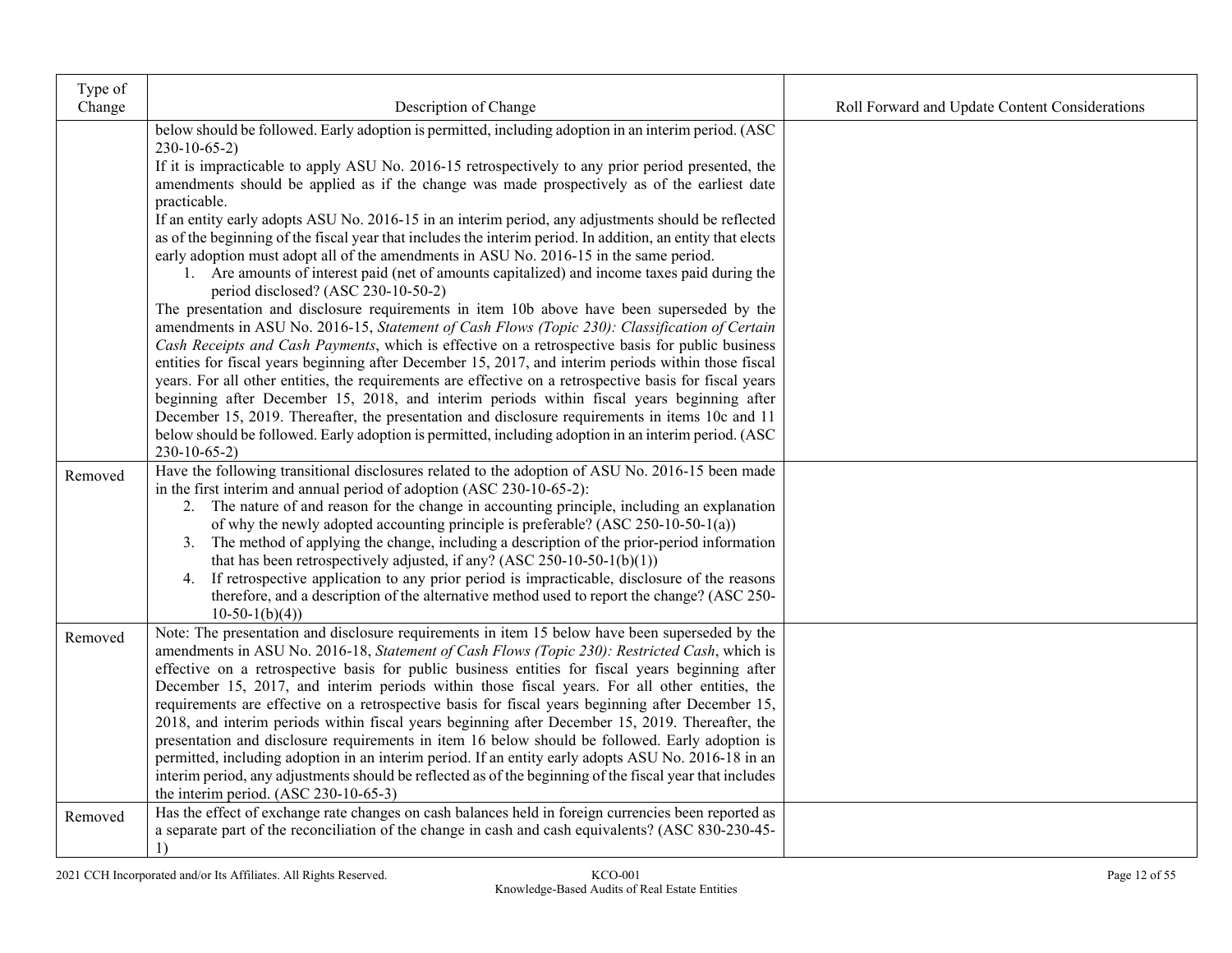| Type of Change | Description of Change | Roll Forward and Update Content Considerations |
|---|---|---|
| | below should be followed. Early adoption is permitted, including adoption in an interim period. (ASC 230-10-65-2)<br>If it is impracticable to apply ASU No. 2016-15 retrospectively to any prior period presented, the amendments should be applied as if the change was made prospectively as of the earliest date practicable.<br>If an entity early adopts ASU No. 2016-15 in an interim period, any adjustments should be reflected as of the beginning of the fiscal year that includes the interim period. In addition, an entity that elects early adoption must adopt all of the amendments in ASU No. 2016-15 in the same period.<br>1. Are amounts of interest paid (net of amounts capitalized) and income taxes paid during the period disclosed? (ASC 230-10-50-2)<br>The presentation and disclosure requirements in item 10b above have been superseded by the amendments in ASU No. 2016-15, *Statement of Cash Flows (Topic 230): Classification of Certain Cash Receipts and Cash Payments*, which is effective on a retrospective basis for public business entities for fiscal years beginning after December 15, 2017, and interim periods within those fiscal years. For all other entities, the requirements are effective on a retrospective basis for fiscal years beginning after December 15, 2018, and interim periods within fiscal years beginning after December 15, 2019. Thereafter, the presentation and disclosure requirements in items 10c and 11 below should be followed. Early adoption is permitted, including adoption in an interim period. (ASC 230-10-65-2) | |
| Removed | Have the following transitional disclosures related to the adoption of ASU No. 2016-15 been made in the first interim and annual period of adoption (ASC 230-10-65-2):<br>2. The nature of and reason for the change in accounting principle, including an explanation of why the newly adopted accounting principle is preferable? (ASC 250-10-50-1(a))<br>3. The method of applying the change, including a description of the prior-period information that has been retrospectively adjusted, if any? (ASC 250-10-50-1(b)(1))<br>4. If retrospective application to any prior period is impracticable, disclosure of the reasons therefore, and a description of the alternative method used to report the change? (ASC 250-10-50-1(b)(4)) | |
| Removed | Note: The presentation and disclosure requirements in item 15 below have been superseded by the amendments in ASU No. 2016-18, *Statement of Cash Flows (Topic 230): Restricted Cash*, which is effective on a retrospective basis for public business entities for fiscal years beginning after December 15, 2017, and interim periods within those fiscal years. For all other entities, the requirements are effective on a retrospective basis for fiscal years beginning after December 15, 2018, and interim periods within fiscal years beginning after December 15, 2019. Thereafter, the presentation and disclosure requirements in item 16 below should be followed. Early adoption is permitted, including adoption in an interim period. If an entity early adopts ASU No. 2016-18 in an interim period, any adjustments should be reflected as of the beginning of the fiscal year that includes the interim period. (ASC 230-10-65-3) | |
| Removed | Has the effect of exchange rate changes on cash balances held in foreign currencies been reported as a separate part of the reconciliation of the change in cash and cash equivalents? (ASC 830-230-45-1) | |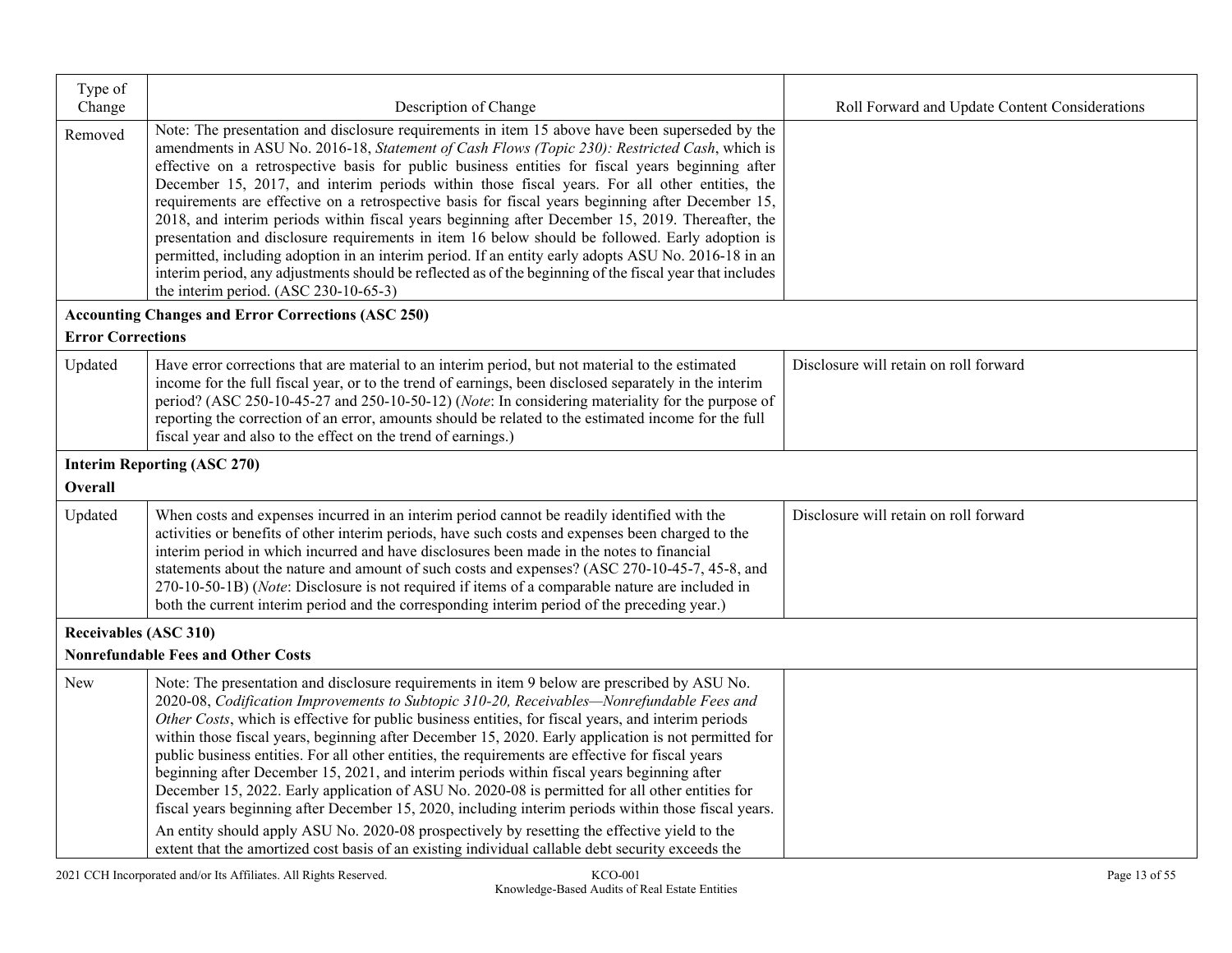| Type of Change | Description of Change | Roll Forward and Update Content Considerations |
|---|---|---|
| Removed | Note: The presentation and disclosure requirements in item 15 above have been superseded by the amendments in ASU No. 2016-18, *Statement of Cash Flows (Topic 230): Restricted Cash*, which is effective on a retrospective basis for public business entities for fiscal years beginning after December 15, 2017, and interim periods within those fiscal years. For all other entities, the requirements are effective on a retrospective basis for fiscal years beginning after December 15, 2018, and interim periods within fiscal years beginning after December 15, 2019. Thereafter, the presentation and disclosure requirements in item 16 below should be followed. Early adoption is permitted, including adoption in an interim period. If an entity early adopts ASU No. 2016-18 in an interim period, any adjustments should be reflected as of the beginning of the fiscal year that includes the interim period. (ASC 230-10-65-3) | |
| **Accounting Changes and Error Corrections (ASC 250)** | | |
| **Error Corrections** | | |
| Updated | Have error corrections that are material to an interim period, but not material to the estimated income for the full fiscal year, or to the trend of earnings, been disclosed separately in the interim period? (ASC 250-10-45-27 and 250-10-50-12) (*Note*: In considering materiality for the purpose of reporting the correction of an error, amounts should be related to the estimated income for the full fiscal year and also to the effect on the trend of earnings.) | Disclosure will retain on roll forward |
| **Interim Reporting (ASC 270)** | | |
| **Overall** | | |
| Updated | When costs and expenses incurred in an interim period cannot be readily identified with the activities or benefits of other interim periods, have such costs and expenses been charged to the interim period in which incurred and have disclosures been made in the notes to financial statements about the nature and amount of such costs and expenses? (ASC 270-10-45-7, 45-8, and 270-10-50-1B) (*Note*: Disclosure is not required if items of a comparable nature are included in both the current interim period and the corresponding interim period of the preceding year.) | Disclosure will retain on roll forward |
| **Receivables (ASC 310)** | | |
| **Nonrefundable Fees and Other Costs** | | |
| New | Note: The presentation and disclosure requirements in item 9 below are prescribed by ASU No. 2020-08, *Codification Improvements to Subtopic 310-20, Receivables—Nonrefundable Fees and Other Costs*, which is effective for public business entities, for fiscal years, and interim periods within those fiscal years, beginning after December 15, 2020. Early application is not permitted for public business entities. For all other entities, the requirements are effective for fiscal years beginning after December 15, 2021, and interim periods within fiscal years beginning after December 15, 2022. Early application of ASU No. 2020-08 is permitted for all other entities for fiscal years beginning after December 15, 2020, including interim periods within those fiscal years.<br><br>An entity should apply ASU No. 2020-08 prospectively by resetting the effective yield to the extent that the amortized cost basis of an existing individual callable debt security exceeds the | |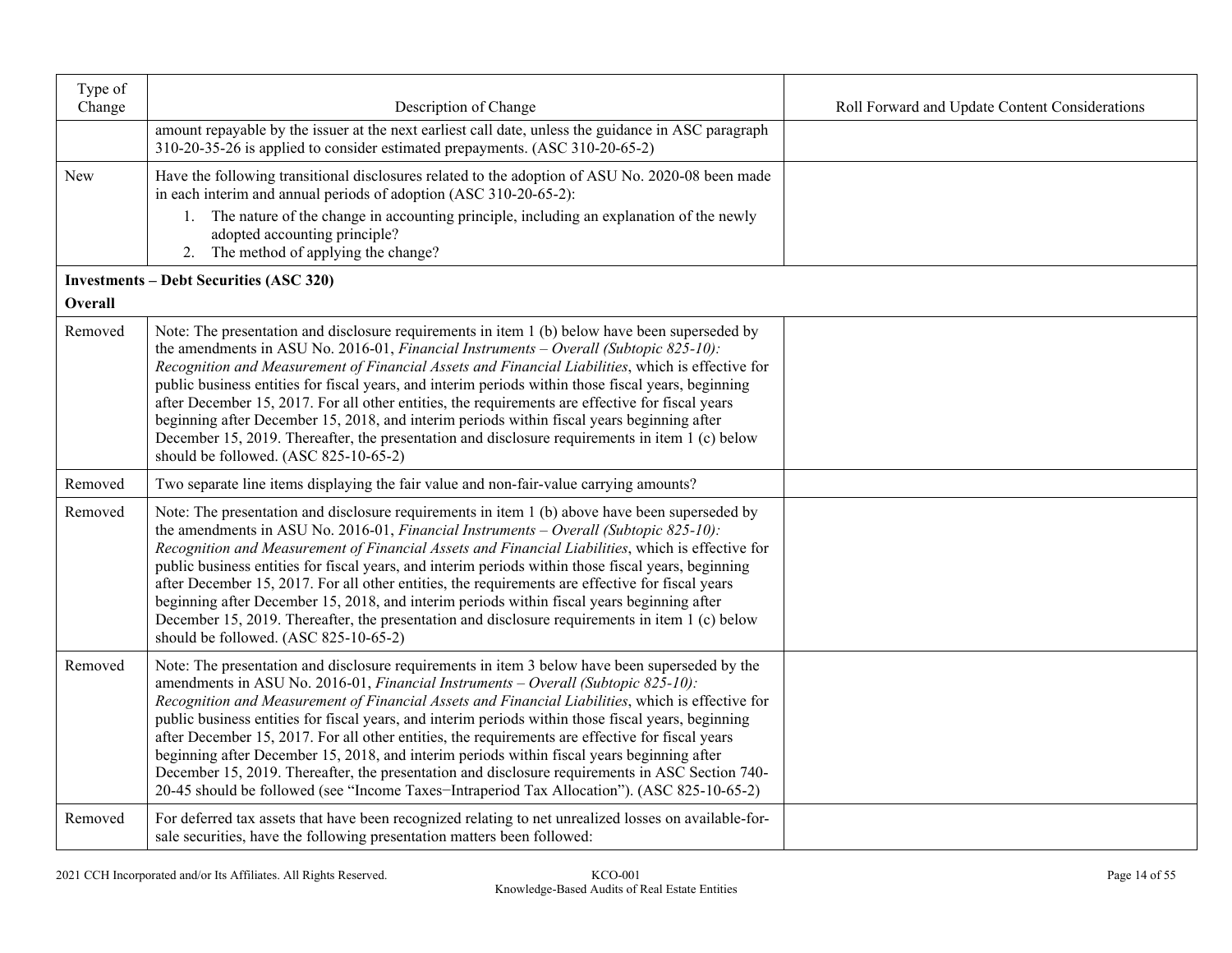| Type of Change | Description of Change | Roll Forward and Update Content Considerations |
|---|---|---|
| | amount repayable by the issuer at the next earliest call date, unless the guidance in ASC paragraph 310-20-35-26 is applied to consider estimated prepayments. (ASC 310-20-65-2) | |
| New | Have the following transitional disclosures related to the adoption of ASU No. 2020-08 been made in each interim and annual periods of adoption (ASC 310-20-65-2):<br>1. The nature of the change in accounting principle, including an explanation of the newly adopted accounting principle?<br>2. The method of applying the change? | |
| **Investments – Debt Securities (ASC 320)**<br>**Overall** | | |
| Removed | Note: The presentation and disclosure requirements in item 1 (b) below have been superseded by the amendments in ASU No. 2016-01, *Financial Instruments – Overall (Subtopic 825-10): Recognition and Measurement of Financial Assets and Financial Liabilities*, which is effective for public business entities for fiscal years, and interim periods within those fiscal years, beginning after December 15, 2017. For all other entities, the requirements are effective for fiscal years beginning after December 15, 2018, and interim periods within fiscal years beginning after December 15, 2019. Thereafter, the presentation and disclosure requirements in item 1 (c) below should be followed. (ASC 825-10-65-2) | |
| Removed | Two separate line items displaying the fair value and non-fair-value carrying amounts? | |
| Removed | Note: The presentation and disclosure requirements in item 1 (b) above have been superseded by the amendments in ASU No. 2016-01, *Financial Instruments – Overall (Subtopic 825-10): Recognition and Measurement of Financial Assets and Financial Liabilities*, which is effective for public business entities for fiscal years, and interim periods within those fiscal years, beginning after December 15, 2017. For all other entities, the requirements are effective for fiscal years beginning after December 15, 2018, and interim periods within fiscal years beginning after December 15, 2019. Thereafter, the presentation and disclosure requirements in item 1 (c) below should be followed. (ASC 825-10-65-2) | |
| Removed | Note: The presentation and disclosure requirements in item 3 below have been superseded by the amendments in ASU No. 2016-01, *Financial Instruments – Overall (Subtopic 825-10): Recognition and Measurement of Financial Assets and Financial Liabilities*, which is effective for public business entities for fiscal years, and interim periods within those fiscal years, beginning after December 15, 2017. For all other entities, the requirements are effective for fiscal years beginning after December 15, 2018, and interim periods within fiscal years beginning after December 15, 2019. Thereafter, the presentation and disclosure requirements in ASC Section 740-20-45 should be followed (see "Income Taxes−Intraperiod Tax Allocation"). (ASC 825-10-65-2) | |
| Removed | For deferred tax assets that have been recognized relating to net unrealized losses on available-for-sale securities, have the following presentation matters been followed: | |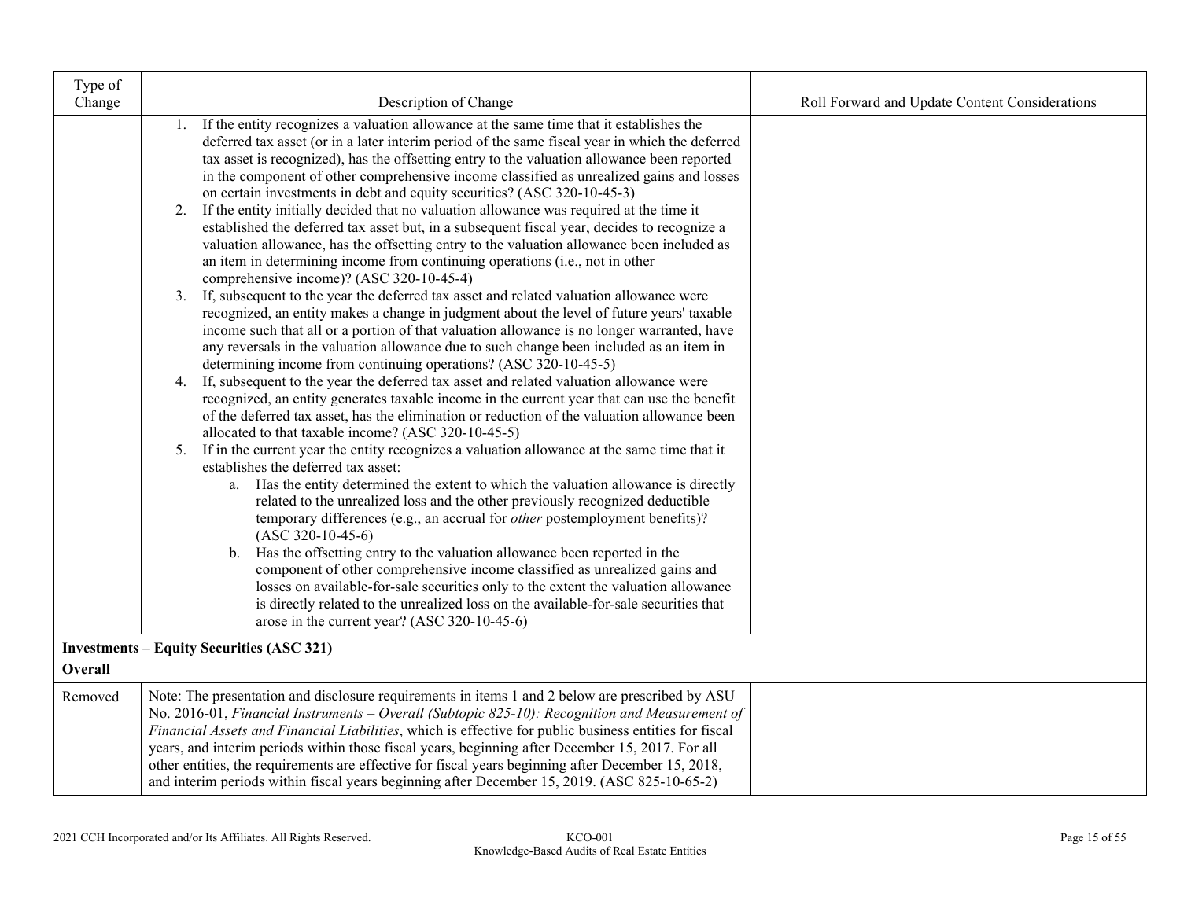| Type of Change | Description of Change | Roll Forward and Update Content Considerations |
|---|---|---|
| | 1. If the entity recognizes a valuation allowance at the same time that it establishes the deferred tax asset (or in a later interim period of the same fiscal year in which the deferred tax asset is recognized), has the offsetting entry to the valuation allowance been reported in the component of other comprehensive income classified as unrealized gains and losses on certain investments in debt and equity securities? (ASC 320-10-45-3)<br>2. If the entity initially decided that no valuation allowance was required at the time it established the deferred tax asset but, in a subsequent fiscal year, decides to recognize a valuation allowance, has the offsetting entry to the valuation allowance been included as an item in determining income from continuing operations (i.e., not in other comprehensive income)? (ASC 320-10-45-4)<br>3. If, subsequent to the year the deferred tax asset and related valuation allowance were recognized, an entity makes a change in judgment about the level of future years' taxable income such that all or a portion of that valuation allowance is no longer warranted, have any reversals in the valuation allowance due to such change been included as an item in determining income from continuing operations? (ASC 320-10-45-5)<br>4. If, subsequent to the year the deferred tax asset and related valuation allowance were recognized, an entity generates taxable income in the current year that can use the benefit of the deferred tax asset, has the elimination or reduction of the valuation allowance been allocated to that taxable income? (ASC 320-10-45-5)<br>5. If in the current year the entity recognizes a valuation allowance at the same time that it establishes the deferred tax asset:<br>a. Has the entity determined the extent to which the valuation allowance is directly related to the unrealized loss and the other previously recognized deductible temporary differences (e.g., an accrual for *other* postemployment benefits)? (ASC 320-10-45-6)<br>b. Has the offsetting entry to the valuation allowance been reported in the component of other comprehensive income classified as unrealized gains and losses on available-for-sale securities only to the extent the valuation allowance is directly related to the unrealized loss on the available-for-sale securities that arose in the current year? (ASC 320-10-45-6) | |
| **Investments – Equity Securities (ASC 321)**<br>**Overall** | | |
| Removed | Note: The presentation and disclosure requirements in items 1 and 2 below are prescribed by ASU No. 2016-01, *Financial Instruments – Overall (Subtopic 825-10): Recognition and Measurement of Financial Assets and Financial Liabilities*, which is effective for public business entities for fiscal years, and interim periods within those fiscal years, beginning after December 15, 2017. For all other entities, the requirements are effective for fiscal years beginning after December 15, 2018, and interim periods within fiscal years beginning after December 15, 2019. (ASC 825-10-65-2) | |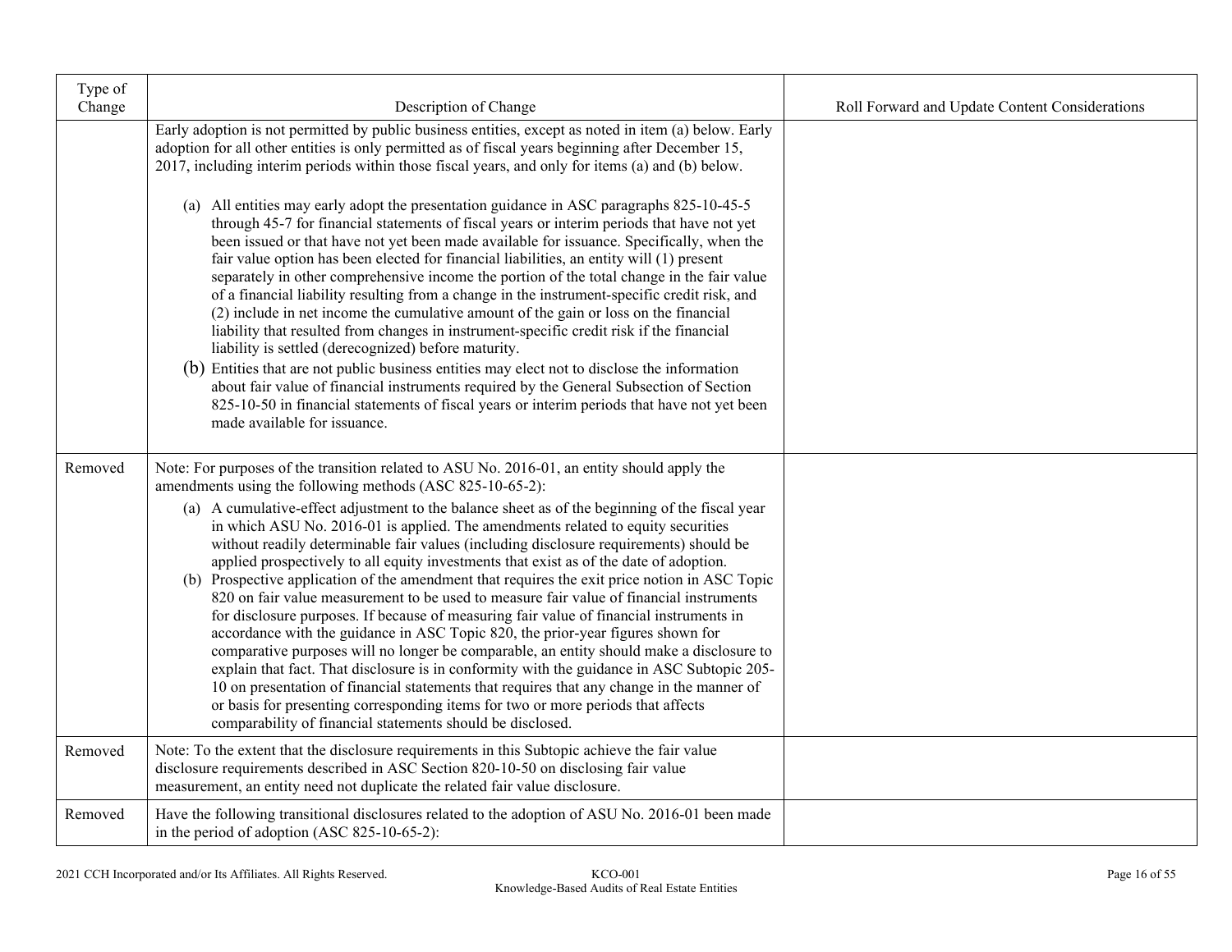| Type of Change | Description of Change | Roll Forward and Update Content Considerations |
|---|---|---|
| | Early adoption is not permitted by public business entities, except as noted in item (a) below. Early adoption for all other entities is only permitted as of fiscal years beginning after December 15, 2017, including interim periods within those fiscal years, and only for items (a) and (b) below.<br><br>(a) All entities may early adopt the presentation guidance in ASC paragraphs 825-10-45-5 through 45-7 for financial statements of fiscal years or interim periods that have not yet been issued or that have not yet been made available for issuance. Specifically, when the fair value option has been elected for financial liabilities, an entity will (1) present separately in other comprehensive income the portion of the total change in the fair value of a financial liability resulting from a change in the instrument-specific credit risk, and (2) include in net income the cumulative amount of the gain or loss on the financial liability that resulted from changes in instrument-specific credit risk if the financial liability is settled (derecognized) before maturity.<br>(b) Entities that are not public business entities may elect not to disclose the information about fair value of financial instruments required by the General Subsection of Section 825-10-50 in financial statements of fiscal years or interim periods that have not yet been made available for issuance. | |
| Removed | Note: For purposes of the transition related to ASU No. 2016-01, an entity should apply the amendments using the following methods (ASC 825-10-65-2):<br>(a) A cumulative-effect adjustment to the balance sheet as of the beginning of the fiscal year in which ASU No. 2016-01 is applied. The amendments related to equity securities without readily determinable fair values (including disclosure requirements) should be applied prospectively to all equity investments that exist as of the date of adoption.<br>(b) Prospective application of the amendment that requires the exit price notion in ASC Topic 820 on fair value measurement to be used to measure fair value of financial instruments for disclosure purposes. If because of measuring fair value of financial instruments in accordance with the guidance in ASC Topic 820, the prior-year figures shown for comparative purposes will no longer be comparable, an entity should make a disclosure to explain that fact. That disclosure is in conformity with the guidance in ASC Subtopic 205-10 on presentation of financial statements that requires that any change in the manner of or basis for presenting corresponding items for two or more periods that affects comparability of financial statements should be disclosed. | |
| Removed | Note: To the extent that the disclosure requirements in this Subtopic achieve the fair value disclosure requirements described in ASC Section 820-10-50 on disclosing fair value measurement, an entity need not duplicate the related fair value disclosure. | |
| Removed | Have the following transitional disclosures related to the adoption of ASU No. 2016-01 been made in the period of adoption (ASC 825-10-65-2): | |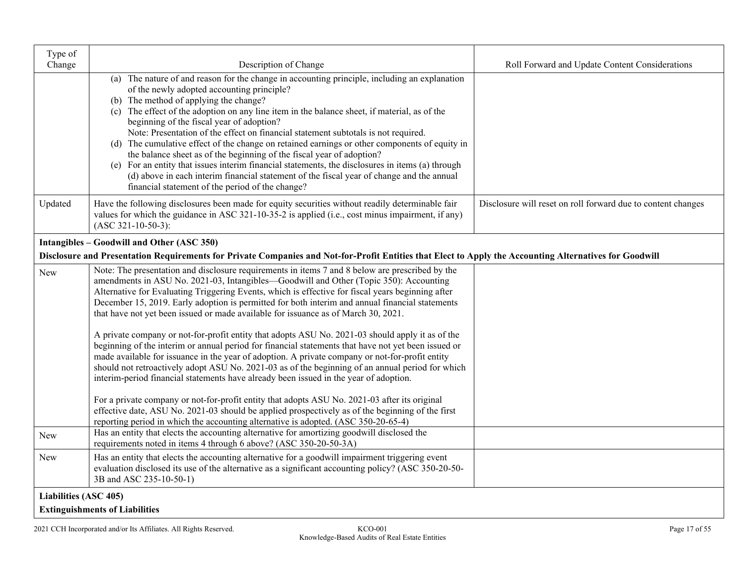| Type of Change | Description of Change | Roll Forward and Update Content Considerations |
|---|---|---|
| | (a) The nature of and reason for the change in accounting principle, including an explanation of the newly adopted accounting principle?<br>(b) The method of applying the change?<br>(c) The effect of the adoption on any line item in the balance sheet, if material, as of the beginning of the fiscal year of adoption?<br>Note: Presentation of the effect on financial statement subtotals is not required.<br>(d) The cumulative effect of the change on retained earnings or other components of equity in the balance sheet as of the beginning of the fiscal year of adoption?<br>(e) For an entity that issues interim financial statements, the disclosures in items (a) through (d) above in each interim financial statement of the fiscal year of change and the annual financial statement of the period of the change? | |
| Updated | Have the following disclosures been made for equity securities without readily determinable fair values for which the guidance in ASC 321-10-35-2 is applied (i.e., cost minus impairment, if any) (ASC 321-10-50-3): | Disclosure will reset on roll forward due to content changes |
| **Intangibles – Goodwill and Other (ASC 350)**<br>**Disclosure and Presentation Requirements for Private Companies and Not-for-Profit Entities that Elect to Apply the Accounting Alternatives for Goodwill** | | |
| New | Note: The presentation and disclosure requirements in items 7 and 8 below are prescribed by the amendments in ASU No. 2021-03, Intangibles—Goodwill and Other (Topic 350): Accounting Alternative for Evaluating Triggering Events, which is effective for fiscal years beginning after December 15, 2019. Early adoption is permitted for both interim and annual financial statements that have not yet been issued or made available for issuance as of March 30, 2021.<br><br>A private company or not-for-profit entity that adopts ASU No. 2021-03 should apply it as of the beginning of the interim or annual period for financial statements that have not yet been issued or made available for issuance in the year of adoption. A private company or not-for-profit entity should not retroactively adopt ASU No. 2021-03 as of the beginning of an annual period for which interim-period financial statements have already been issued in the year of adoption.<br><br>For a private company or not-for-profit entity that adopts ASU No. 2021-03 after its original effective date, ASU No. 2021-03 should be applied prospectively as of the beginning of the first reporting period in which the accounting alternative is adopted. (ASC 350-20-65-4) | |
| New | Has an entity that elects the accounting alternative for amortizing goodwill disclosed the requirements noted in items 4 through 6 above? (ASC 350-20-50-3A) | |
| New | Has an entity that elects the accounting alternative for a goodwill impairment triggering event evaluation disclosed its use of the alternative as a significant accounting policy? (ASC 350-20-50-3B and ASC 235-10-50-1) | |
| **Liabilities (ASC 405)**<br>**Extinguishments of Liabilities** | | |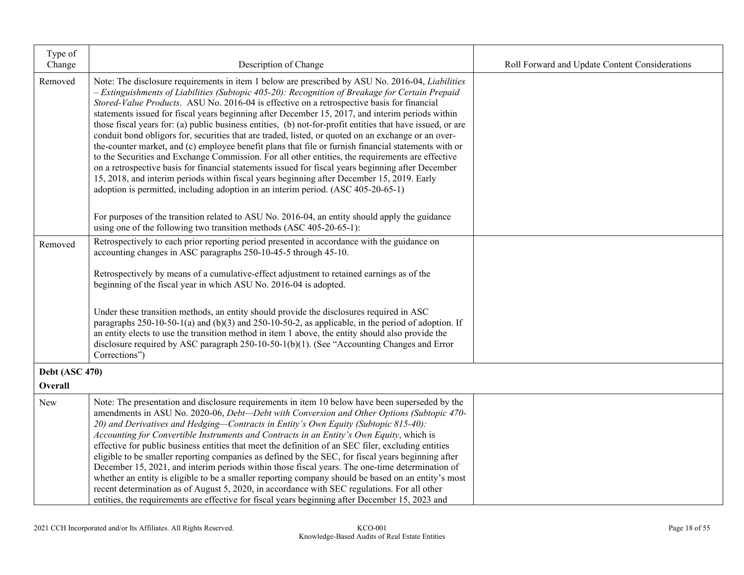| Type of Change | Description of Change | Roll Forward and Update Content Considerations |
|---|---|---|
| Removed | Note: The disclosure requirements in item 1 below are prescribed by ASU No. 2016-04, *Liabilities – Extinguishments of Liabilities (Subtopic 405-20): Recognition of Breakage for Certain Prepaid Stored-Value Products*. ASU No. 2016-04 is effective on a retrospective basis for financial statements issued for fiscal years beginning after December 15, 2017, and interim periods within those fiscal years for: (a) public business entities, (b) not-for-profit entities that have issued, or are conduit bond obligors for, securities that are traded, listed, or quoted on an exchange or an over-the-counter market, and (c) employee benefit plans that file or furnish financial statements with or to the Securities and Exchange Commission. For all other entities, the requirements are effective on a retrospective basis for financial statements issued for fiscal years beginning after December 15, 2018, and interim periods within fiscal years beginning after December 15, 2019. Early adoption is permitted, including adoption in an interim period. (ASC 405-20-65-1)<br><br>For purposes of the transition related to ASU No. 2016-04, an entity should apply the guidance using one of the following two transition methods (ASC 405-20-65-1): | |
| Removed | Retrospectively to each prior reporting period presented in accordance with the guidance on accounting changes in ASC paragraphs 250-10-45-5 through 45-10.<br><br>Retrospectively by means of a cumulative-effect adjustment to retained earnings as of the beginning of the fiscal year in which ASU No. 2016-04 is adopted.<br><br>Under these transition methods, an entity should provide the disclosures required in ASC paragraphs 250-10-50-1(a) and (b)(3) and 250-10-50-2, as applicable, in the period of adoption. If an entity elects to use the transition method in item 1 above, the entity should also provide the disclosure required by ASC paragraph 250-10-50-1(b)(1). (See "Accounting Changes and Error Corrections") | |
| **Debt (ASC 470)**<br>**Overall** | | |
| New | Note: The presentation and disclosure requirements in item 10 below have been superseded by the amendments in ASU No. 2020-06, *Debt—Debt with Conversion and Other Options (Subtopic 470-20) and Derivatives and Hedging—Contracts in Entity's Own Equity (Subtopic 815-40): Accounting for Convertible Instruments and Contracts in an Entity's Own Equity*, which is effective for public business entities that meet the definition of an SEC filer, excluding entities eligible to be smaller reporting companies as defined by the SEC, for fiscal years beginning after December 15, 2021, and interim periods within those fiscal years. The one-time determination of whether an entity is eligible to be a smaller reporting company should be based on an entity's most recent determination as of August 5, 2020, in accordance with SEC regulations. For all other entities, the requirements are effective for fiscal years beginning after December 15, 2023 and | |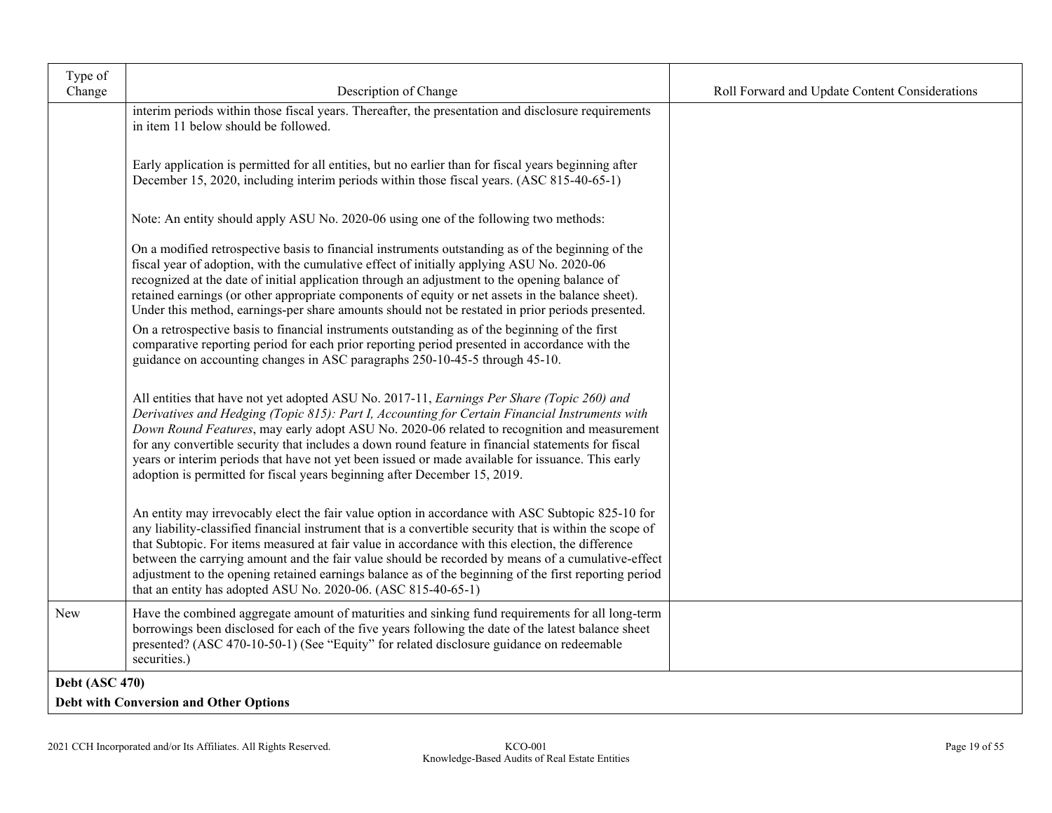| Type of Change | Description of Change | Roll Forward and Update Content Considerations |
|---|---|---|
| | interim periods within those fiscal years. Thereafter, the presentation and disclosure requirements in item 11 below should be followed.<br><br>Early application is permitted for all entities, but no earlier than for fiscal years beginning after December 15, 2020, including interim periods within those fiscal years. (ASC 815-40-65-1)<br><br>Note: An entity should apply ASU No. 2020-06 using one of the following two methods:<br><br>On a modified retrospective basis to financial instruments outstanding as of the beginning of the fiscal year of adoption, with the cumulative effect of initially applying ASU No. 2020-06 recognized at the date of initial application through an adjustment to the opening balance of retained earnings (or other appropriate components of equity or net assets in the balance sheet). Under this method, earnings-per share amounts should not be restated in prior periods presented.<br><br>On a retrospective basis to financial instruments outstanding as of the beginning of the first comparative reporting period for each prior reporting period presented in accordance with the guidance on accounting changes in ASC paragraphs 250-10-45-5 through 45-10.<br><br>All entities that have not yet adopted ASU No. 2017-11, *Earnings Per Share (Topic 260) and Derivatives and Hedging (Topic 815): Part I, Accounting for Certain Financial Instruments with Down Round Features*, may early adopt ASU No. 2020-06 related to recognition and measurement for any convertible security that includes a down round feature in financial statements for fiscal years or interim periods that have not yet been issued or made available for issuance. This early adoption is permitted for fiscal years beginning after December 15, 2019.<br><br>An entity may irrevocably elect the fair value option in accordance with ASC Subtopic 825-10 for any liability-classified financial instrument that is a convertible security that is within the scope of that Subtopic. For items measured at fair value in accordance with this election, the difference between the carrying amount and the fair value should be recorded by means of a cumulative-effect adjustment to the opening retained earnings balance as of the beginning of the first reporting period that an entity has adopted ASU No. 2020-06. (ASC 815-40-65-1) | |
| New | Have the combined aggregate amount of maturities and sinking fund requirements for all long-term borrowings been disclosed for each of the five years following the date of the latest balance sheet presented? (ASC 470-10-50-1) (See "Equity" for related disclosure guidance on redeemable securities.) | |
| **Debt (ASC 470)**<br><br>**Debt with Conversion and Other Options** | | |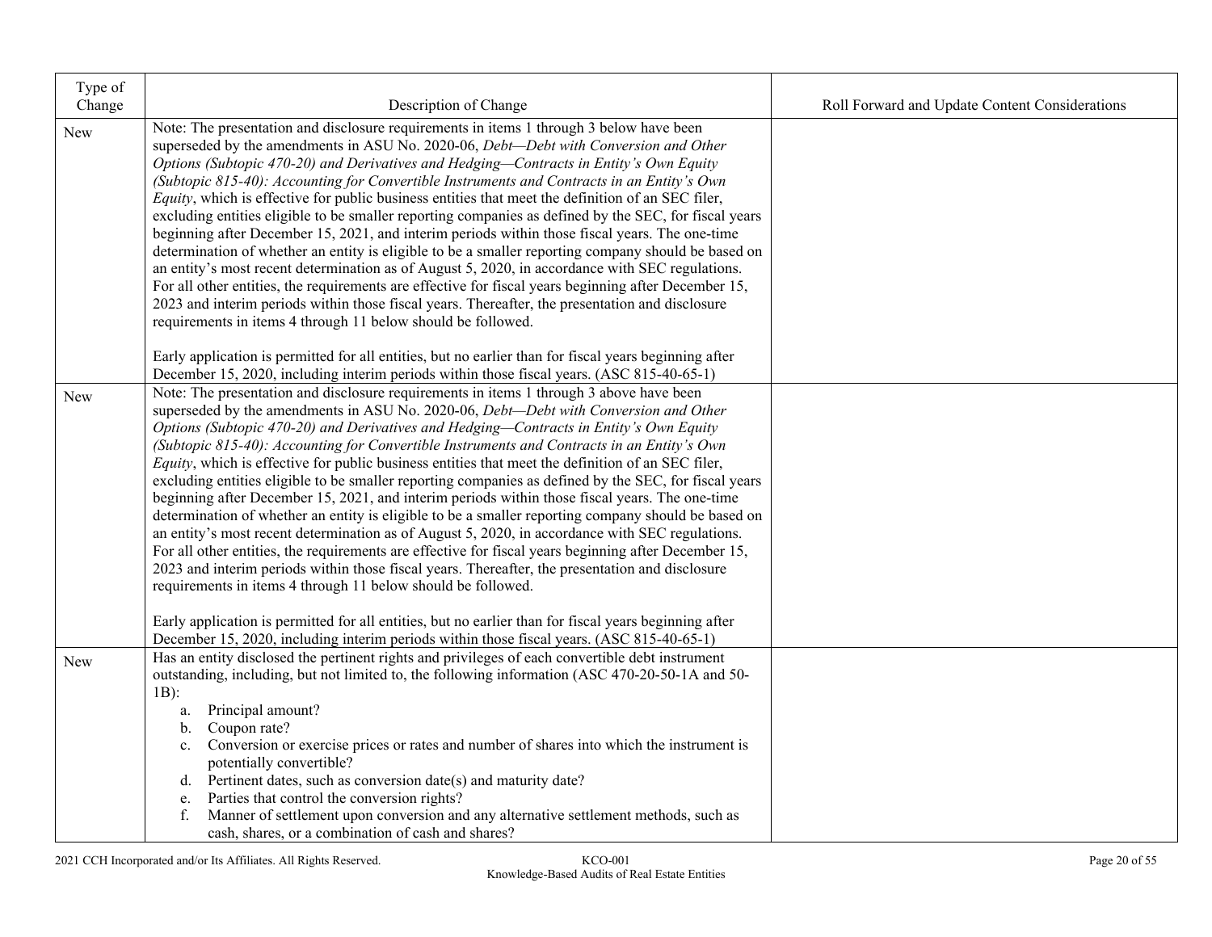| Type of Change | Description of Change | Roll Forward and Update Content Considerations |
|---|---|---|
| New | Note: The presentation and disclosure requirements in items 1 through 3 below have been superseded by the amendments in ASU No. 2020-06, *Debt—Debt with Conversion and Other Options (Subtopic 470-20) and Derivatives and Hedging—Contracts in Entity's Own Equity (Subtopic 815-40): Accounting for Convertible Instruments and Contracts in an Entity's Own Equity*, which is effective for public business entities that meet the definition of an SEC filer, excluding entities eligible to be smaller reporting companies as defined by the SEC, for fiscal years beginning after December 15, 2021, and interim periods within those fiscal years. The one-time determination of whether an entity is eligible to be a smaller reporting company should be based on an entity's most recent determination as of August 5, 2020, in accordance with SEC regulations. For all other entities, the requirements are effective for fiscal years beginning after December 15, 2023 and interim periods within those fiscal years. Thereafter, the presentation and disclosure requirements in items 4 through 11 below should be followed.<br><br>Early application is permitted for all entities, but no earlier than for fiscal years beginning after December 15, 2020, including interim periods within those fiscal years. (ASC 815-40-65-1) | |
| New | Note: The presentation and disclosure requirements in items 1 through 3 above have been superseded by the amendments in ASU No. 2020-06, *Debt—Debt with Conversion and Other Options (Subtopic 470-20) and Derivatives and Hedging—Contracts in Entity's Own Equity (Subtopic 815-40): Accounting for Convertible Instruments and Contracts in an Entity's Own Equity*, which is effective for public business entities that meet the definition of an SEC filer, excluding entities eligible to be smaller reporting companies as defined by the SEC, for fiscal years beginning after December 15, 2021, and interim periods within those fiscal years. The one-time determination of whether an entity is eligible to be a smaller reporting company should be based on an entity's most recent determination as of August 5, 2020, in accordance with SEC regulations. For all other entities, the requirements are effective for fiscal years beginning after December 15, 2023 and interim periods within those fiscal years. Thereafter, the presentation and disclosure requirements in items 4 through 11 below should be followed.<br><br>Early application is permitted for all entities, but no earlier than for fiscal years beginning after December 15, 2020, including interim periods within those fiscal years. (ASC 815-40-65-1) | |
| New | Has an entity disclosed the pertinent rights and privileges of each convertible debt instrument outstanding, including, but not limited to, the following information (ASC 470-20-50-1A and 50-1B):<br>a. Principal amount?<br>b. Coupon rate?<br>c. Conversion or exercise prices or rates and number of shares into which the instrument is potentially convertible?<br>d. Pertinent dates, such as conversion date(s) and maturity date?<br>e. Parties that control the conversion rights?<br>f. Manner of settlement upon conversion and any alternative settlement methods, such as cash, shares, or a combination of cash and shares? | |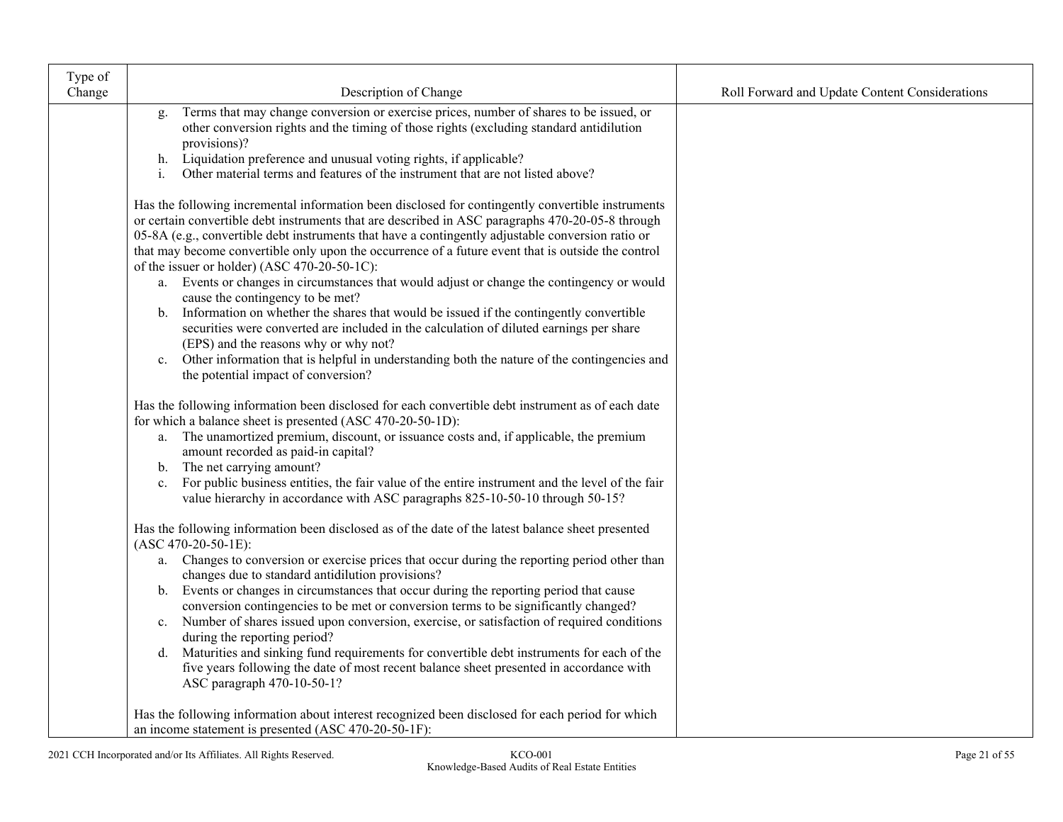| Type of Change | Description of Change | Roll Forward and Update Content Considerations |
|---|---|---|
| | g. Terms that may change conversion or exercise prices, number of shares to be issued, or other conversion rights and the timing of those rights (excluding standard antidilution provisions)?<br>h. Liquidation preference and unusual voting rights, if applicable?<br>i. Other material terms and features of the instrument that are not listed above?<br><br>Has the following incremental information been disclosed for contingently convertible instruments or certain convertible debt instruments that are described in ASC paragraphs 470-20-05-8 through 05-8A (e.g., convertible debt instruments that have a contingently adjustable conversion ratio or that may become convertible only upon the occurrence of a future event that is outside the control of the issuer or holder) (ASC 470-20-50-1C):<br>a. Events or changes in circumstances that would adjust or change the contingency or would cause the contingency to be met?<br>b. Information on whether the shares that would be issued if the contingently convertible securities were converted are included in the calculation of diluted earnings per share (EPS) and the reasons why or why not?<br>c. Other information that is helpful in understanding both the nature of the contingencies and the potential impact of conversion?<br><br>Has the following information been disclosed for each convertible debt instrument as of each date for which a balance sheet is presented (ASC 470-20-50-1D):<br>a. The unamortized premium, discount, or issuance costs and, if applicable, the premium amount recorded as paid-in capital?<br>b. The net carrying amount?<br>c. For public business entities, the fair value of the entire instrument and the level of the fair value hierarchy in accordance with ASC paragraphs 825-10-50-10 through 50-15?<br><br>Has the following information been disclosed as of the date of the latest balance sheet presented (ASC 470-20-50-1E):<br>a. Changes to conversion or exercise prices that occur during the reporting period other than changes due to standard antidilution provisions?<br>b. Events or changes in circumstances that occur during the reporting period that cause conversion contingencies to be met or conversion terms to be significantly changed?<br>c. Number of shares issued upon conversion, exercise, or satisfaction of required conditions during the reporting period?<br>d. Maturities and sinking fund requirements for convertible debt instruments for each of the five years following the date of most recent balance sheet presented in accordance with ASC paragraph 470-10-50-1?<br><br>Has the following information about interest recognized been disclosed for each period for which an income statement is presented (ASC 470-20-50-1F): | |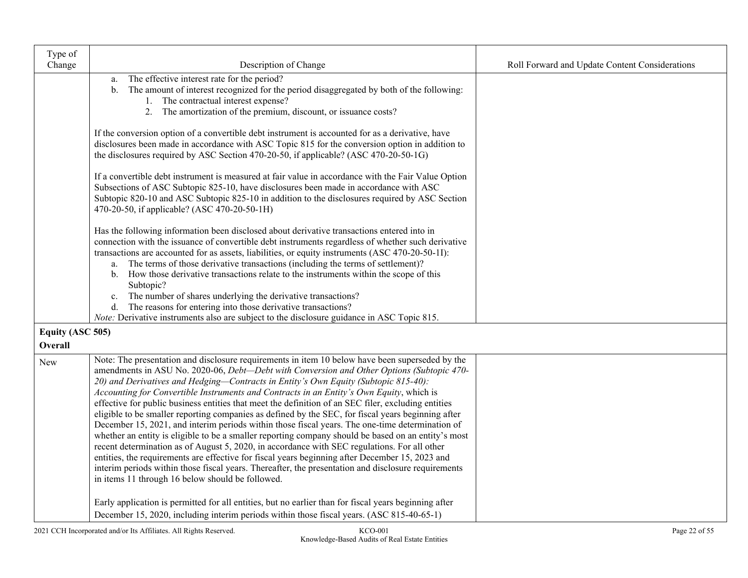| Type of Change | Description of Change | Roll Forward and Update Content Considerations |
|---|---|---|
| | a. The effective interest rate for the period?<br>b. The amount of interest recognized for the period disaggregated by both of the following:<br>1. The contractual interest expense?<br>2. The amortization of the premium, discount, or issuance costs?<br><br>If the conversion option of a convertible debt instrument is accounted for as a derivative, have disclosures been made in accordance with ASC Topic 815 for the conversion option in addition to the disclosures required by ASC Section 470-20-50, if applicable? (ASC 470-20-50-1G)<br><br>If a convertible debt instrument is measured at fair value in accordance with the Fair Value Option Subsections of ASC Subtopic 825-10, have disclosures been made in accordance with ASC Subtopic 820-10 and ASC Subtopic 825-10 in addition to the disclosures required by ASC Section 470-20-50, if applicable? (ASC 470-20-50-1H)<br><br>Has the following information been disclosed about derivative transactions entered into in connection with the issuance of convertible debt instruments regardless of whether such derivative transactions are accounted for as assets, liabilities, or equity instruments (ASC 470-20-50-1I):<br>a. The terms of those derivative transactions (including the terms of settlement)?<br>b. How those derivative transactions relate to the instruments within the scope of this Subtopic?<br>c. The number of shares underlying the derivative transactions?<br>d. The reasons for entering into those derivative transactions?<br>*Note:* Derivative instruments also are subject to the disclosure guidance in ASC Topic 815. | |
| **Equity (ASC 505)**<br>**Overall** | | |
| New | Note: The presentation and disclosure requirements in item 10 below have been superseded by the amendments in ASU No. 2020-06, *Debt—Debt with Conversion and Other Options (Subtopic 470-20) and Derivatives and Hedging—Contracts in Entity's Own Equity (Subtopic 815-40): Accounting for Convertible Instruments and Contracts in an Entity's Own Equity*, which is effective for public business entities that meet the definition of an SEC filer, excluding entities eligible to be smaller reporting companies as defined by the SEC, for fiscal years beginning after December 15, 2021, and interim periods within those fiscal years. The one-time determination of whether an entity is eligible to be a smaller reporting company should be based on an entity's most recent determination as of August 5, 2020, in accordance with SEC regulations. For all other entities, the requirements are effective for fiscal years beginning after December 15, 2023 and interim periods within those fiscal years. Thereafter, the presentation and disclosure requirements in items 11 through 16 below should be followed.<br><br>Early application is permitted for all entities, but no earlier than for fiscal years beginning after December 15, 2020, including interim periods within those fiscal years. (ASC 815-40-65-1) | |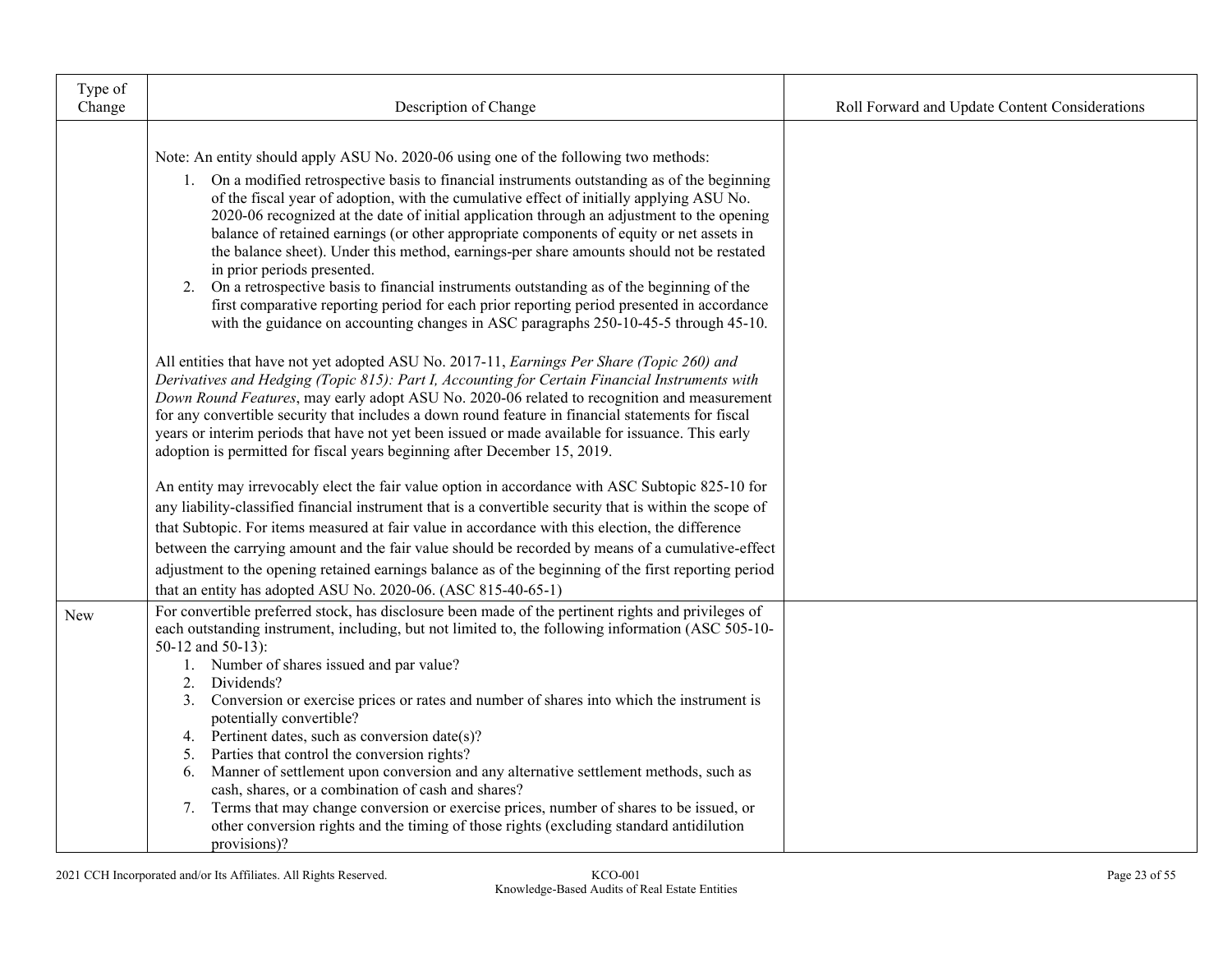| Type of Change | Description of Change | Roll Forward and Update Content Considerations |
|---|---|---|
| | Note: An entity should apply ASU No. 2020-06 using one of the following two methods:<br>1. On a modified retrospective basis to financial instruments outstanding as of the beginning of the fiscal year of adoption, with the cumulative effect of initially applying ASU No. 2020-06 recognized at the date of initial application through an adjustment to the opening balance of retained earnings (or other appropriate components of equity or net assets in the balance sheet). Under this method, earnings-per share amounts should not be restated in prior periods presented.<br>2. On a retrospective basis to financial instruments outstanding as of the beginning of the first comparative reporting period for each prior reporting period presented in accordance with the guidance on accounting changes in ASC paragraphs 250-10-45-5 through 45-10.<br><br>All entities that have not yet adopted ASU No. 2017-11, *Earnings Per Share (Topic 260) and Derivatives and Hedging (Topic 815): Part I, Accounting for Certain Financial Instruments with Down Round Features*, may early adopt ASU No. 2020-06 related to recognition and measurement for any convertible security that includes a down round feature in financial statements for fiscal years or interim periods that have not yet been issued or made available for issuance. This early adoption is permitted for fiscal years beginning after December 15, 2019.<br><br>An entity may irrevocably elect the fair value option in accordance with ASC Subtopic 825-10 for any liability-classified financial instrument that is a convertible security that is within the scope of that Subtopic. For items measured at fair value in accordance with this election, the difference between the carrying amount and the fair value should be recorded by means of a cumulative-effect adjustment to the opening retained earnings balance as of the beginning of the first reporting period that an entity has adopted ASU No. 2020-06. (ASC 815-40-65-1) | |
| New | For convertible preferred stock, has disclosure been made of the pertinent rights and privileges of each outstanding instrument, including, but not limited to, the following information (ASC 505-10-50-12 and 50-13):<br>1. Number of shares issued and par value?<br>2. Dividends?<br>3. Conversion or exercise prices or rates and number of shares into which the instrument is potentially convertible?<br>4. Pertinent dates, such as conversion date(s)?<br>5. Parties that control the conversion rights?<br>6. Manner of settlement upon conversion and any alternative settlement methods, such as cash, shares, or a combination of cash and shares?<br>7. Terms that may change conversion or exercise prices, number of shares to be issued, or other conversion rights and the timing of those rights (excluding standard antidilution provisions)? | |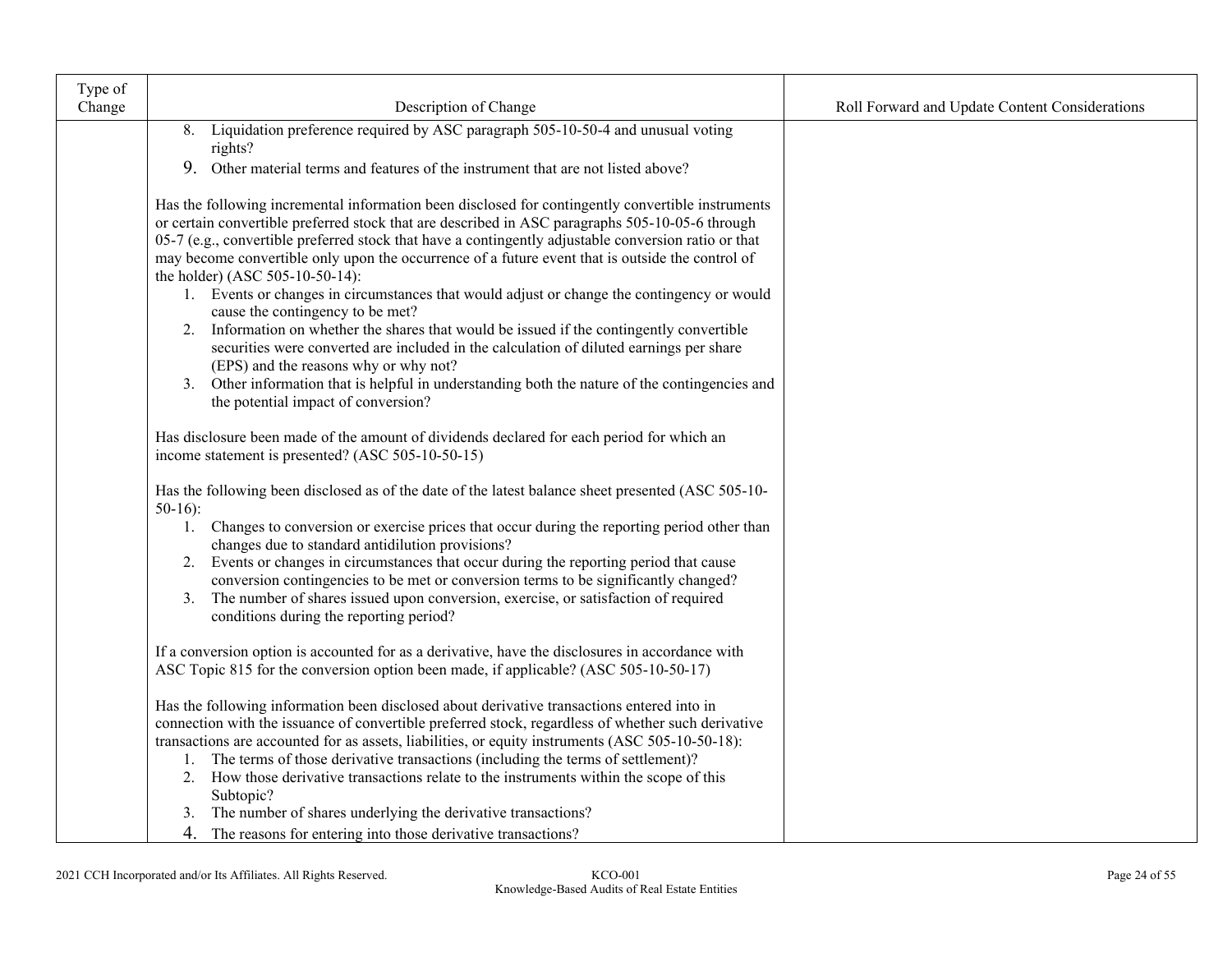| Type of Change | Description of Change | Roll Forward and Update Content Considerations |
|---|---|---|
| | 8. Liquidation preference required by ASC paragraph 505-10-50-4 and unusual voting rights?<br>9. Other material terms and features of the instrument that are not listed above?<br><br>Has the following incremental information been disclosed for contingently convertible instruments or certain convertible preferred stock that are described in ASC paragraphs 505-10-05-6 through 05-7 (e.g., convertible preferred stock that have a contingently adjustable conversion ratio or that may become convertible only upon the occurrence of a future event that is outside the control of the holder) (ASC 505-10-50-14):<br>1. Events or changes in circumstances that would adjust or change the contingency or would cause the contingency to be met?<br>2. Information on whether the shares that would be issued if the contingently convertible securities were converted are included in the calculation of diluted earnings per share (EPS) and the reasons why or why not?<br>3. Other information that is helpful in understanding both the nature of the contingencies and the potential impact of conversion?<br><br>Has disclosure been made of the amount of dividends declared for each period for which an income statement is presented? (ASC 505-10-50-15)<br><br>Has the following been disclosed as of the date of the latest balance sheet presented (ASC 505-10-50-16):<br>1. Changes to conversion or exercise prices that occur during the reporting period other than changes due to standard antidilution provisions?<br>2. Events or changes in circumstances that occur during the reporting period that cause conversion contingencies to be met or conversion terms to be significantly changed?<br>3. The number of shares issued upon conversion, exercise, or satisfaction of required conditions during the reporting period?<br><br>If a conversion option is accounted for as a derivative, have the disclosures in accordance with ASC Topic 815 for the conversion option been made, if applicable? (ASC 505-10-50-17)<br><br>Has the following information been disclosed about derivative transactions entered into in connection with the issuance of convertible preferred stock, regardless of whether such derivative transactions are accounted for as assets, liabilities, or equity instruments (ASC 505-10-50-18):<br>1. The terms of those derivative transactions (including the terms of settlement)?<br>2. How those derivative transactions relate to the instruments within the scope of this Subtopic?<br>3. The number of shares underlying the derivative transactions?<br>4. The reasons for entering into those derivative transactions? | |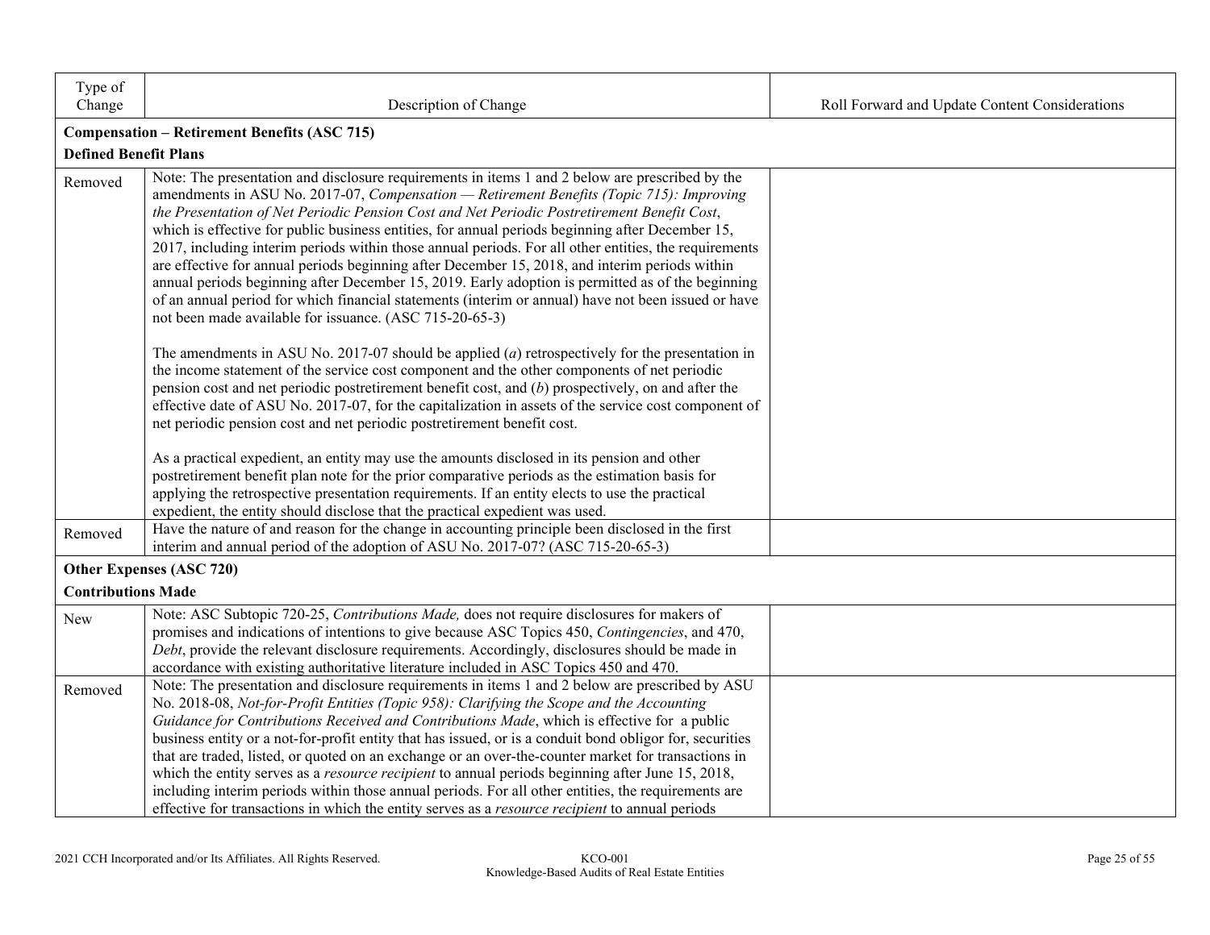| Type of Change | Description of Change | Roll Forward and Update Content Considerations |
|---|---|---|
| **Compensation – Retirement Benefits (ASC 715)** | | |
| **Defined Benefit Plans** | | |
| Removed | Note: The presentation and disclosure requirements in items 1 and 2 below are prescribed by the amendments in ASU No. 2017-07, *Compensation — Retirement Benefits (Topic 715): Improving the Presentation of Net Periodic Pension Cost and Net Periodic Postretirement Benefit Cost*, which is effective for public business entities, for annual periods beginning after December 15, 2017, including interim periods within those annual periods. For all other entities, the requirements are effective for annual periods beginning after December 15, 2018, and interim periods within annual periods beginning after December 15, 2019. Early adoption is permitted as of the beginning of an annual period for which financial statements (interim or annual) have not been issued or have not been made available for issuance. (ASC 715-20-65-3)<br><br>The amendments in ASU No. 2017-07 should be applied (*a*) retrospectively for the presentation in the income statement of the service cost component and the other components of net periodic pension cost and net periodic postretirement benefit cost, and (*b*) prospectively, on and after the effective date of ASU No. 2017-07, for the capitalization in assets of the service cost component of net periodic pension cost and net periodic postretirement benefit cost.<br><br>As a practical expedient, an entity may use the amounts disclosed in its pension and other postretirement benefit plan note for the prior comparative periods as the estimation basis for applying the retrospective presentation requirements. If an entity elects to use the practical expedient, the entity should disclose that the practical expedient was used. | |
| Removed | Have the nature of and reason for the change in accounting principle been disclosed in the first interim and annual period of the adoption of ASU No. 2017-07? (ASC 715-20-65-3) | |
| **Other Expenses (ASC 720)** | | |
| **Contributions Made** | | |
| New | Note: ASC Subtopic 720-25, *Contributions Made,* does not require disclosures for makers of promises and indications of intentions to give because ASC Topics 450, *Contingencies*, and 470, *Debt*, provide the relevant disclosure requirements. Accordingly, disclosures should be made in accordance with existing authoritative literature included in ASC Topics 450 and 470. | |
| Removed | Note: The presentation and disclosure requirements in items 1 and 2 below are prescribed by ASU No. 2018-08, *Not-for-Profit Entities (Topic 958): Clarifying the Scope and the Accounting Guidance for Contributions Received and Contributions Made*, which is effective for a public business entity or a not-for-profit entity that has issued, or is a conduit bond obligor for, securities that are traded, listed, or quoted on an exchange or an over-the-counter market for transactions in which the entity serves as a *resource recipient* to annual periods beginning after June 15, 2018, including interim periods within those annual periods. For all other entities, the requirements are effective for transactions in which the entity serves as a *resource recipient* to annual periods | |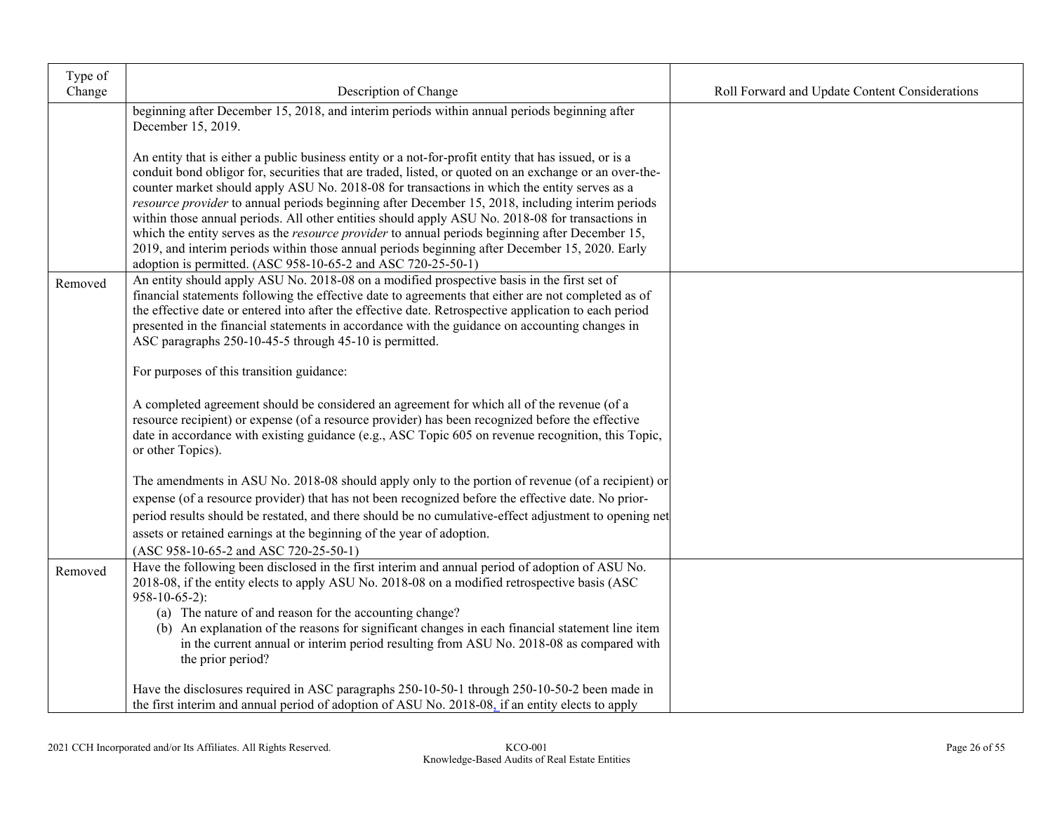| Type of Change | Description of Change | Roll Forward and Update Content Considerations |
|---|---|---|
| | beginning after December 15, 2018, and interim periods within annual periods beginning after December 15, 2019.<br><br>An entity that is either a public business entity or a not-for-profit entity that has issued, or is a conduit bond obligor for, securities that are traded, listed, or quoted on an exchange or an over-the-counter market should apply ASU No. 2018-08 for transactions in which the entity serves as a *resource provider* to annual periods beginning after December 15, 2018, including interim periods within those annual periods. All other entities should apply ASU No. 2018-08 for transactions in which the entity serves as the *resource provider* to annual periods beginning after December 15, 2019, and interim periods within those annual periods beginning after December 15, 2020. Early adoption is permitted. (ASC 958-10-65-2 and ASC 720-25-50-1) | |
| Removed | An entity should apply ASU No. 2018-08 on a modified prospective basis in the first set of financial statements following the effective date to agreements that either are not completed as of the effective date or entered into after the effective date. Retrospective application to each period presented in the financial statements in accordance with the guidance on accounting changes in ASC paragraphs 250-10-45-5 through 45-10 is permitted.<br><br>For purposes of this transition guidance:<br><br>A completed agreement should be considered an agreement for which all of the revenue (of a resource recipient) or expense (of a resource provider) has been recognized before the effective date in accordance with existing guidance (e.g., ASC Topic 605 on revenue recognition, this Topic, or other Topics).<br><br>The amendments in ASU No. 2018-08 should apply only to the portion of revenue (of a recipient) or expense (of a resource provider) that has not been recognized before the effective date. No prior-period results should be restated, and there should be no cumulative-effect adjustment to opening net assets or retained earnings at the beginning of the year of adoption.<br>(ASC 958-10-65-2 and ASC 720-25-50-1) | |
| Removed | Have the following been disclosed in the first interim and annual period of adoption of ASU No. 2018-08, if the entity elects to apply ASU No. 2018-08 on a modified retrospective basis (ASC 958-10-65-2):<br>(a) The nature of and reason for the accounting change?<br>(b) An explanation of the reasons for significant changes in each financial statement line item in the current annual or interim period resulting from ASU No. 2018-08 as compared with the prior period?<br><br>Have the disclosures required in ASC paragraphs 250-10-50-1 through 250-10-50-2 been made in the first interim and annual period of adoption of ASU No. 2018-08, if an entity elects to apply | |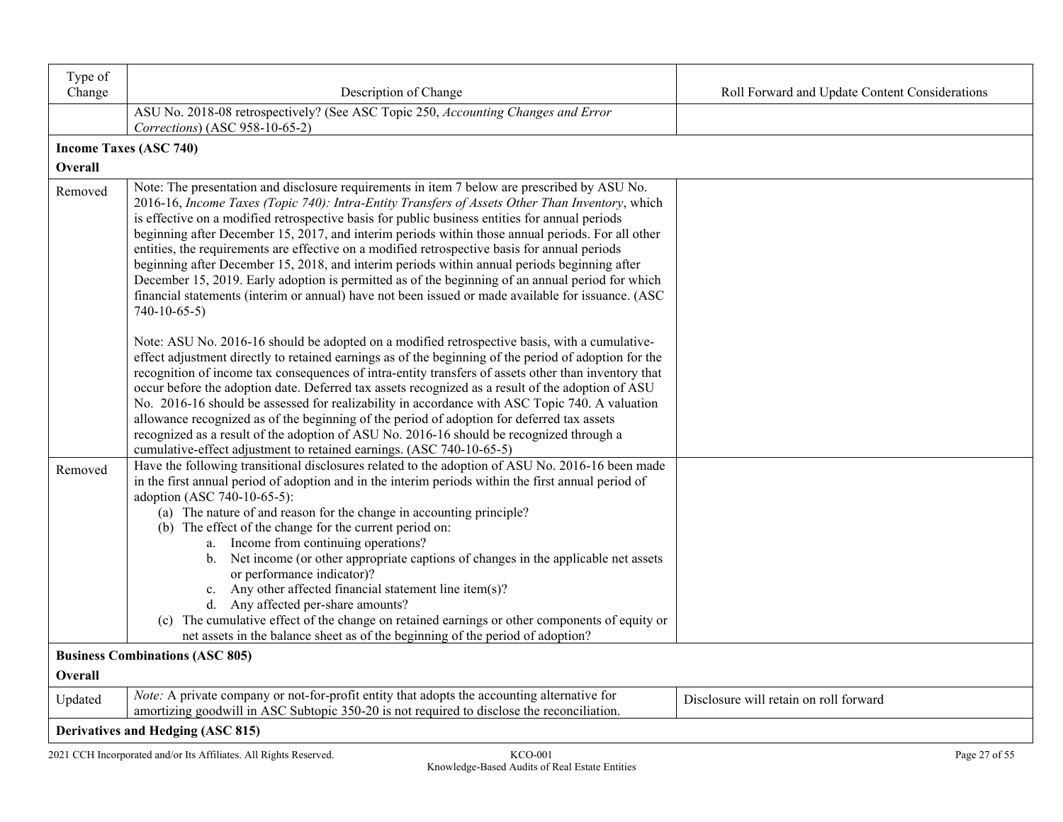| Type of Change | Description of Change | Roll Forward and Update Content Considerations |
|---|---|---|
| | ASU No. 2018-08 retrospectively? (See ASC Topic 250, *Accounting Changes and Error Corrections*) (ASC 958-10-65-2) | |
| **Income Taxes (ASC 740)**<br>**Overall** | | |
| Removed | Note: The presentation and disclosure requirements in item 7 below are prescribed by ASU No. 2016-16, *Income Taxes (Topic 740): Intra-Entity Transfers of Assets Other Than Inventory*, which is effective on a modified retrospective basis for public business entities for annual periods beginning after December 15, 2017, and interim periods within those annual periods. For all other entities, the requirements are effective on a modified retrospective basis for annual periods beginning after December 15, 2018, and interim periods within annual periods beginning after December 15, 2019. Early adoption is permitted as of the beginning of an annual period for which financial statements (interim or annual) have not been issued or made available for issuance. (ASC 740-10-65-5)<br><br>Note: ASU No. 2016-16 should be adopted on a modified retrospective basis, with a cumulative-effect adjustment directly to retained earnings as of the beginning of the period of adoption for the recognition of income tax consequences of intra-entity transfers of assets other than inventory that occur before the adoption date. Deferred tax assets recognized as a result of the adoption of ASU No. 2016-16 should be assessed for realizability in accordance with ASC Topic 740. A valuation allowance recognized as of the beginning of the period of adoption for deferred tax assets recognized as a result of the adoption of ASU No. 2016-16 should be recognized through a cumulative-effect adjustment to retained earnings. (ASC 740-10-65-5) | |
| Removed | Have the following transitional disclosures related to the adoption of ASU No. 2016-16 been made in the first annual period of adoption and in the interim periods within the first annual period of adoption (ASC 740-10-65-5):<br>(a) The nature of and reason for the change in accounting principle?<br>(b) The effect of the change for the current period on:<br>a. Income from continuing operations?<br>b. Net income (or other appropriate captions of changes in the applicable net assets or performance indicator)?<br>c. Any other affected financial statement line item(s)?<br>d. Any affected per-share amounts?<br>(c) The cumulative effect of the change on retained earnings or other components of equity or net assets in the balance sheet as of the beginning of the period of adoption? | |
| **Business Combinations (ASC 805)**<br>**Overall** | | |
| Updated | *Note:* A private company or not-for-profit entity that adopts the accounting alternative for amortizing goodwill in ASC Subtopic 350-20 is not required to disclose the reconciliation. | Disclosure will retain on roll forward |
| **Derivatives and Hedging (ASC 815)** | | |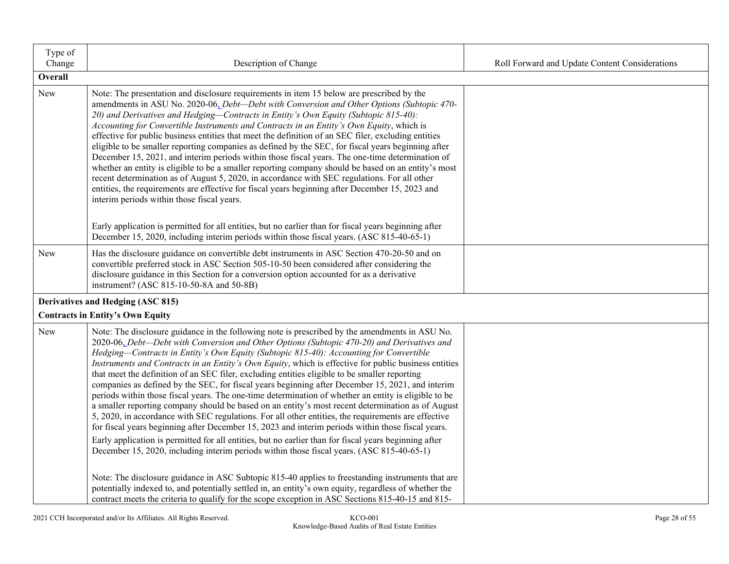| Type of Change | Description of Change | Roll Forward and Update Content Considerations |
|---|---|---|
| **Overall** | | |
| New | Note: The presentation and disclosure requirements in item 15 below are prescribed by the amendments in ASU No. 2020-06, *Debt—Debt with Conversion and Other Options (Subtopic 470-20) and Derivatives and Hedging—Contracts in Entity's Own Equity (Subtopic 815-40): Accounting for Convertible Instruments and Contracts in an Entity's Own Equity*, which is effective for public business entities that meet the definition of an SEC filer, excluding entities eligible to be smaller reporting companies as defined by the SEC, for fiscal years beginning after December 15, 2021, and interim periods within those fiscal years. The one-time determination of whether an entity is eligible to be a smaller reporting company should be based on an entity's most recent determination as of August 5, 2020, in accordance with SEC regulations. For all other entities, the requirements are effective for fiscal years beginning after December 15, 2023 and interim periods within those fiscal years.<br><br>Early application is permitted for all entities, but no earlier than for fiscal years beginning after December 15, 2020, including interim periods within those fiscal years. (ASC 815-40-65-1) | |
| New | Has the disclosure guidance on convertible debt instruments in ASC Section 470-20-50 and on convertible preferred stock in ASC Section 505-10-50 been considered after considering the disclosure guidance in this Section for a conversion option accounted for as a derivative instrument? (ASC 815-10-50-8A and 50-8B) | |
| **Derivatives and Hedging (ASC 815)**<br>**Contracts in Entity's Own Equity** | | |
| New | Note: The disclosure guidance in the following note is prescribed by the amendments in ASU No. 2020-06, *Debt—Debt with Conversion and Other Options (Subtopic 470-20) and Derivatives and Hedging—Contracts in Entity's Own Equity (Subtopic 815-40): Accounting for Convertible Instruments and Contracts in an Entity's Own Equity*, which is effective for public business entities that meet the definition of an SEC filer, excluding entities eligible to be smaller reporting companies as defined by the SEC, for fiscal years beginning after December 15, 2021, and interim periods within those fiscal years. The one-time determination of whether an entity is eligible to be a smaller reporting company should be based on an entity's most recent determination as of August 5, 2020, in accordance with SEC regulations. For all other entities, the requirements are effective for fiscal years beginning after December 15, 2023 and interim periods within those fiscal years.<br>Early application is permitted for all entities, but no earlier than for fiscal years beginning after December 15, 2020, including interim periods within those fiscal years. (ASC 815-40-65-1)<br><br>Note: The disclosure guidance in ASC Subtopic 815-40 applies to freestanding instruments that are potentially indexed to, and potentially settled in, an entity's own equity, regardless of whether the contract meets the criteria to qualify for the scope exception in ASC Sections 815-40-15 and 815- | |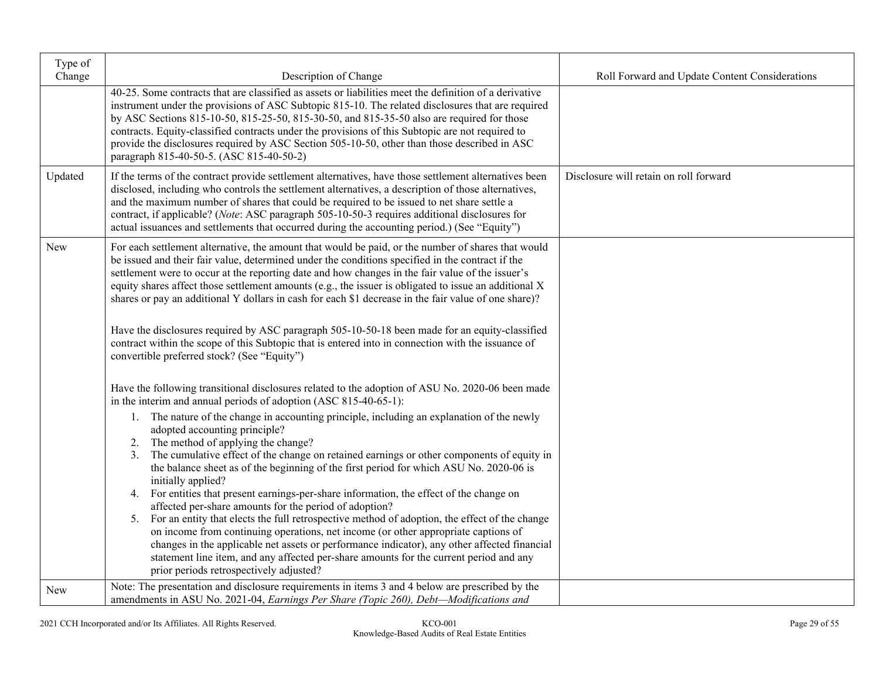| Type of Change | Description of Change | Roll Forward and Update Content Considerations |
|---|---|---|
| | 40-25. Some contracts that are classified as assets or liabilities meet the definition of a derivative instrument under the provisions of ASC Subtopic 815-10. The related disclosures that are required by ASC Sections 815-10-50, 815-25-50, 815-30-50, and 815-35-50 also are required for those contracts. Equity-classified contracts under the provisions of this Subtopic are not required to provide the disclosures required by ASC Section 505-10-50, other than those described in ASC paragraph 815-40-50-5. (ASC 815-40-50-2) | |
| Updated | If the terms of the contract provide settlement alternatives, have those settlement alternatives been disclosed, including who controls the settlement alternatives, a description of those alternatives, and the maximum number of shares that could be required to be issued to net share settle a contract, if applicable? (*Note*: ASC paragraph 505-10-50-3 requires additional disclosures for actual issuances and settlements that occurred during the accounting period.) (See "Equity") | Disclosure will retain on roll forward |
| New | For each settlement alternative, the amount that would be paid, or the number of shares that would be issued and their fair value, determined under the conditions specified in the contract if the settlement were to occur at the reporting date and how changes in the fair value of the issuer's equity shares affect those settlement amounts (e.g., the issuer is obligated to issue an additional X shares or pay an additional Y dollars in cash for each $1 decrease in the fair value of one share)?<br><br>Have the disclosures required by ASC paragraph 505-10-50-18 been made for an equity-classified contract within the scope of this Subtopic that is entered into in connection with the issuance of convertible preferred stock? (See "Equity")<br><br>Have the following transitional disclosures related to the adoption of ASU No. 2020-06 been made in the interim and annual periods of adoption (ASC 815-40-65-1):<br>1. The nature of the change in accounting principle, including an explanation of the newly adopted accounting principle?<br>2. The method of applying the change?<br>3. The cumulative effect of the change on retained earnings or other components of equity in the balance sheet as of the beginning of the first period for which ASU No. 2020-06 is initially applied?<br>4. For entities that present earnings-per-share information, the effect of the change on affected per-share amounts for the period of adoption?<br>5. For an entity that elects the full retrospective method of adoption, the effect of the change on income from continuing operations, net income (or other appropriate captions of changes in the applicable net assets or performance indicator), any other affected financial statement line item, and any affected per-share amounts for the current period and any prior periods retrospectively adjusted? | |
| New | Note: The presentation and disclosure requirements in items 3 and 4 below are prescribed by the amendments in ASU No. 2021-04, *Earnings Per Share (Topic 260), Debt—Modifications and* | |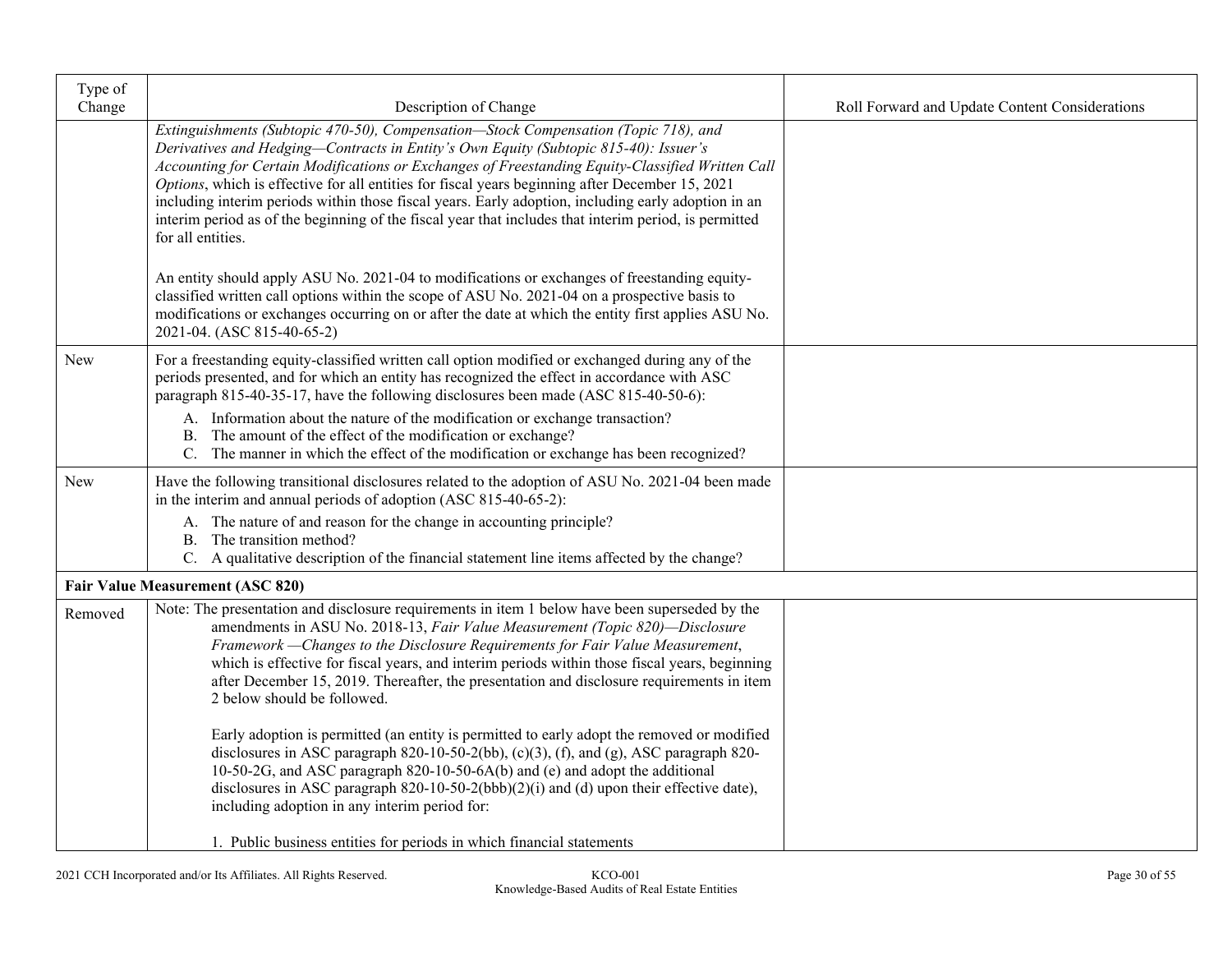| Type of Change | Description of Change | Roll Forward and Update Content Considerations |
|---|---|---|
| | *Extinguishments (Subtopic 470-50), Compensation—Stock Compensation (Topic 718), and Derivatives and Hedging—Contracts in Entity's Own Equity (Subtopic 815-40): Issuer's Accounting for Certain Modifications or Exchanges of Freestanding Equity-Classified Written Call Options*, which is effective for all entities for fiscal years beginning after December 15, 2021 including interim periods within those fiscal years. Early adoption, including early adoption in an interim period as of the beginning of the fiscal year that includes that interim period, is permitted for all entities.<br><br>An entity should apply ASU No. 2021-04 to modifications or exchanges of freestanding equity-classified written call options within the scope of ASU No. 2021-04 on a prospective basis to modifications or exchanges occurring on or after the date at which the entity first applies ASU No. 2021-04. (ASC 815-40-65-2) | |
| New | For a freestanding equity-classified written call option modified or exchanged during any of the periods presented, and for which an entity has recognized the effect in accordance with ASC paragraph 815-40-35-17, have the following disclosures been made (ASC 815-40-50-6):<br>A. Information about the nature of the modification or exchange transaction?<br>B. The amount of the effect of the modification or exchange?<br>C. The manner in which the effect of the modification or exchange has been recognized? | |
| New | Have the following transitional disclosures related to the adoption of ASU No. 2021-04 been made in the interim and annual periods of adoption (ASC 815-40-65-2):<br>A. The nature of and reason for the change in accounting principle?<br>B. The transition method?<br>C. A qualitative description of the financial statement line items affected by the change? | |
| **Fair Value Measurement (ASC 820)** | | |
| Removed | Note: The presentation and disclosure requirements in item 1 below have been superseded by the amendments in ASU No. 2018-13, *Fair Value Measurement (Topic 820)—Disclosure Framework —Changes to the Disclosure Requirements for Fair Value Measurement*, which is effective for fiscal years, and interim periods within those fiscal years, beginning after December 15, 2019. Thereafter, the presentation and disclosure requirements in item 2 below should be followed.<br><br>Early adoption is permitted (an entity is permitted to early adopt the removed or modified disclosures in ASC paragraph 820-10-50-2(bb), (c)(3), (f), and (g), ASC paragraph 820-10-50-2G, and ASC paragraph 820-10-50-6A(b) and (e) and adopt the additional disclosures in ASC paragraph 820-10-50-2(bbb)(2)(i) and (d) upon their effective date), including adoption in any interim period for:<br><br>1. Public business entities for periods in which financial statements | |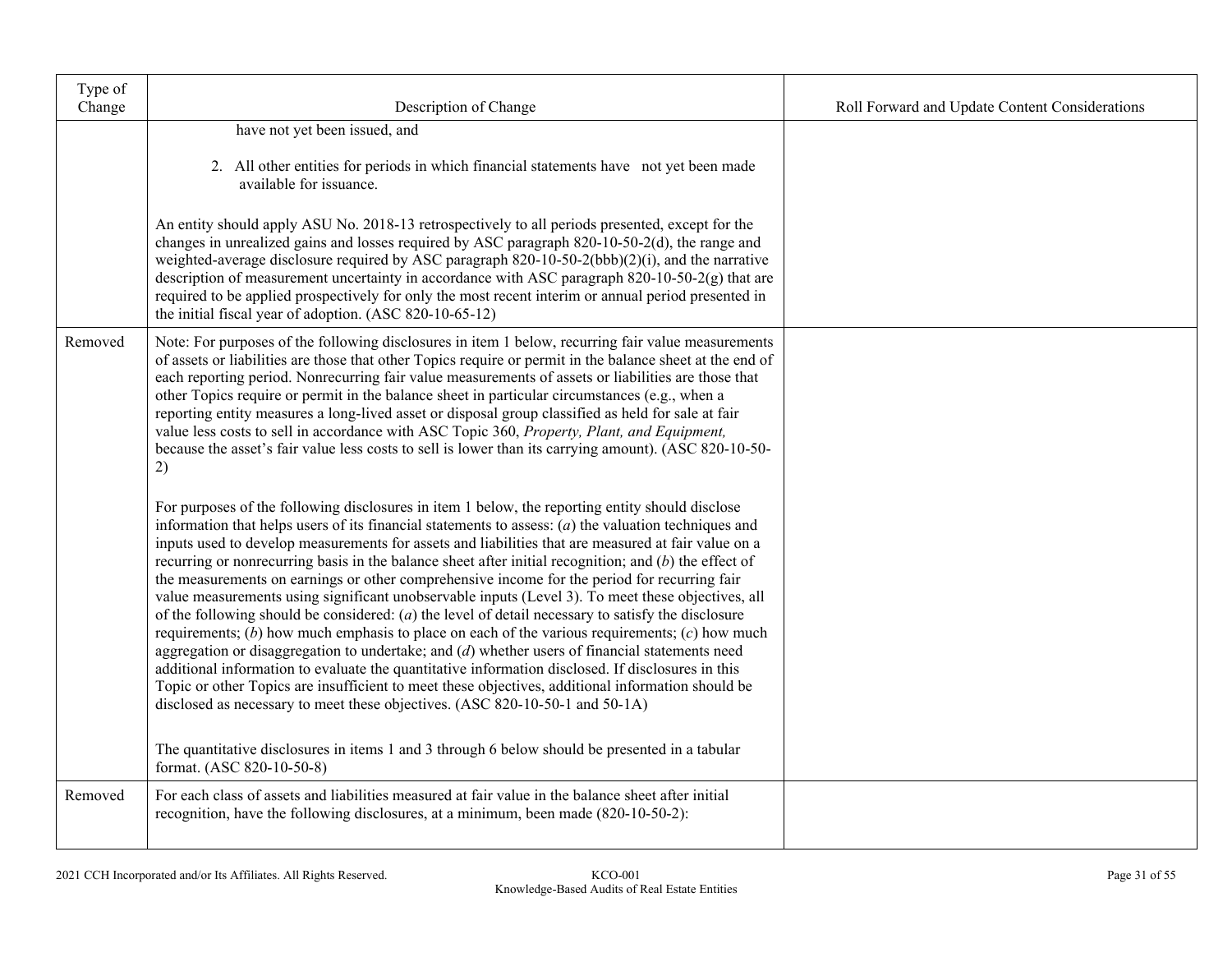| Type of Change | Description of Change | Roll Forward and Update Content Considerations |
|---|---|---|
| | have not yet been issued, and<br><br>2. All other entities for periods in which financial statements have not yet been made available for issuance.<br><br>An entity should apply ASU No. 2018-13 retrospectively to all periods presented, except for the changes in unrealized gains and losses required by ASC paragraph 820-10-50-2(d), the range and weighted-average disclosure required by ASC paragraph 820-10-50-2(bbb)(2)(i), and the narrative description of measurement uncertainty in accordance with ASC paragraph 820-10-50-2(g) that are required to be applied prospectively for only the most recent interim or annual period presented in the initial fiscal year of adoption. (ASC 820-10-65-12) | |
| Removed | Note: For purposes of the following disclosures in item 1 below, recurring fair value measurements of assets or liabilities are those that other Topics require or permit in the balance sheet at the end of each reporting period. Nonrecurring fair value measurements of assets or liabilities are those that other Topics require or permit in the balance sheet in particular circumstances (e.g., when a reporting entity measures a long-lived asset or disposal group classified as held for sale at fair value less costs to sell in accordance with ASC Topic 360, *Property, Plant, and Equipment,* because the asset's fair value less costs to sell is lower than its carrying amount). (ASC 820-10-50-2)<br><br>For purposes of the following disclosures in item 1 below, the reporting entity should disclose information that helps users of its financial statements to assess: (*a*) the valuation techniques and inputs used to develop measurements for assets and liabilities that are measured at fair value on a recurring or nonrecurring basis in the balance sheet after initial recognition; and (*b*) the effect of the measurements on earnings or other comprehensive income for the period for recurring fair value measurements using significant unobservable inputs (Level 3). To meet these objectives, all of the following should be considered: (*a*) the level of detail necessary to satisfy the disclosure requirements; (*b*) how much emphasis to place on each of the various requirements; (*c*) how much aggregation or disaggregation to undertake; and (*d*) whether users of financial statements need additional information to evaluate the quantitative information disclosed. If disclosures in this Topic or other Topics are insufficient to meet these objectives, additional information should be disclosed as necessary to meet these objectives. (ASC 820-10-50-1 and 50-1A)<br><br>The quantitative disclosures in items 1 and 3 through 6 below should be presented in a tabular format. (ASC 820-10-50-8) | |
| Removed | For each class of assets and liabilities measured at fair value in the balance sheet after initial recognition, have the following disclosures, at a minimum, been made (820-10-50-2): | |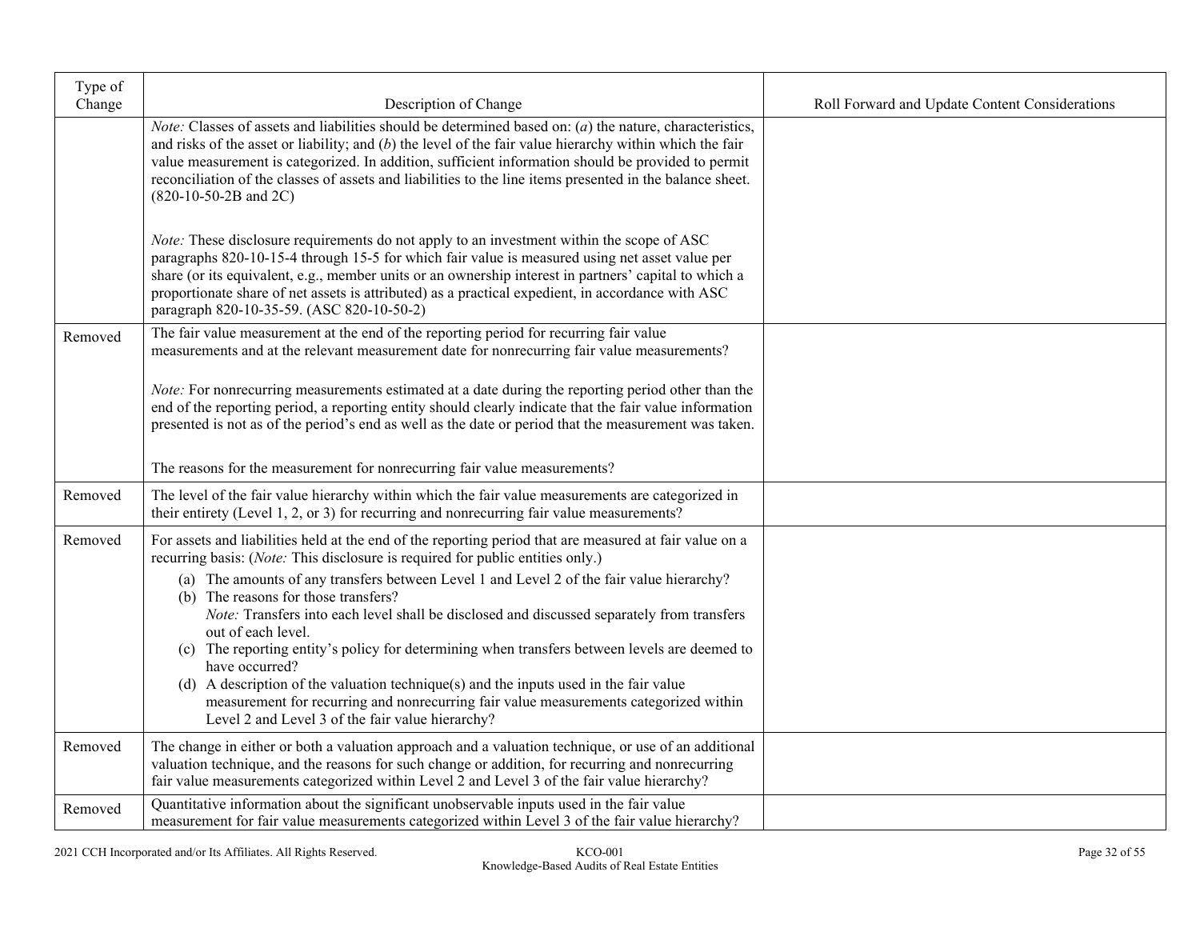| Type of Change | Description of Change | Roll Forward and Update Content Considerations |
|---|---|---|
| | *Note:* Classes of assets and liabilities should be determined based on: (*a*) the nature, characteristics, and risks of the asset or liability; and (*b*) the level of the fair value hierarchy within which the fair value measurement is categorized. In addition, sufficient information should be provided to permit reconciliation of the classes of assets and liabilities to the line items presented in the balance sheet. (820-10-50-2B and 2C)<br><br>*Note:* These disclosure requirements do not apply to an investment within the scope of ASC paragraphs 820-10-15-4 through 15-5 for which fair value is measured using net asset value per share (or its equivalent, e.g., member units or an ownership interest in partners' capital to which a proportionate share of net assets is attributed) as a practical expedient, in accordance with ASC paragraph 820-10-35-59. (ASC 820-10-50-2) | |
| Removed | The fair value measurement at the end of the reporting period for recurring fair value measurements and at the relevant measurement date for nonrecurring fair value measurements?<br><br>*Note:* For nonrecurring measurements estimated at a date during the reporting period other than the end of the reporting period, a reporting entity should clearly indicate that the fair value information presented is not as of the period's end as well as the date or period that the measurement was taken.<br><br>The reasons for the measurement for nonrecurring fair value measurements? | |
| Removed | The level of the fair value hierarchy within which the fair value measurements are categorized in their entirety (Level 1, 2, or 3) for recurring and nonrecurring fair value measurements? | |
| Removed | For assets and liabilities held at the end of the reporting period that are measured at fair value on a recurring basis: (*Note:* This disclosure is required for public entities only.)<br>(a) The amounts of any transfers between Level 1 and Level 2 of the fair value hierarchy?<br>(b) The reasons for those transfers?<br>*Note:* Transfers into each level shall be disclosed and discussed separately from transfers out of each level.<br>(c) The reporting entity's policy for determining when transfers between levels are deemed to have occurred?<br>(d) A description of the valuation technique(s) and the inputs used in the fair value measurement for recurring and nonrecurring fair value measurements categorized within Level 2 and Level 3 of the fair value hierarchy? | |
| Removed | The change in either or both a valuation approach and a valuation technique, or use of an additional valuation technique, and the reasons for such change or addition, for recurring and nonrecurring fair value measurements categorized within Level 2 and Level 3 of the fair value hierarchy? | |
| Removed | Quantitative information about the significant unobservable inputs used in the fair value measurement for fair value measurements categorized within Level 3 of the fair value hierarchy? | |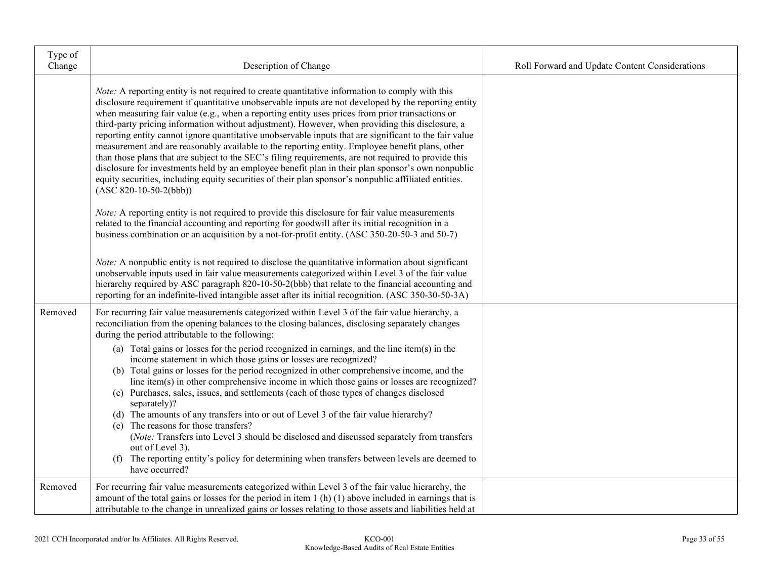| Type of Change | Description of Change | Roll Forward and Update Content Considerations |
|---|---|---|
| | *Note:* A reporting entity is not required to create quantitative information to comply with this disclosure requirement if quantitative unobservable inputs are not developed by the reporting entity when measuring fair value (e.g., when a reporting entity uses prices from prior transactions or third-party pricing information without adjustment). However, when providing this disclosure, a reporting entity cannot ignore quantitative unobservable inputs that are significant to the fair value measurement and are reasonably available to the reporting entity. Employee benefit plans, other than those plans that are subject to the SEC's filing requirements, are not required to provide this disclosure for investments held by an employee benefit plan in their plan sponsor's own nonpublic equity securities, including equity securities of their plan sponsor's nonpublic affiliated entities. (ASC 820-10-50-2(bbb))<br><br>*Note:* A reporting entity is not required to provide this disclosure for fair value measurements related to the financial accounting and reporting for goodwill after its initial recognition in a business combination or an acquisition by a not-for-profit entity. (ASC 350-20-50-3 and 50-7)<br><br>*Note:* A nonpublic entity is not required to disclose the quantitative information about significant unobservable inputs used in fair value measurements categorized within Level 3 of the fair value hierarchy required by ASC paragraph 820-10-50-2(bbb) that relate to the financial accounting and reporting for an indefinite-lived intangible asset after its initial recognition. (ASC 350-30-50-3A) | |
| Removed | For recurring fair value measurements categorized within Level 3 of the fair value hierarchy, a reconciliation from the opening balances to the closing balances, disclosing separately changes during the period attributable to the following:<br>(a) Total gains or losses for the period recognized in earnings, and the line item(s) in the income statement in which those gains or losses are recognized?<br>(b) Total gains or losses for the period recognized in other comprehensive income, and the line item(s) in other comprehensive income in which those gains or losses are recognized?<br>(c) Purchases, sales, issues, and settlements (each of those types of changes disclosed separately)?<br>(d) The amounts of any transfers into or out of Level 3 of the fair value hierarchy?<br>(e) The reasons for those transfers?<br>(*Note:* Transfers into Level 3 should be disclosed and discussed separately from transfers out of Level 3).<br>(f) The reporting entity's policy for determining when transfers between levels are deemed to have occurred? | |
| Removed | For recurring fair value measurements categorized within Level 3 of the fair value hierarchy, the amount of the total gains or losses for the period in item 1 (h) (1) above included in earnings that is attributable to the change in unrealized gains or losses relating to those assets and liabilities held at | |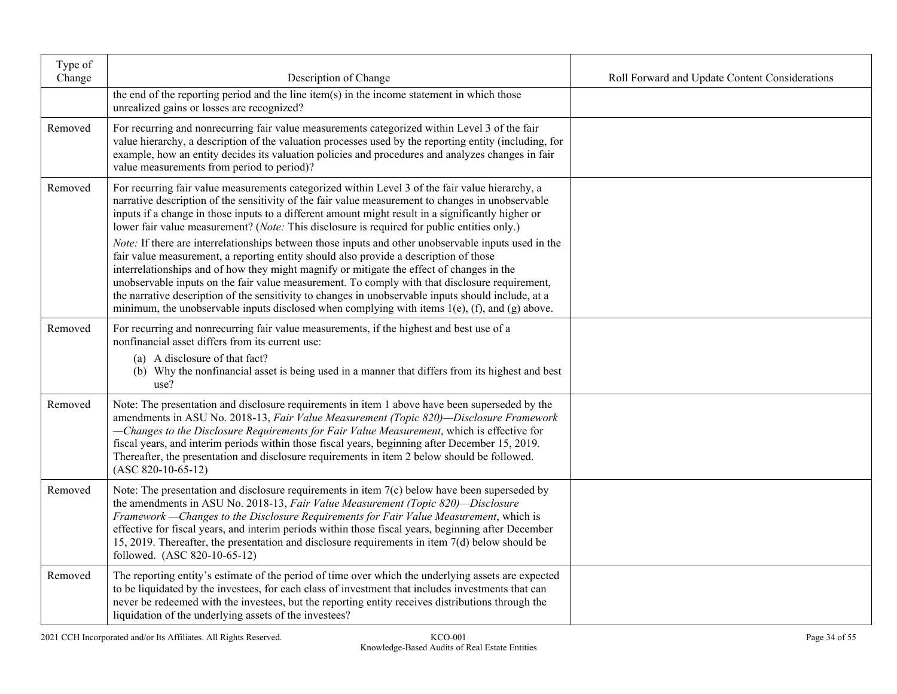| Type of Change | Description of Change | Roll Forward and Update Content Considerations |
|---|---|---|
| | the end of the reporting period and the line item(s) in the income statement in which those unrealized gains or losses are recognized? | |
| Removed | For recurring and nonrecurring fair value measurements categorized within Level 3 of the fair value hierarchy, a description of the valuation processes used by the reporting entity (including, for example, how an entity decides its valuation policies and procedures and analyzes changes in fair value measurements from period to period)? | |
| Removed | For recurring fair value measurements categorized within Level 3 of the fair value hierarchy, a narrative description of the sensitivity of the fair value measurement to changes in unobservable inputs if a change in those inputs to a different amount might result in a significantly higher or lower fair value measurement? (*Note:* This disclosure is required for public entities only.)<br>*Note:* If there are interrelationships between those inputs and other unobservable inputs used in the fair value measurement, a reporting entity should also provide a description of those interrelationships and of how they might magnify or mitigate the effect of changes in the unobservable inputs on the fair value measurement. To comply with that disclosure requirement, the narrative description of the sensitivity to changes in unobservable inputs should include, at a minimum, the unobservable inputs disclosed when complying with items 1(e), (f), and (g) above. | |
| Removed | For recurring and nonrecurring fair value measurements, if the highest and best use of a nonfinancial asset differs from its current use:<br>(a) A disclosure of that fact?<br>(b) Why the nonfinancial asset is being used in a manner that differs from its highest and best use? | |
| Removed | Note: The presentation and disclosure requirements in item 1 above have been superseded by the amendments in ASU No. 2018-13, *Fair Value Measurement (Topic 820)—Disclosure Framework —Changes to the Disclosure Requirements for Fair Value Measurement*, which is effective for fiscal years, and interim periods within those fiscal years, beginning after December 15, 2019. Thereafter, the presentation and disclosure requirements in item 2 below should be followed. (ASC 820-10-65-12) | |
| Removed | Note: The presentation and disclosure requirements in item 7(c) below have been superseded by the amendments in ASU No. 2018-13, *Fair Value Measurement (Topic 820)—Disclosure Framework —Changes to the Disclosure Requirements for Fair Value Measurement*, which is effective for fiscal years, and interim periods within those fiscal years, beginning after December 15, 2019. Thereafter, the presentation and disclosure requirements in item 7(d) below should be followed. (ASC 820-10-65-12) | |
| Removed | The reporting entity's estimate of the period of time over which the underlying assets are expected to be liquidated by the investees, for each class of investment that includes investments that can never be redeemed with the investees, but the reporting entity receives distributions through the liquidation of the underlying assets of the investees? | |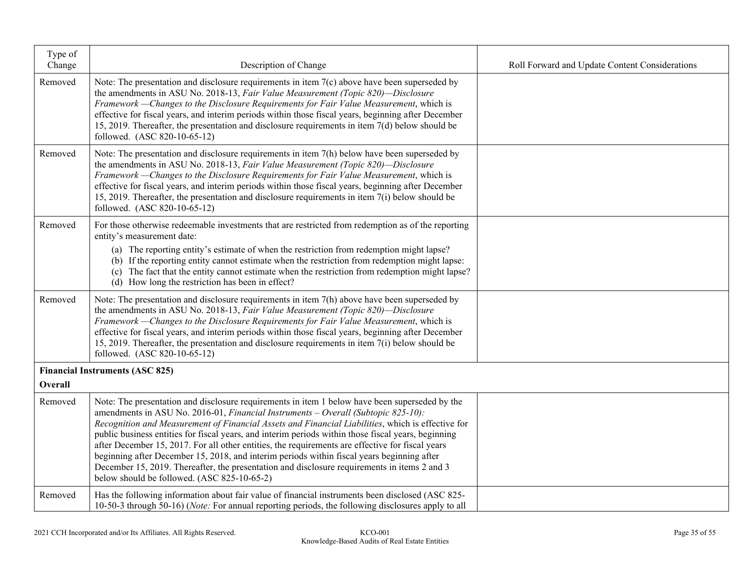| Type of Change | Description of Change | Roll Forward and Update Content Considerations |
|---|---|---|
| Removed | Note: The presentation and disclosure requirements in item 7(c) above have been superseded by the amendments in ASU No. 2018-13, *Fair Value Measurement (Topic 820)—Disclosure Framework —Changes to the Disclosure Requirements for Fair Value Measurement*, which is effective for fiscal years, and interim periods within those fiscal years, beginning after December 15, 2019. Thereafter, the presentation and disclosure requirements in item 7(d) below should be followed. (ASC 820-10-65-12) | |
| Removed | Note: The presentation and disclosure requirements in item 7(h) below have been superseded by the amendments in ASU No. 2018-13, *Fair Value Measurement (Topic 820)—Disclosure Framework —Changes to the Disclosure Requirements for Fair Value Measurement*, which is effective for fiscal years, and interim periods within those fiscal years, beginning after December 15, 2019. Thereafter, the presentation and disclosure requirements in item 7(i) below should be followed. (ASC 820-10-65-12) | |
| Removed | For those otherwise redeemable investments that are restricted from redemption as of the reporting entity's measurement date:<br>(a) The reporting entity's estimate of when the restriction from redemption might lapse?<br>(b) If the reporting entity cannot estimate when the restriction from redemption might lapse:<br>(c) The fact that the entity cannot estimate when the restriction from redemption might lapse?<br>(d) How long the restriction has been in effect? | |
| Removed | Note: The presentation and disclosure requirements in item 7(h) above have been superseded by the amendments in ASU No. 2018-13, *Fair Value Measurement (Topic 820)—Disclosure Framework —Changes to the Disclosure Requirements for Fair Value Measurement*, which is effective for fiscal years, and interim periods within those fiscal years, beginning after December 15, 2019. Thereafter, the presentation and disclosure requirements in item 7(i) below should be followed. (ASC 820-10-65-12) | |
| **Financial Instruments (ASC 825)**<br>**Overall** | | |
| Removed | Note: The presentation and disclosure requirements in item 1 below have been superseded by the amendments in ASU No. 2016-01, *Financial Instruments – Overall (Subtopic 825-10): Recognition and Measurement of Financial Assets and Financial Liabilities*, which is effective for public business entities for fiscal years, and interim periods within those fiscal years, beginning after December 15, 2017. For all other entities, the requirements are effective for fiscal years beginning after December 15, 2018, and interim periods within fiscal years beginning after December 15, 2019. Thereafter, the presentation and disclosure requirements in items 2 and 3 below should be followed. (ASC 825-10-65-2) | |
| Removed | Has the following information about fair value of financial instruments been disclosed (ASC 825-10-50-3 through 50-16) (*Note:* For annual reporting periods, the following disclosures apply to all | |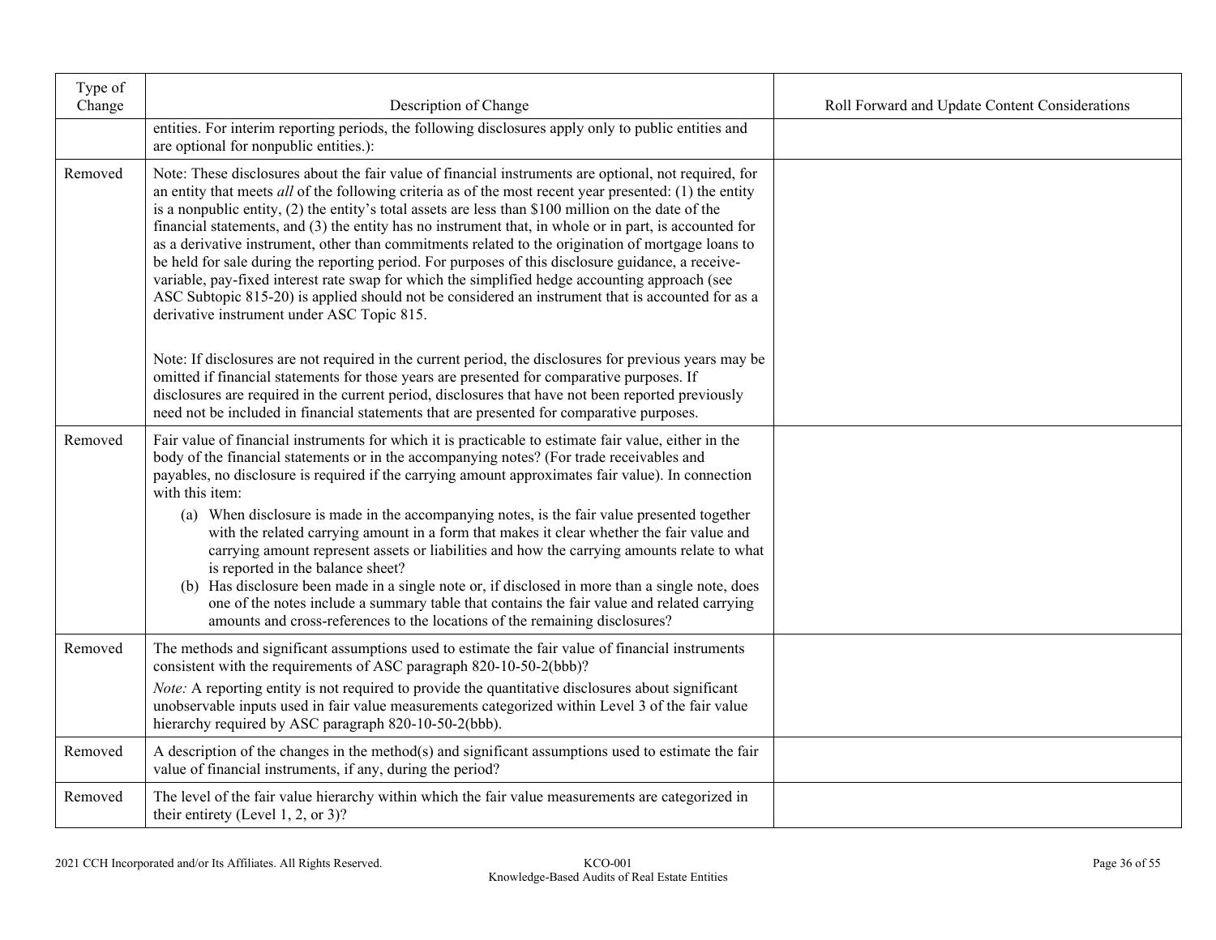| Type of Change | Description of Change | Roll Forward and Update Content Considerations |
|---|---|---|
| | entities. For interim reporting periods, the following disclosures apply only to public entities and are optional for nonpublic entities.): | |
| Removed | Note: These disclosures about the fair value of financial instruments are optional, not required, for an entity that meets *all* of the following criteria as of the most recent year presented: (1) the entity is a nonpublic entity, (2) the entity's total assets are less than $100 million on the date of the financial statements, and (3) the entity has no instrument that, in whole or in part, is accounted for as a derivative instrument, other than commitments related to the origination of mortgage loans to be held for sale during the reporting period. For purposes of this disclosure guidance, a receive-variable, pay-fixed interest rate swap for which the simplified hedge accounting approach (see ASC Subtopic 815-20) is applied should not be considered an instrument that is accounted for as a derivative instrument under ASC Topic 815.<br><br>Note: If disclosures are not required in the current period, the disclosures for previous years may be omitted if financial statements for those years are presented for comparative purposes. If disclosures are required in the current period, disclosures that have not been reported previously need not be included in financial statements that are presented for comparative purposes. | |
| Removed | Fair value of financial instruments for which it is practicable to estimate fair value, either in the body of the financial statements or in the accompanying notes? (For trade receivables and payables, no disclosure is required if the carrying amount approximates fair value). In connection with this item:<br>(a) When disclosure is made in the accompanying notes, is the fair value presented together with the related carrying amount in a form that makes it clear whether the fair value and carrying amount represent assets or liabilities and how the carrying amounts relate to what is reported in the balance sheet?<br>(b) Has disclosure been made in a single note or, if disclosed in more than a single note, does one of the notes include a summary table that contains the fair value and related carrying amounts and cross-references to the locations of the remaining disclosures? | |
| Removed | The methods and significant assumptions used to estimate the fair value of financial instruments consistent with the requirements of ASC paragraph 820-10-50-2(bbb)?<br>*Note:* A reporting entity is not required to provide the quantitative disclosures about significant unobservable inputs used in fair value measurements categorized within Level 3 of the fair value hierarchy required by ASC paragraph 820-10-50-2(bbb). | |
| Removed | A description of the changes in the method(s) and significant assumptions used to estimate the fair value of financial instruments, if any, during the period? | |
| Removed | The level of the fair value hierarchy within which the fair value measurements are categorized in their entirety (Level 1, 2, or 3)? | |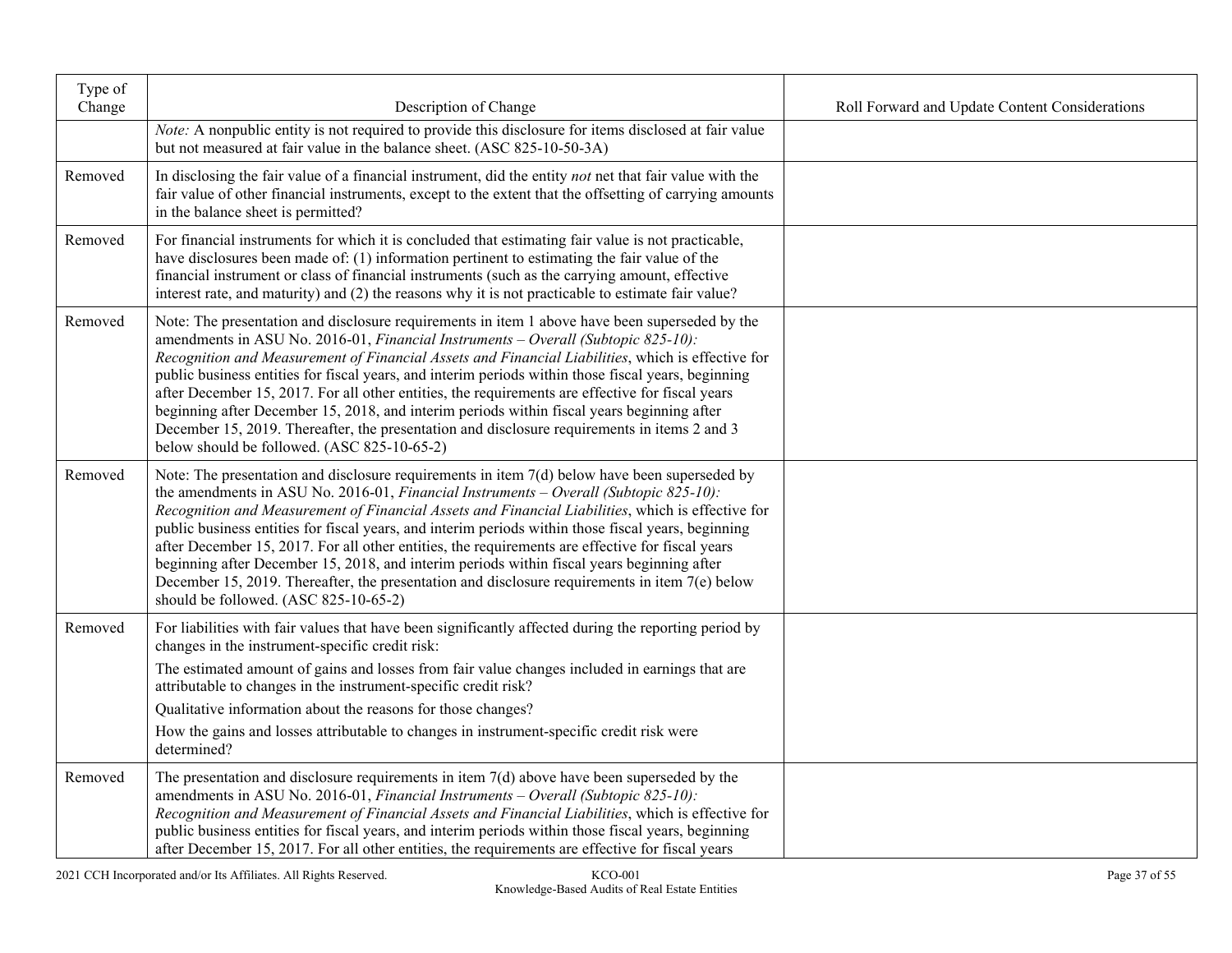| Type of Change | Description of Change | Roll Forward and Update Content Considerations |
| --- | --- | --- |
| | *Note:* A nonpublic entity is not required to provide this disclosure for items disclosed at fair value but not measured at fair value in the balance sheet. (ASC 825-10-50-3A) | |
| Removed | In disclosing the fair value of a financial instrument, did the entity *not* net that fair value with the fair value of other financial instruments, except to the extent that the offsetting of carrying amounts in the balance sheet is permitted? | |
| Removed | For financial instruments for which it is concluded that estimating fair value is not practicable, have disclosures been made of: (1) information pertinent to estimating the fair value of the financial instrument or class of financial instruments (such as the carrying amount, effective interest rate, and maturity) and (2) the reasons why it is not practicable to estimate fair value? | |
| Removed | Note: The presentation and disclosure requirements in item 1 above have been superseded by the amendments in ASU No. 2016-01, *Financial Instruments – Overall (Subtopic 825-10): Recognition and Measurement of Financial Assets and Financial Liabilities*, which is effective for public business entities for fiscal years, and interim periods within those fiscal years, beginning after December 15, 2017. For all other entities, the requirements are effective for fiscal years beginning after December 15, 2018, and interim periods within fiscal years beginning after December 15, 2019. Thereafter, the presentation and disclosure requirements in items 2 and 3 below should be followed. (ASC 825-10-65-2) | |
| Removed | Note: The presentation and disclosure requirements in item 7(d) below have been superseded by the amendments in ASU No. 2016-01, *Financial Instruments – Overall (Subtopic 825-10): Recognition and Measurement of Financial Assets and Financial Liabilities*, which is effective for public business entities for fiscal years, and interim periods within those fiscal years, beginning after December 15, 2017. For all other entities, the requirements are effective for fiscal years beginning after December 15, 2018, and interim periods within fiscal years beginning after December 15, 2019. Thereafter, the presentation and disclosure requirements in item 7(e) below should be followed. (ASC 825-10-65-2) | |
| Removed | For liabilities with fair values that have been significantly affected during the reporting period by changes in the instrument-specific credit risk:<br>The estimated amount of gains and losses from fair value changes included in earnings that are attributable to changes in the instrument-specific credit risk?<br>Qualitative information about the reasons for those changes?<br>How the gains and losses attributable to changes in instrument-specific credit risk were determined? | |
| Removed | The presentation and disclosure requirements in item 7(d) above have been superseded by the amendments in ASU No. 2016-01, *Financial Instruments – Overall (Subtopic 825-10): Recognition and Measurement of Financial Assets and Financial Liabilities*, which is effective for public business entities for fiscal years, and interim periods within those fiscal years, beginning after December 15, 2017. For all other entities, the requirements are effective for fiscal years | |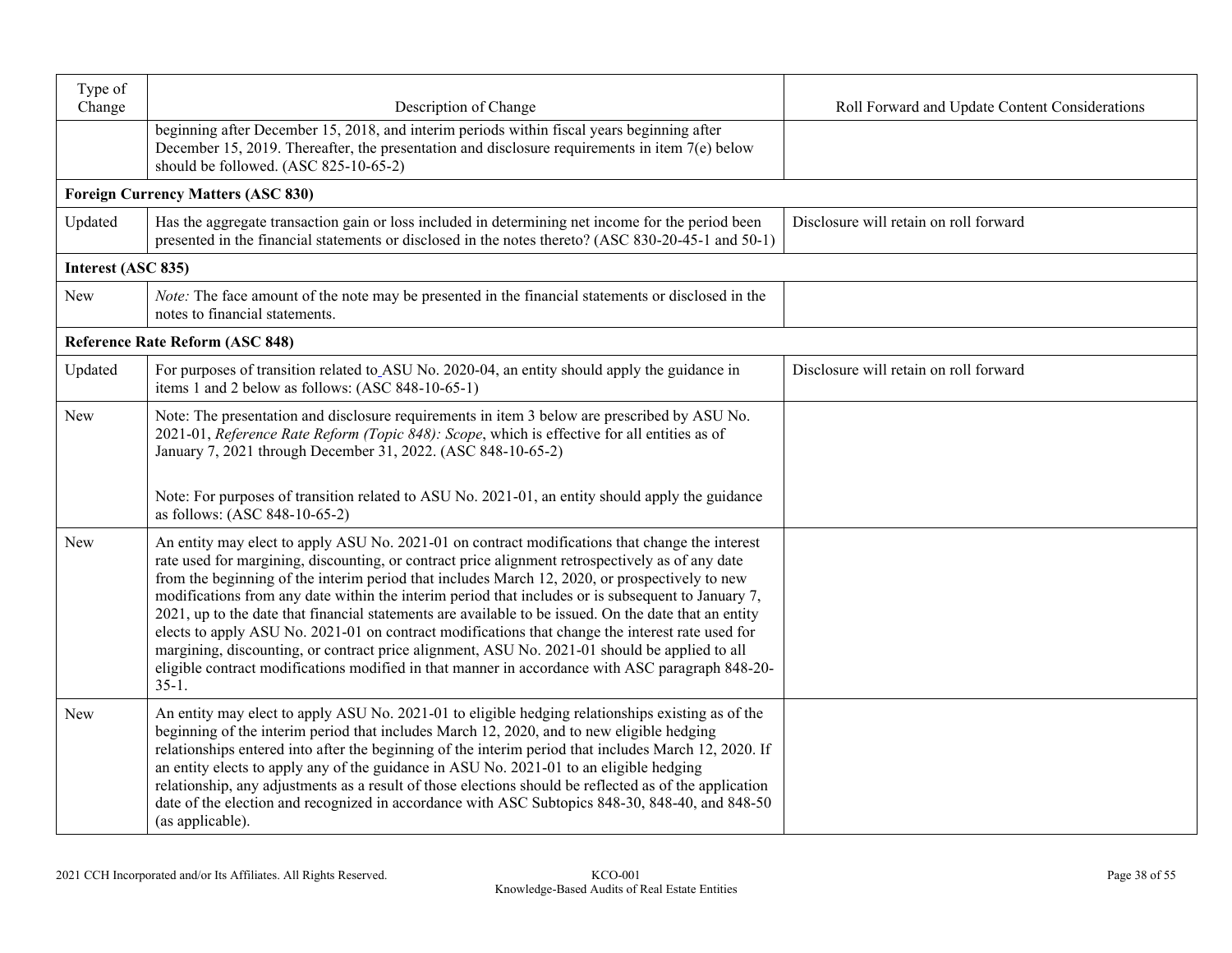| Type of Change | Description of Change | Roll Forward and Update Content Considerations |
|---|---|---|
| | beginning after December 15, 2018, and interim periods within fiscal years beginning after December 15, 2019. Thereafter, the presentation and disclosure requirements in item 7(e) below should be followed. (ASC 825-10-65-2) | |
| **Foreign Currency Matters (ASC 830)** | | |
| Updated | Has the aggregate transaction gain or loss included in determining net income for the period been presented in the financial statements or disclosed in the notes thereto? (ASC 830-20-45-1 and 50-1) | Disclosure will retain on roll forward |
| **Interest (ASC 835)** | | |
| New | *Note:* The face amount of the note may be presented in the financial statements or disclosed in the notes to financial statements. | |
| **Reference Rate Reform (ASC 848)** | | |
| Updated | For purposes of transition related to ASU No. 2020-04, an entity should apply the guidance in items 1 and 2 below as follows: (ASC 848-10-65-1) | Disclosure will retain on roll forward |
| New | Note: The presentation and disclosure requirements in item 3 below are prescribed by ASU No. 2021-01, *Reference Rate Reform (Topic 848): Scope*, which is effective for all entities as of January 7, 2021 through December 31, 2022. (ASC 848-10-65-2)<br><br>Note: For purposes of transition related to ASU No. 2021-01, an entity should apply the guidance as follows: (ASC 848-10-65-2) | |
| New | An entity may elect to apply ASU No. 2021-01 on contract modifications that change the interest rate used for margining, discounting, or contract price alignment retrospectively as of any date from the beginning of the interim period that includes March 12, 2020, or prospectively to new modifications from any date within the interim period that includes or is subsequent to January 7, 2021, up to the date that financial statements are available to be issued. On the date that an entity elects to apply ASU No. 2021-01 on contract modifications that change the interest rate used for margining, discounting, or contract price alignment, ASU No. 2021-01 should be applied to all eligible contract modifications modified in that manner in accordance with ASC paragraph 848-20-35-1. | |
| New | An entity may elect to apply ASU No. 2021-01 to eligible hedging relationships existing as of the beginning of the interim period that includes March 12, 2020, and to new eligible hedging relationships entered into after the beginning of the interim period that includes March 12, 2020. If an entity elects to apply any of the guidance in ASU No. 2021-01 to an eligible hedging relationship, any adjustments as a result of those elections should be reflected as of the application date of the election and recognized in accordance with ASC Subtopics 848-30, 848-40, and 848-50 (as applicable). | |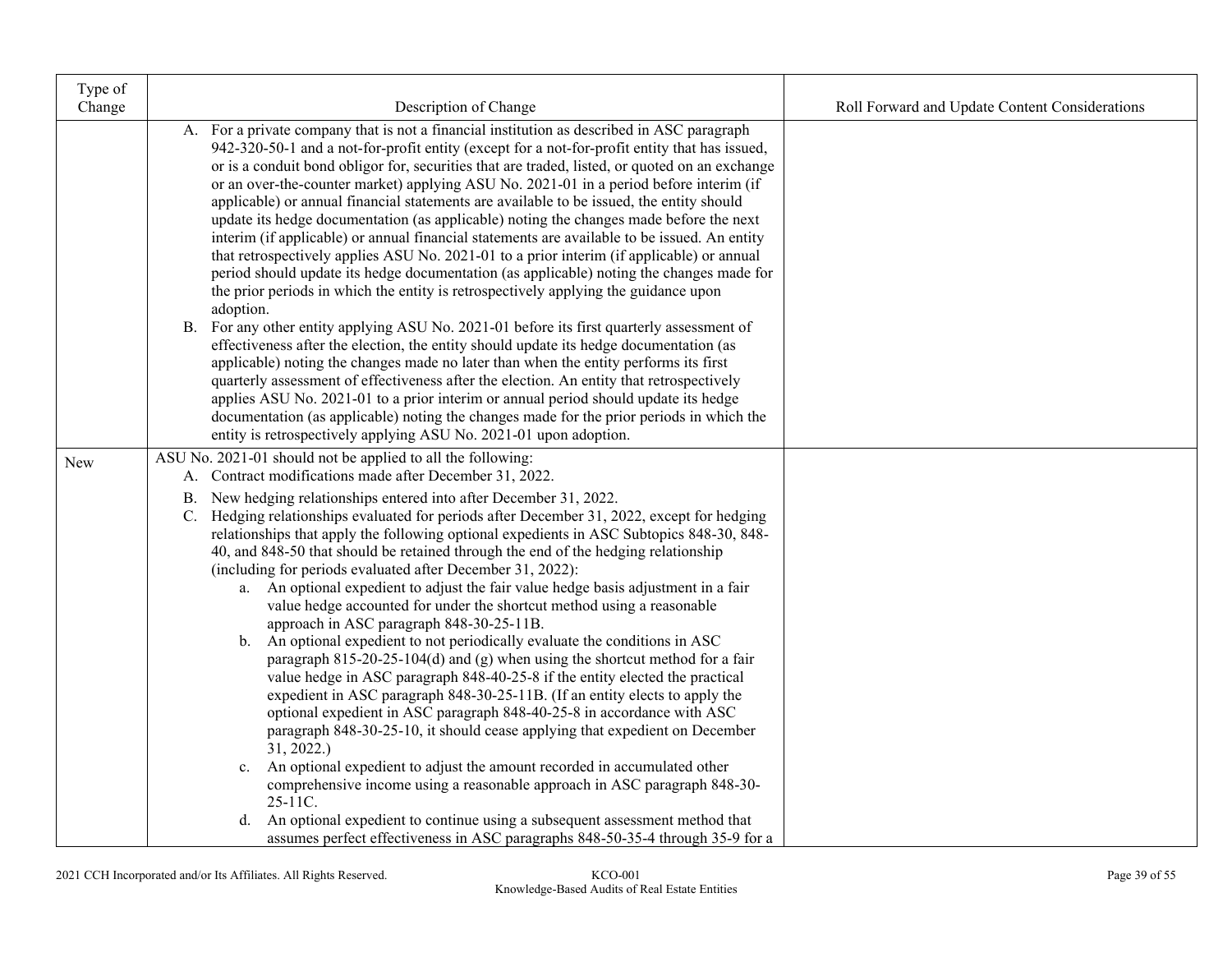| Type of Change | Description of Change | Roll Forward and Update Content Considerations |
| --- | --- | --- |
| | A. For a private company that is not a financial institution as described in ASC paragraph 942-320-50-1 and a not-for-profit entity (except for a not-for-profit entity that has issued, or is a conduit bond obligor for, securities that are traded, listed, or quoted on an exchange or an over-the-counter market) applying ASU No. 2021-01 in a period before interim (if applicable) or annual financial statements are available to be issued, the entity should update its hedge documentation (as applicable) noting the changes made before the next interim (if applicable) or annual financial statements are available to be issued. An entity that retrospectively applies ASU No. 2021-01 to a prior interim (if applicable) or annual period should update its hedge documentation (as applicable) noting the changes made for the prior periods in which the entity is retrospectively applying the guidance upon adoption.<br>B. For any other entity applying ASU No. 2021-01 before its first quarterly assessment of effectiveness after the election, the entity should update its hedge documentation (as applicable) noting the changes made no later than when the entity performs its first quarterly assessment of effectiveness after the election. An entity that retrospectively applies ASU No. 2021-01 to a prior interim or annual period should update its hedge documentation (as applicable) noting the changes made for the prior periods in which the entity is retrospectively applying ASU No. 2021-01 upon adoption. | |
| New | ASU No. 2021-01 should not be applied to all the following:<br>A. Contract modifications made after December 31, 2022.<br>B. New hedging relationships entered into after December 31, 2022.<br>C. Hedging relationships evaluated for periods after December 31, 2022, except for hedging relationships that apply the following optional expedients in ASC Subtopics 848-30, 848-40, and 848-50 that should be retained through the end of the hedging relationship (including for periods evaluated after December 31, 2022):<br>a. An optional expedient to adjust the fair value hedge basis adjustment in a fair value hedge accounted for under the shortcut method using a reasonable approach in ASC paragraph 848-30-25-11B.<br>b. An optional expedient to not periodically evaluate the conditions in ASC paragraph 815-20-25-104(d) and (g) when using the shortcut method for a fair value hedge in ASC paragraph 848-40-25-8 if the entity elected the practical expedient in ASC paragraph 848-30-25-11B. (If an entity elects to apply the optional expedient in ASC paragraph 848-40-25-8 in accordance with ASC paragraph 848-30-25-10, it should cease applying that expedient on December 31, 2022.)<br>c. An optional expedient to adjust the amount recorded in accumulated other comprehensive income using a reasonable approach in ASC paragraph 848-30-25-11C.<br>d. An optional expedient to continue using a subsequent assessment method that assumes perfect effectiveness in ASC paragraphs 848-50-35-4 through 35-9 for a | |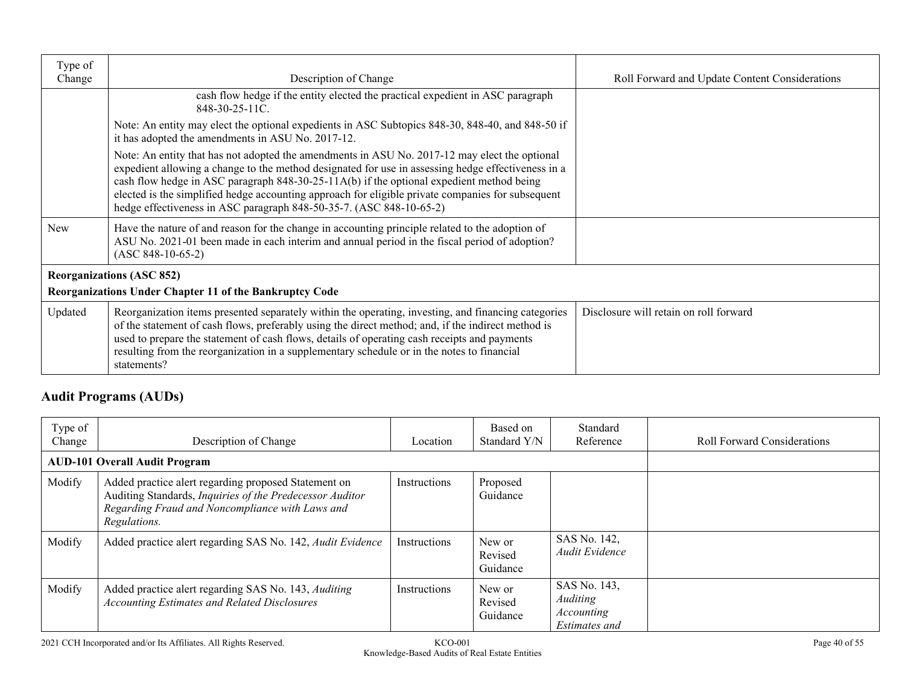| Type of Change | Description of Change | Roll Forward and Update Content Considerations |
|---|---|---|
| | cash flow hedge if the entity elected the practical expedient in ASC paragraph 848-30-25-11C. <br> Note: An entity may elect the optional expedients in ASC Subtopics 848-30, 848-40, and 848-50 if it has adopted the amendments in ASU No. 2017-12. <br> Note: An entity that has not adopted the amendments in ASU No. 2017-12 may elect the optional expedient allowing a change to the method designated for use in assessing hedge effectiveness in a cash flow hedge in ASC paragraph 848-30-25-11A(b) if the optional expedient method being elected is the simplified hedge accounting approach for eligible private companies for subsequent hedge effectiveness in ASC paragraph 848-50-35-7. (ASC 848-10-65-2) | |
| New | Have the nature of and reason for the change in accounting principle related to the adoption of ASU No. 2021-01 been made in each interim and annual period in the fiscal period of adoption? (ASC 848-10-65-2) | |
| **Reorganizations (ASC 852)** <br> **Reorganizations Under Chapter 11 of the Bankruptcy Code** | | |
| Updated | Reorganization items presented separately within the operating, investing, and financing categories of the statement of cash flows, preferably using the direct method; and, if the indirect method is used to prepare the statement of cash flows, details of operating cash receipts and payments resulting from the reorganization in a supplementary schedule or in the notes to financial statements? | Disclosure will retain on roll forward |

## Audit Programs (AUDs)

| Type of Change | Description of Change | Location | Based on Standard Y/N | Standard Reference | Roll Forward Considerations |
|---|---|---|---|---|---|
| **AUD-101 Overall Audit Program** | | | | | |
| Modify | Added practice alert regarding proposed Statement on Auditing Standards, *Inquiries of the Predecessor Auditor Regarding Fraud and Noncompliance with Laws and Regulations.* | Instructions | Proposed Guidance | | |
| Modify | Added practice alert regarding SAS No. 142, *Audit Evidence* | Instructions | New or Revised Guidance | SAS No. 142, *Audit Evidence* | |
| Modify | Added practice alert regarding SAS No. 143, *Auditing Accounting Estimates and Related Disclosures* | Instructions | New or Revised Guidance | SAS No. 143, *Auditing Accounting Estimates and* | |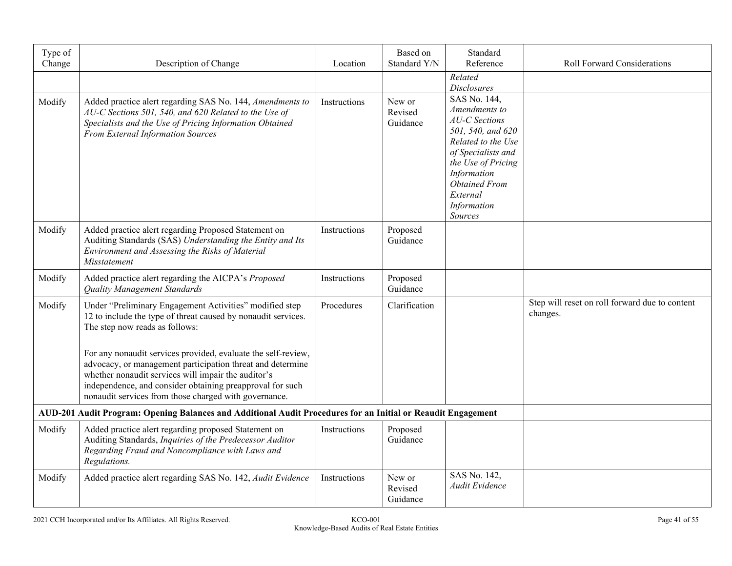| Type of Change | Description of Change | Location | Based on Standard Y/N | Standard Reference | Roll Forward Considerations |
|---|---|---|---|---|---|
| | | | | *Related Disclosures* | |
| Modify | Added practice alert regarding SAS No. 144, *Amendments to AU-C Sections 501, 540, and 620 Related to the Use of Specialists and the Use of Pricing Information Obtained From External Information Sources* | Instructions | New or Revised Guidance | SAS No. 144, *Amendments to AU-C Sections 501, 540, and 620 Related to the Use of Specialists and the Use of Pricing Information Obtained From External Information Sources* | |
| Modify | Added practice alert regarding Proposed Statement on Auditing Standards (SAS) *Understanding the Entity and Its Environment and Assessing the Risks of Material Misstatement* | Instructions | Proposed Guidance | | |
| Modify | Added practice alert regarding the AICPA's *Proposed Quality Management Standards* | Instructions | Proposed Guidance | | |
| Modify | Under "Preliminary Engagement Activities" modified step 12 to include the type of threat caused by nonaudit services. The step now reads as follows:<br><br>For any nonaudit services provided, evaluate the self-review, advocacy, or management participation threat and determine whether nonaudit services will impair the auditor's independence, and consider obtaining preapproval for such nonaudit services from those charged with governance. | Procedures | Clarification | | Step will reset on roll forward due to content changes. |
| **AUD-201 Audit Program: Opening Balances and Additional Audit Procedures for an Initial or Reaudit Engagement** | | | | | |
| Modify | Added practice alert regarding proposed Statement on Auditing Standards, *Inquiries of the Predecessor Auditor Regarding Fraud and Noncompliance with Laws and Regulations.* | Instructions | Proposed Guidance | | |
| Modify | Added practice alert regarding SAS No. 142, *Audit Evidence* | Instructions | New or Revised Guidance | SAS No. 142, *Audit Evidence* | |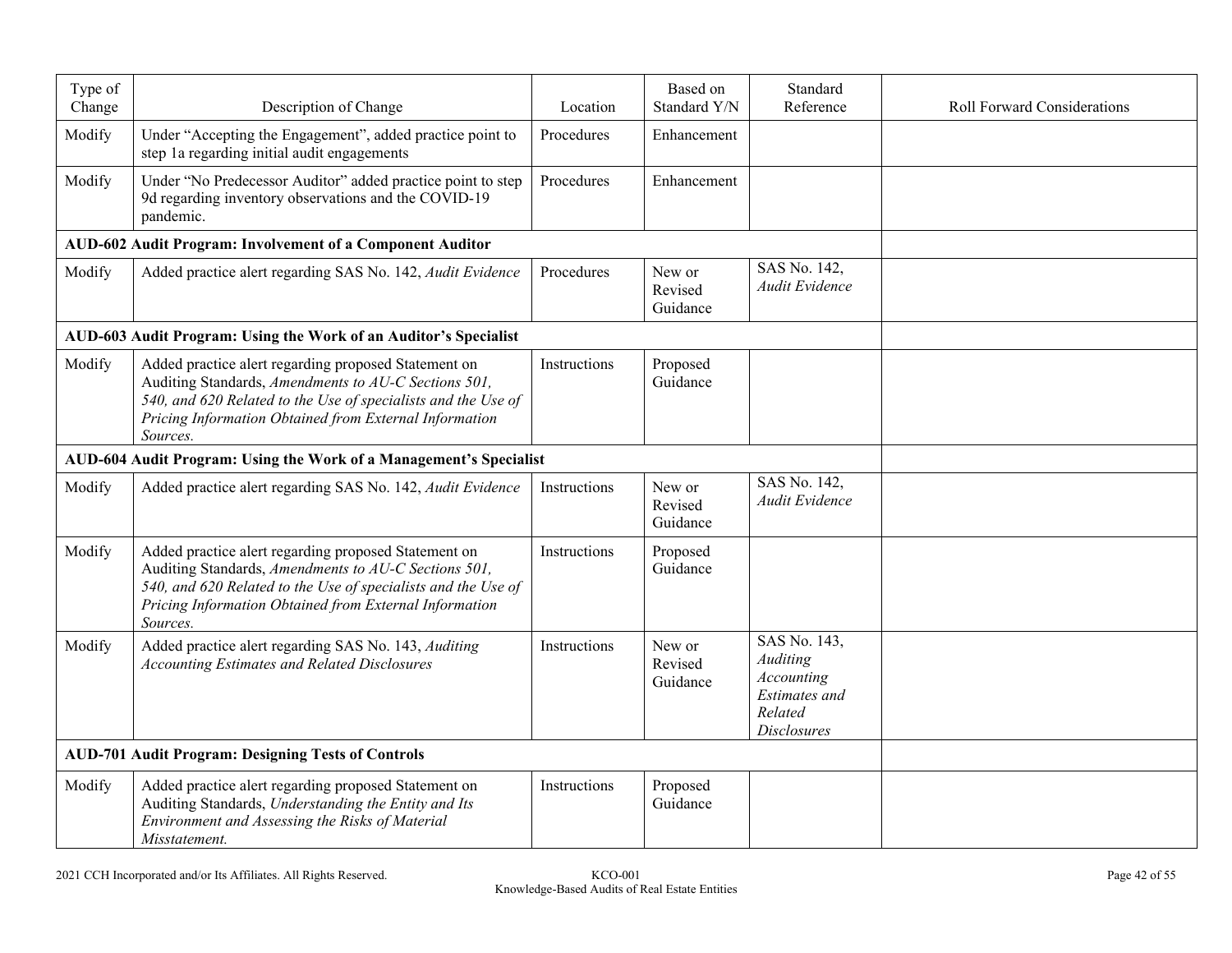| Type of Change | Description of Change | Location | Based on Standard Y/N | Standard Reference | Roll Forward Considerations |
|---|---|---|---|---|---|
| Modify | Under "Accepting the Engagement", added practice point to step 1a regarding initial audit engagements | Procedures | Enhancement | | |
| Modify | Under "No Predecessor Auditor" added practice point to step 9d regarding inventory observations and the COVID-19 pandemic. | Procedures | Enhancement | | |
| **AUD-602 Audit Program: Involvement of a Component Auditor** | | | | | |
| Modify | Added practice alert regarding SAS No. 142, *Audit Evidence* | Procedures | New or Revised Guidance | SAS No. 142, *Audit Evidence* | |
| **AUD-603 Audit Program: Using the Work of an Auditor's Specialist** | | | | | |
| Modify | Added practice alert regarding proposed Statement on Auditing Standards, *Amendments to AU-C Sections 501, 540, and 620 Related to the Use of specialists and the Use of Pricing Information Obtained from External Information Sources.* | Instructions | Proposed Guidance | | |
| **AUD-604 Audit Program: Using the Work of a Management's Specialist** | | | | | |
| Modify | Added practice alert regarding SAS No. 142, *Audit Evidence* | Instructions | New or Revised Guidance | SAS No. 142, *Audit Evidence* | |
| Modify | Added practice alert regarding proposed Statement on Auditing Standards, *Amendments to AU-C Sections 501, 540, and 620 Related to the Use of specialists and the Use of Pricing Information Obtained from External Information Sources.* | Instructions | Proposed Guidance | | |
| Modify | Added practice alert regarding SAS No. 143, *Auditing Accounting Estimates and Related Disclosures* | Instructions | New or Revised Guidance | SAS No. 143, *Auditing Accounting Estimates and Related Disclosures* | |
| **AUD-701 Audit Program: Designing Tests of Controls** | | | | | |
| Modify | Added practice alert regarding proposed Statement on Auditing Standards, *Understanding the Entity and Its Environment and Assessing the Risks of Material Misstatement.* | Instructions | Proposed Guidance | | |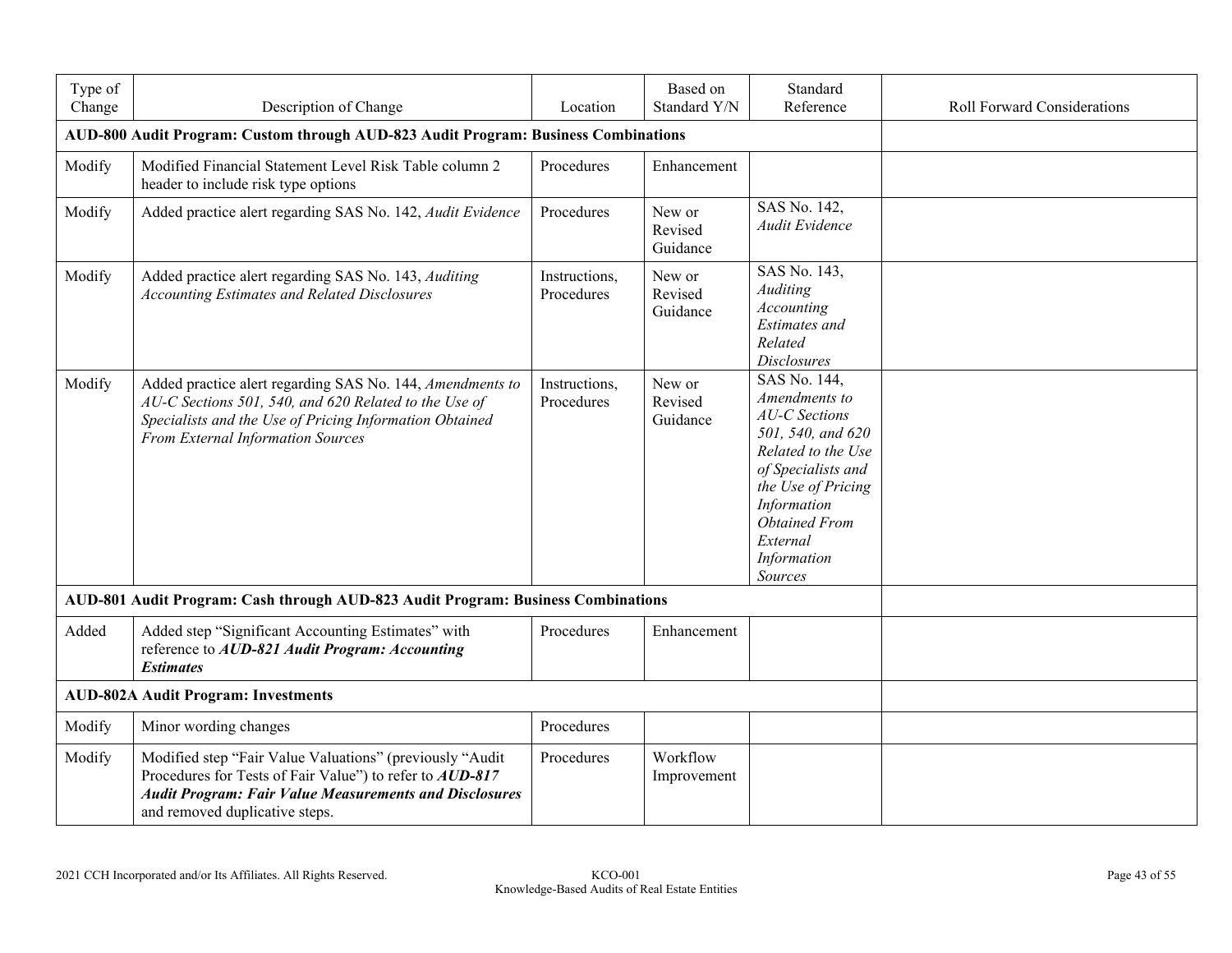| Type of Change | Description of Change | Location | Based on Standard Y/N | Standard Reference | Roll Forward Considerations |
|---|---|---|---|---|---|
| **AUD-800 Audit Program: Custom through AUD-823 Audit Program: Business Combinations** | | | | | |
| Modify | Modified Financial Statement Level Risk Table column 2 header to include risk type options | Procedures | Enhancement | | |
| Modify | Added practice alert regarding SAS No. 142, *Audit Evidence* | Procedures | New or Revised Guidance | SAS No. 142, *Audit Evidence* | |
| Modify | Added practice alert regarding SAS No. 143, *Auditing Accounting Estimates and Related Disclosures* | Instructions, Procedures | New or Revised Guidance | SAS No. 143, *Auditing Accounting Estimates and Related Disclosures* | |
| Modify | Added practice alert regarding SAS No. 144, *Amendments to AU-C Sections 501, 540, and 620 Related to the Use of Specialists and the Use of Pricing Information Obtained From External Information Sources* | Instructions, Procedures | New or Revised Guidance | SAS No. 144, *Amendments to AU-C Sections 501, 540, and 620 Related to the Use of Specialists and the Use of Pricing Information Obtained From External Information Sources* | |
| **AUD-801 Audit Program: Cash through AUD-823 Audit Program: Business Combinations** | | | | | |
| Added | Added step "Significant Accounting Estimates" with reference to ***AUD-821 Audit Program: Accounting Estimates*** | Procedures | Enhancement | | |
| **AUD-802A Audit Program: Investments** | | | | | |
| Modify | Minor wording changes | Procedures | | | |
| Modify | Modified step "Fair Value Valuations" (previously "Audit Procedures for Tests of Fair Value") to refer to ***AUD-817 Audit Program: Fair Value Measurements and Disclosures*** and removed duplicative steps. | Procedures | Workflow Improvement | | |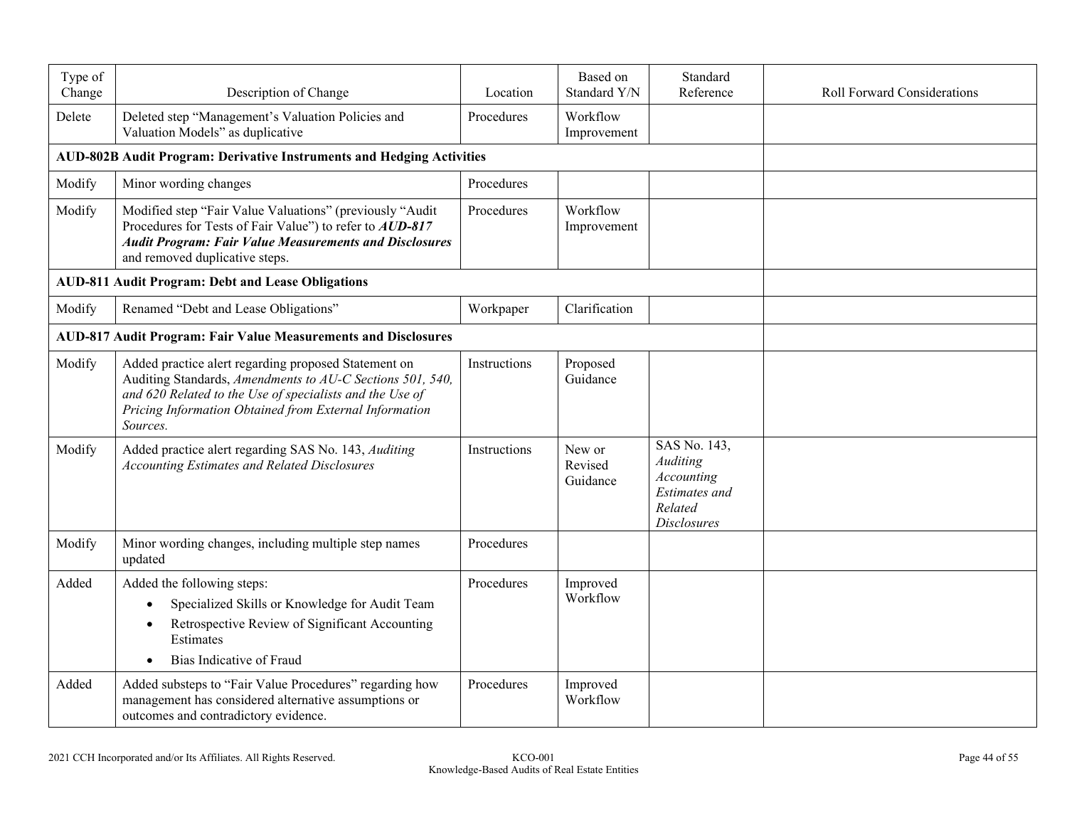| Type of Change | Description of Change | Location | Based on Standard Y/N | Standard Reference | Roll Forward Considerations |
|---|---|---|---|---|---|
| Delete | Deleted step "Management's Valuation Policies and Valuation Models" as duplicative | Procedures | Workflow Improvement | | |
| **AUD-802B Audit Program: Derivative Instruments and Hedging Activities** | | | | | |
| Modify | Minor wording changes | Procedures | | | |
| Modify | Modified step "Fair Value Valuations" (previously "Audit Procedures for Tests of Fair Value") to refer to ***AUD-817 Audit Program: Fair Value Measurements and Disclosures*** and removed duplicative steps. | Procedures | Workflow Improvement | | |
| **AUD-811 Audit Program: Debt and Lease Obligations** | | | | | |
| Modify | Renamed "Debt and Lease Obligations" | Workpaper | Clarification | | |
| **AUD-817 Audit Program: Fair Value Measurements and Disclosures** | | | | | |
| Modify | Added practice alert regarding proposed Statement on Auditing Standards, *Amendments to AU-C Sections 501, 540, and 620 Related to the Use of specialists and the Use of Pricing Information Obtained from External Information Sources.* | Instructions | Proposed Guidance | | |
| Modify | Added practice alert regarding SAS No. 143, *Auditing Accounting Estimates and Related Disclosures* | Instructions | New or Revised Guidance | SAS No. 143, *Auditing Accounting Estimates and Related Disclosures* | |
| Modify | Minor wording changes, including multiple step names updated | Procedures | | | |
| Added | Added the following steps:<br>• Specialized Skills or Knowledge for Audit Team<br>• Retrospective Review of Significant Accounting Estimates<br>• Bias Indicative of Fraud | Procedures | Improved Workflow | | |
| Added | Added substeps to "Fair Value Procedures" regarding how management has considered alternative assumptions or outcomes and contradictory evidence. | Procedures | Improved Workflow | | |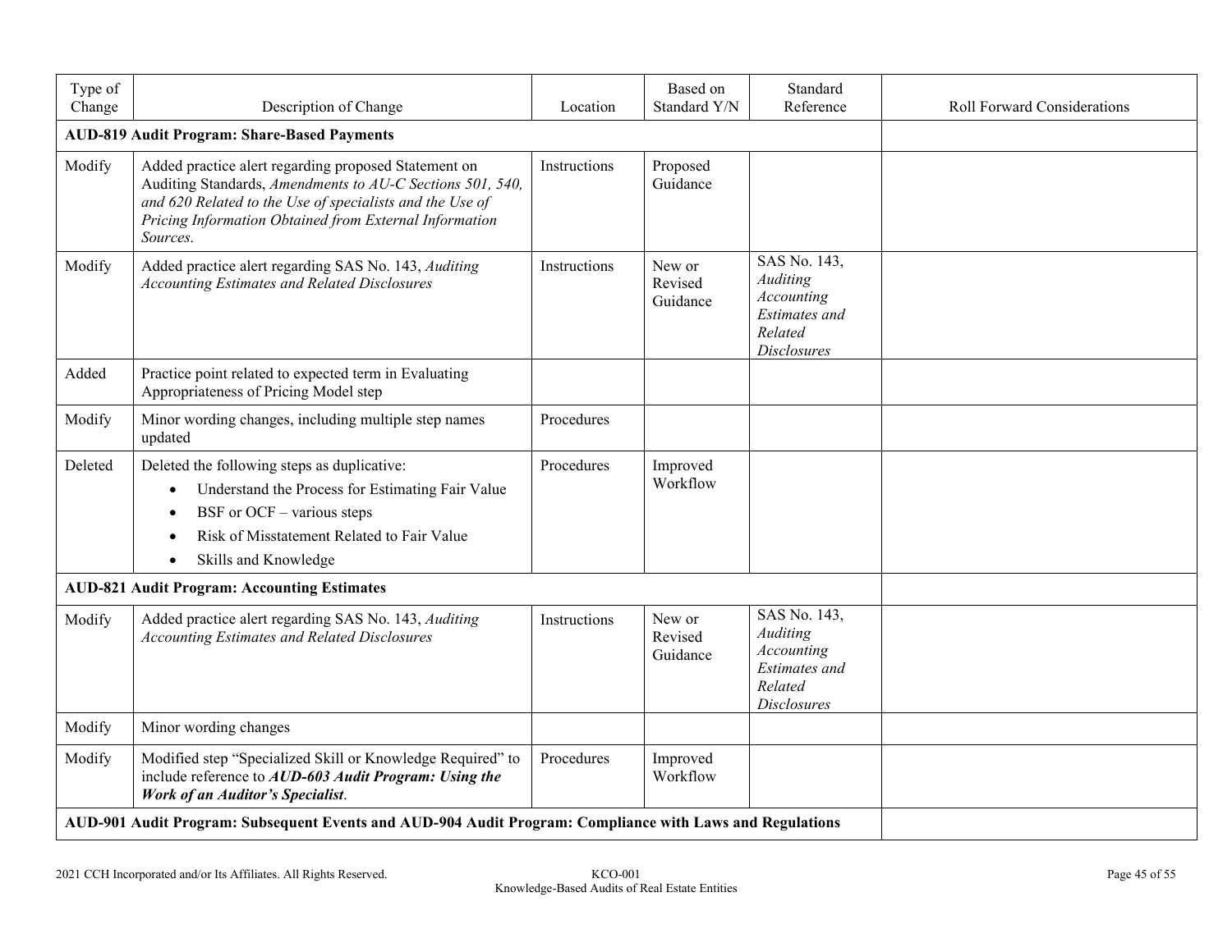| Type of Change | Description of Change | Location | Based on Standard Y/N | Standard Reference | Roll Forward Considerations |
|---|---|---|---|---|---|
| **AUD-819 Audit Program: Share-Based Payments** | | | | | |
| Modify | Added practice alert regarding proposed Statement on Auditing Standards, *Amendments to AU-C Sections 501, 540, and 620 Related to the Use of specialists and the Use of Pricing Information Obtained from External Information Sources.* | Instructions | Proposed Guidance | | |
| Modify | Added practice alert regarding SAS No. 143, *Auditing Accounting Estimates and Related Disclosures* | Instructions | New or Revised Guidance | SAS No. 143, *Auditing Accounting Estimates and Related Disclosures* | |
| Added | Practice point related to expected term in Evaluating Appropriateness of Pricing Model step | | | | |
| Modify | Minor wording changes, including multiple step names updated | Procedures | | | |
| Deleted | Deleted the following steps as duplicative:<br>• Understand the Process for Estimating Fair Value<br>• BSF or OCF – various steps<br>• Risk of Misstatement Related to Fair Value<br>• Skills and Knowledge | Procedures | Improved Workflow | | |
| **AUD-821 Audit Program: Accounting Estimates** | | | | | |
| Modify | Added practice alert regarding SAS No. 143, *Auditing Accounting Estimates and Related Disclosures* | Instructions | New or Revised Guidance | SAS No. 143, *Auditing Accounting Estimates and Related Disclosures* | |
| Modify | Minor wording changes | | | | |
| Modify | Modified step "Specialized Skill or Knowledge Required" to include reference to ***AUD-603 Audit Program: Using the Work of an Auditor's Specialist***. | Procedures | Improved Workflow | | |
| **AUD-901 Audit Program: Subsequent Events and AUD-904 Audit Program: Compliance with Laws and Regulations** | | | | | |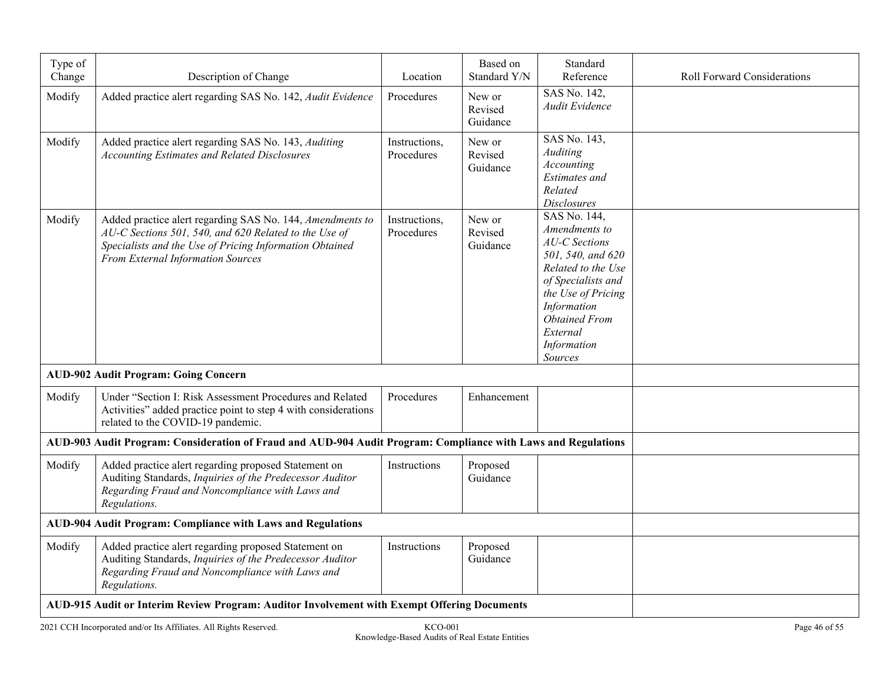| Type of Change | Description of Change | Location | Based on Standard Y/N | Standard Reference | Roll Forward Considerations |
|---|---|---|---|---|---|
| Modify | Added practice alert regarding SAS No. 142, *Audit Evidence* | Procedures | New or Revised Guidance | SAS No. 142, *Audit Evidence* | |
| Modify | Added practice alert regarding SAS No. 143, *Auditing Accounting Estimates and Related Disclosures* | Instructions, Procedures | New or Revised Guidance | SAS No. 143, *Auditing Accounting Estimates and Related Disclosures* | |
| Modify | Added practice alert regarding SAS No. 144, *Amendments to AU-C Sections 501, 540, and 620 Related to the Use of Specialists and the Use of Pricing Information Obtained From External Information Sources* | Instructions, Procedures | New or Revised Guidance | SAS No. 144, *Amendments to AU-C Sections 501, 540, and 620 Related to the Use of Specialists and the Use of Pricing Information Obtained From External Information Sources* | |
| **AUD-902 Audit Program: Going Concern** | | | | | |
| Modify | Under "Section I: Risk Assessment Procedures and Related Activities" added practice point to step 4 with considerations related to the COVID-19 pandemic. | Procedures | Enhancement | | |
| **AUD-903 Audit Program: Consideration of Fraud and AUD-904 Audit Program: Compliance with Laws and Regulations** | | | | | |
| Modify | Added practice alert regarding proposed Statement on Auditing Standards, *Inquiries of the Predecessor Auditor Regarding Fraud and Noncompliance with Laws and Regulations.* | Instructions | Proposed Guidance | | |
| **AUD-904 Audit Program: Compliance with Laws and Regulations** | | | | | |
| Modify | Added practice alert regarding proposed Statement on Auditing Standards, *Inquiries of the Predecessor Auditor Regarding Fraud and Noncompliance with Laws and Regulations.* | Instructions | Proposed Guidance | | |
| **AUD-915 Audit or Interim Review Program: Auditor Involvement with Exempt Offering Documents** | | | | | |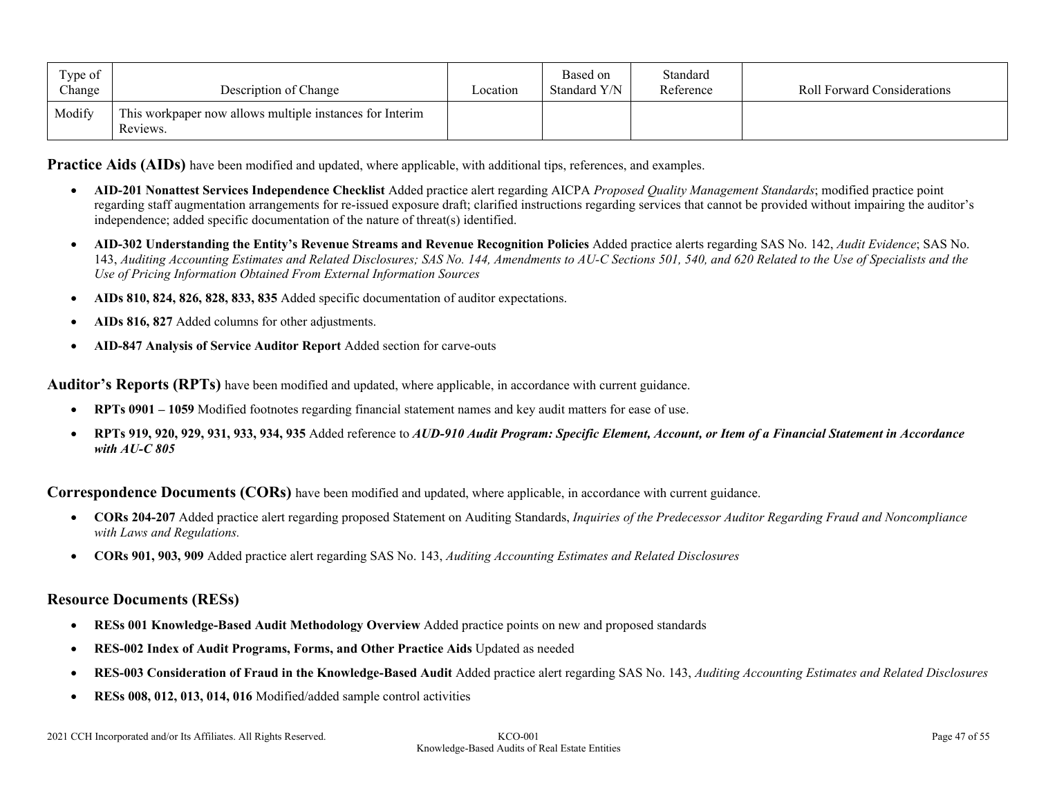| Type of Change | Description of Change | Location | Based on Standard Y/N | Standard Reference | Roll Forward Considerations |
|---|---|---|---|---|---|
| Modify | This workpaper now allows multiple instances for Interim Reviews. | | | | |

**Practice Aids (AIDs)** have been modified and updated, where applicable, with additional tips, references, and examples.

- **AID-201 Nonattest Services Independence Checklist** Added practice alert regarding AICPA *Proposed Quality Management Standards*; modified practice point regarding staff augmentation arrangements for re-issued exposure draft; clarified instructions regarding services that cannot be provided without impairing the auditor's independence; added specific documentation of the nature of threat(s) identified.
- **AID-302 Understanding the Entity's Revenue Streams and Revenue Recognition Policies** Added practice alerts regarding SAS No. 142, *Audit Evidence*; SAS No. 143, *Auditing Accounting Estimates and Related Disclosures; SAS No. 144, Amendments to AU-C Sections 501, 540, and 620 Related to the Use of Specialists and the Use of Pricing Information Obtained From External Information Sources*
- **AIDs 810, 824, 826, 828, 833, 835** Added specific documentation of auditor expectations.
- **AIDs 816, 827** Added columns for other adjustments.
- **AID-847 Analysis of Service Auditor Report** Added section for carve-outs

**Auditor's Reports (RPTs)** have been modified and updated, where applicable, in accordance with current guidance.

- **RPTs 0901 – 1059** Modified footnotes regarding financial statement names and key audit matters for ease of use.
- **RPTs 919, 920, 929, 931, 933, 934, 935** Added reference to ***AUD-910 Audit Program: Specific Element, Account, or Item of a Financial Statement in Accordance with AU-C 805***

**Correspondence Documents (CORs)** have been modified and updated, where applicable, in accordance with current guidance.

- **CORs 204-207** Added practice alert regarding proposed Statement on Auditing Standards, *Inquiries of the Predecessor Auditor Regarding Fraud and Noncompliance with Laws and Regulations.*
- **CORs 901, 903, 909** Added practice alert regarding SAS No. 143, *Auditing Accounting Estimates and Related Disclosures*

**Resource Documents (RESs)**

- **RESs 001 Knowledge-Based Audit Methodology Overview** Added practice points on new and proposed standards
- **RES-002 Index of Audit Programs, Forms, and Other Practice Aids** Updated as needed
- **RES-003 Consideration of Fraud in the Knowledge-Based Audit** Added practice alert regarding SAS No. 143, *Auditing Accounting Estimates and Related Disclosures*
- **RESs 008, 012, 013, 014, 016** Modified/added sample control activities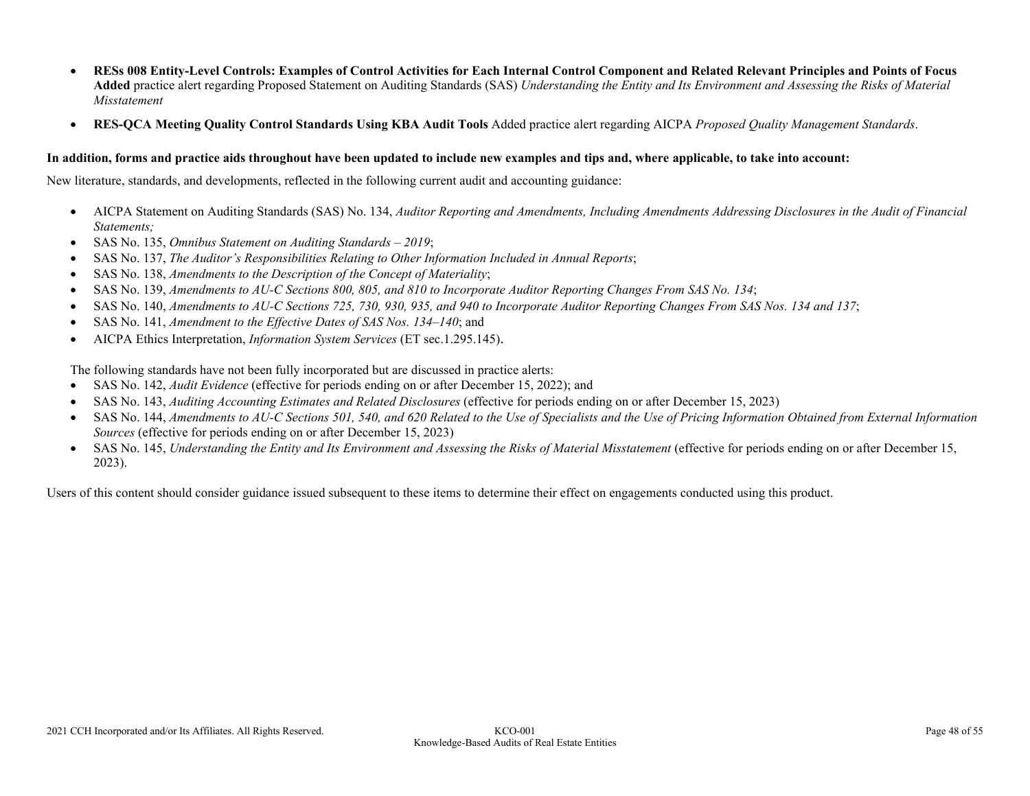- **RESs 008 Entity-Level Controls: Examples of Control Activities for Each Internal Control Component and Related Relevant Principles and Points of Focus Added** practice alert regarding Proposed Statement on Auditing Standards (SAS) *Understanding the Entity and Its Environment and Assessing the Risks of Material Misstatement*
- **RES-QCA Meeting Quality Control Standards Using KBA Audit Tools** Added practice alert regarding AICPA *Proposed Quality Management Standards*.

**In addition, forms and practice aids throughout have been updated to include new examples and tips and, where applicable, to take into account:**

New literature, standards, and developments, reflected in the following current audit and accounting guidance:

- AICPA Statement on Auditing Standards (SAS) No. 134, *Auditor Reporting and Amendments, Including Amendments Addressing Disclosures in the Audit of Financial Statements;*
- SAS No. 135, *Omnibus Statement on Auditing Standards – 2019*;
- SAS No. 137, *The Auditor's Responsibilities Relating to Other Information Included in Annual Reports*;
- SAS No. 138, *Amendments to the Description of the Concept of Materiality*;
- SAS No. 139, *Amendments to AU-C Sections 800, 805, and 810 to Incorporate Auditor Reporting Changes From SAS No. 134*;
- SAS No. 140, *Amendments to AU-C Sections 725, 730, 930, 935, and 940 to Incorporate Auditor Reporting Changes From SAS Nos. 134 and 137*;
- SAS No. 141, *Amendment to the Effective Dates of SAS Nos. 134–140*; and
- AICPA Ethics Interpretation, *Information System Services* (ET sec.1.295.145).

The following standards have not been fully incorporated but are discussed in practice alerts:

- SAS No. 142, *Audit Evidence* (effective for periods ending on or after December 15, 2022); and
- SAS No. 143, *Auditing Accounting Estimates and Related Disclosures* (effective for periods ending on or after December 15, 2023)
- SAS No. 144, *Amendments to AU-C Sections 501, 540, and 620 Related to the Use of Specialists and the Use of Pricing Information Obtained from External Information Sources* (effective for periods ending on or after December 15, 2023)
- SAS No. 145, *Understanding the Entity and Its Environment and Assessing the Risks of Material Misstatement* (effective for periods ending on or after December 15, 2023).

Users of this content should consider guidance issued subsequent to these items to determine their effect on engagements conducted using this product.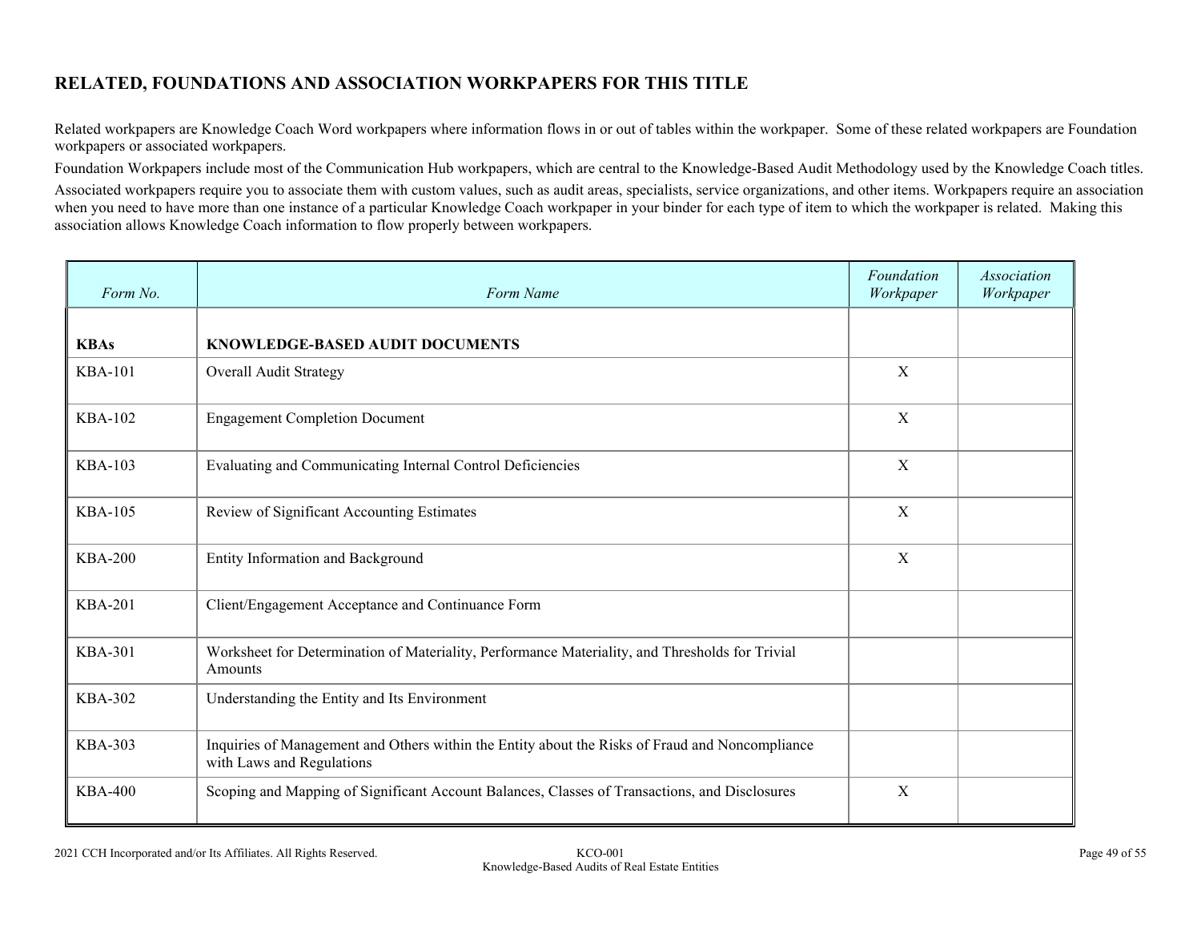## RELATED, FOUNDATIONS AND ASSOCIATION WORKPAPERS FOR THIS TITLE

Related workpapers are Knowledge Coach Word workpapers where information flows in or out of tables within the workpaper. Some of these related workpapers are Foundation workpapers or associated workpapers.

Foundation Workpapers include most of the Communication Hub workpapers, which are central to the Knowledge-Based Audit Methodology used by the Knowledge Coach titles.

Associated workpapers require you to associate them with custom values, such as audit areas, specialists, service organizations, and other items. Workpapers require an association when you need to have more than one instance of a particular Knowledge Coach workpaper in your binder for each type of item to which the workpaper is related. Making this association allows Knowledge Coach information to flow properly between workpapers.

| *Form No.* | *Form Name* | *Foundation Workpaper* | *Association Workpaper* |
|---|---|---|---|
| **KBAs** | **KNOWLEDGE-BASED AUDIT DOCUMENTS** | | |
| KBA-101 | Overall Audit Strategy | X | |
| KBA-102 | Engagement Completion Document | X | |
| KBA-103 | Evaluating and Communicating Internal Control Deficiencies | X | |
| KBA-105 | Review of Significant Accounting Estimates | X | |
| KBA-200 | Entity Information and Background | X | |
| KBA-201 | Client/Engagement Acceptance and Continuance Form | | |
| KBA-301 | Worksheet for Determination of Materiality, Performance Materiality, and Thresholds for Trivial Amounts | | |
| KBA-302 | Understanding the Entity and Its Environment | | |
| KBA-303 | Inquiries of Management and Others within the Entity about the Risks of Fraud and Noncompliance with Laws and Regulations | | |
| KBA-400 | Scoping and Mapping of Significant Account Balances, Classes of Transactions, and Disclosures | X | |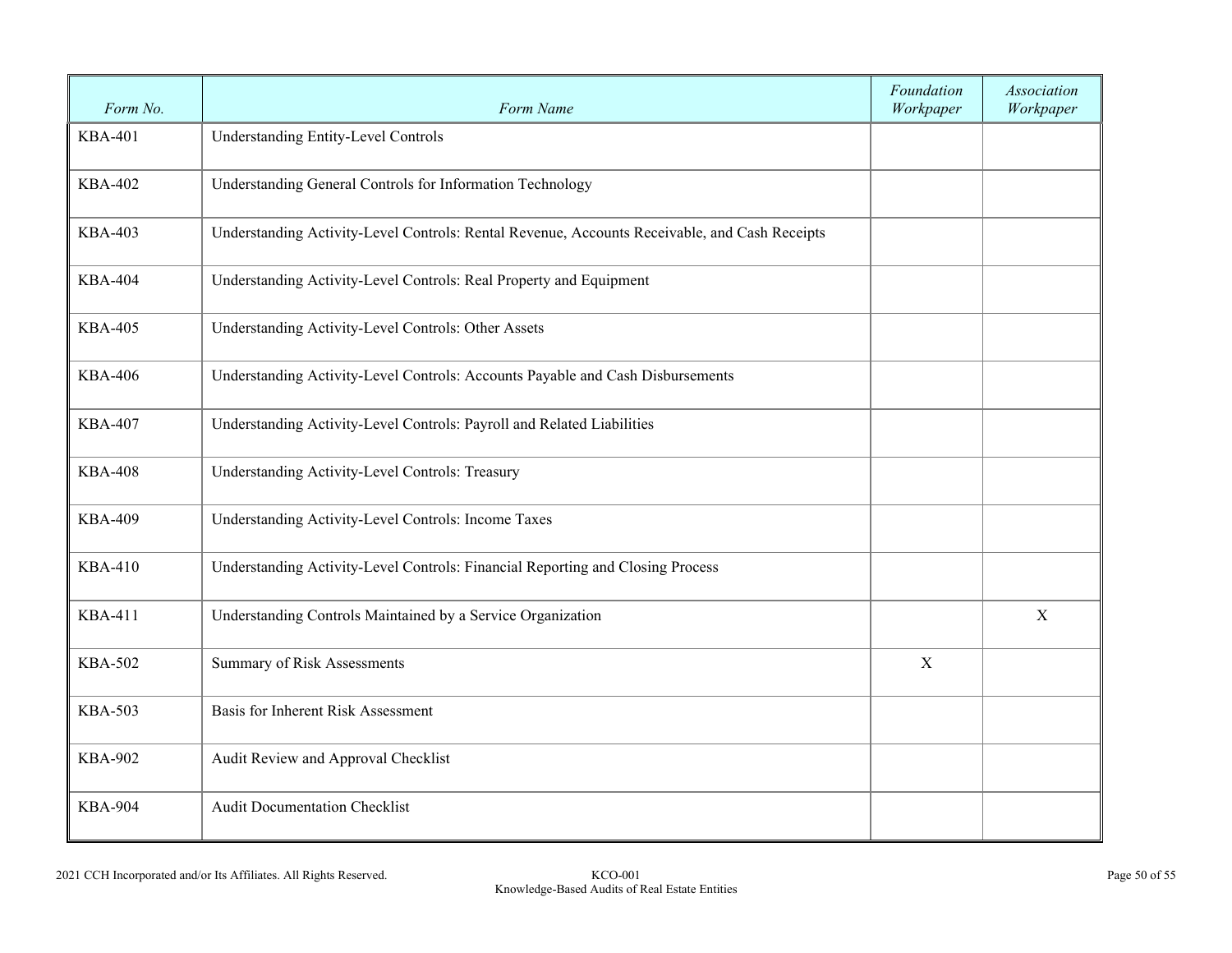| *Form No.* | *Form Name* | *Foundation Workpaper* | *Association Workpaper* |
|---|---|---|---|
| KBA-401 | Understanding Entity-Level Controls | | |
| KBA-402 | Understanding General Controls for Information Technology | | |
| KBA-403 | Understanding Activity-Level Controls: Rental Revenue, Accounts Receivable, and Cash Receipts | | |
| KBA-404 | Understanding Activity-Level Controls: Real Property and Equipment | | |
| KBA-405 | Understanding Activity-Level Controls: Other Assets | | |
| KBA-406 | Understanding Activity-Level Controls: Accounts Payable and Cash Disbursements | | |
| KBA-407 | Understanding Activity-Level Controls: Payroll and Related Liabilities | | |
| KBA-408 | Understanding Activity-Level Controls: Treasury | | |
| KBA-409 | Understanding Activity-Level Controls: Income Taxes | | |
| KBA-410 | Understanding Activity-Level Controls: Financial Reporting and Closing Process | | |
| KBA-411 | Understanding Controls Maintained by a Service Organization | | X |
| KBA-502 | Summary of Risk Assessments | X | |
| KBA-503 | Basis for Inherent Risk Assessment | | |
| KBA-902 | Audit Review and Approval Checklist | | |
| KBA-904 | Audit Documentation Checklist | | |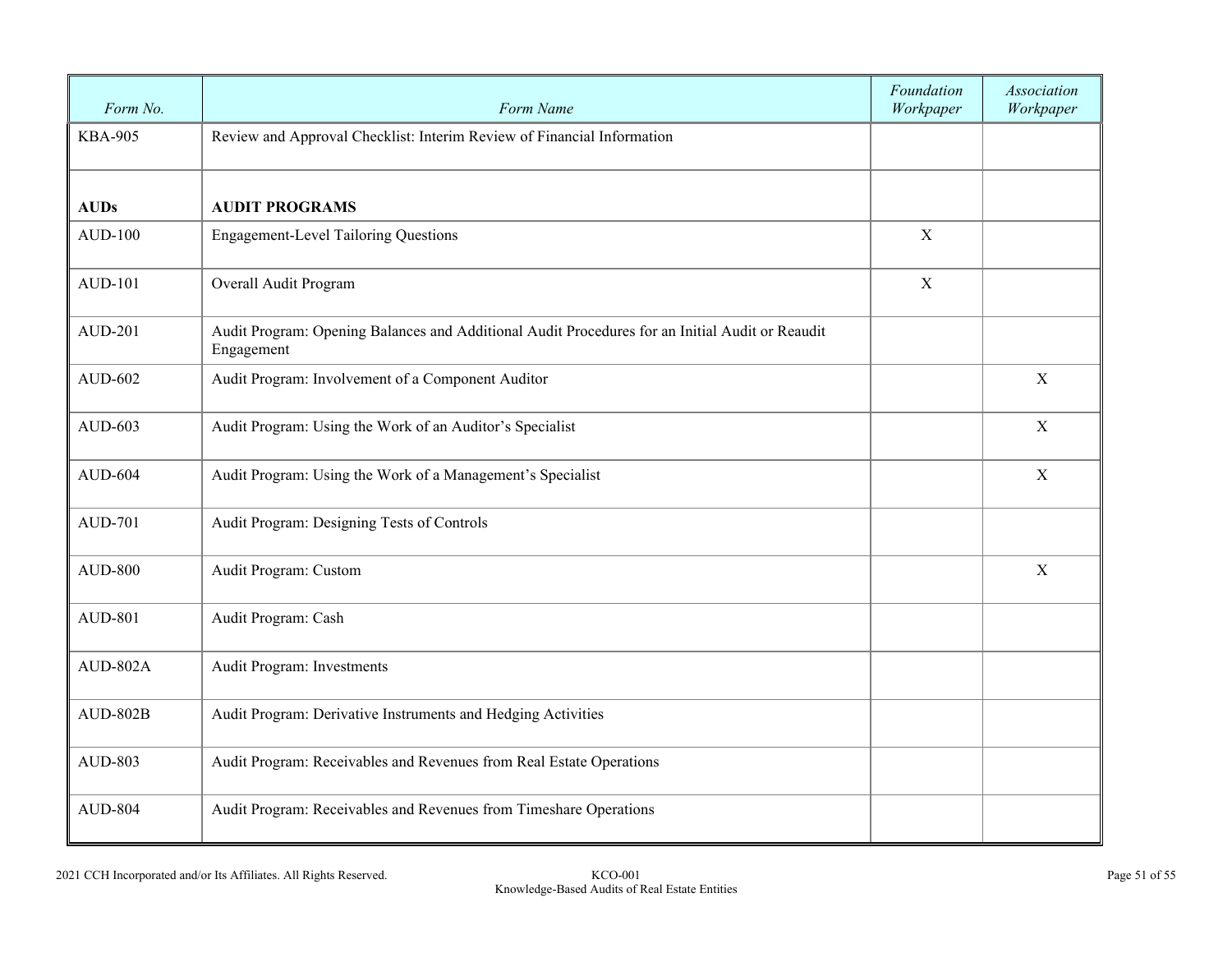| *Form No.* | *Form Name* | *Foundation Workpaper* | *Association Workpaper* |
|---|---|---|---|
| KBA-905 | Review and Approval Checklist: Interim Review of Financial Information | | |
| **AUDs** | **AUDIT PROGRAMS** | | |
| AUD-100 | Engagement-Level Tailoring Questions | X | |
| AUD-101 | Overall Audit Program | X | |
| AUD-201 | Audit Program: Opening Balances and Additional Audit Procedures for an Initial Audit or Reaudit Engagement | | |
| AUD-602 | Audit Program: Involvement of a Component Auditor | | X |
| AUD-603 | Audit Program: Using the Work of an Auditor's Specialist | | X |
| AUD-604 | Audit Program: Using the Work of a Management's Specialist | | X |
| AUD-701 | Audit Program: Designing Tests of Controls | | |
| AUD-800 | Audit Program: Custom | | X |
| AUD-801 | Audit Program: Cash | | |
| AUD-802A | Audit Program: Investments | | |
| AUD-802B | Audit Program: Derivative Instruments and Hedging Activities | | |
| AUD-803 | Audit Program: Receivables and Revenues from Real Estate Operations | | |
| AUD-804 | Audit Program: Receivables and Revenues from Timeshare Operations | | |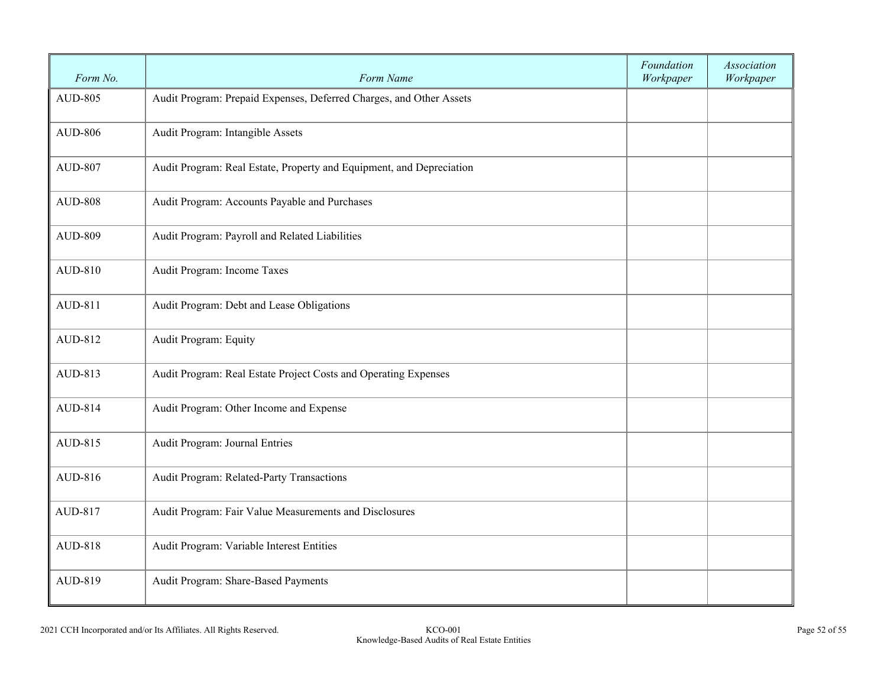| *Form No.* | *Form Name* | *Foundation Workpaper* | *Association Workpaper* |
|---|---|---|---|
| AUD-805 | Audit Program: Prepaid Expenses, Deferred Charges, and Other Assets | | |
| AUD-806 | Audit Program: Intangible Assets | | |
| AUD-807 | Audit Program: Real Estate, Property and Equipment, and Depreciation | | |
| AUD-808 | Audit Program: Accounts Payable and Purchases | | |
| AUD-809 | Audit Program: Payroll and Related Liabilities | | |
| AUD-810 | Audit Program: Income Taxes | | |
| AUD-811 | Audit Program: Debt and Lease Obligations | | |
| AUD-812 | Audit Program: Equity | | |
| AUD-813 | Audit Program: Real Estate Project Costs and Operating Expenses | | |
| AUD-814 | Audit Program: Other Income and Expense | | |
| AUD-815 | Audit Program: Journal Entries | | |
| AUD-816 | Audit Program: Related-Party Transactions | | |
| AUD-817 | Audit Program: Fair Value Measurements and Disclosures | | |
| AUD-818 | Audit Program: Variable Interest Entities | | |
| AUD-819 | Audit Program: Share-Based Payments | | |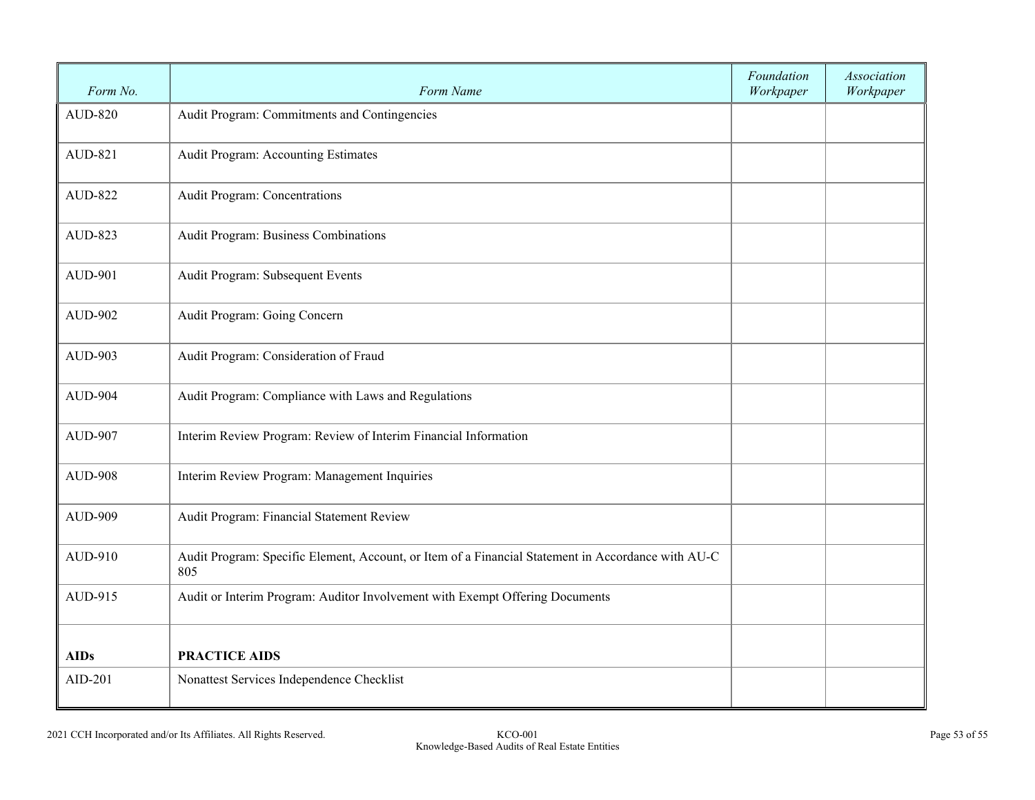| Form No. | Form Name | Foundation Workpaper | Association Workpaper |
|---|---|---|---|
| AUD-820 | Audit Program: Commitments and Contingencies | | |
| AUD-821 | Audit Program: Accounting Estimates | | |
| AUD-822 | Audit Program: Concentrations | | |
| AUD-823 | Audit Program: Business Combinations | | |
| AUD-901 | Audit Program: Subsequent Events | | |
| AUD-902 | Audit Program: Going Concern | | |
| AUD-903 | Audit Program: Consideration of Fraud | | |
| AUD-904 | Audit Program: Compliance with Laws and Regulations | | |
| AUD-907 | Interim Review Program: Review of Interim Financial Information | | |
| AUD-908 | Interim Review Program: Management Inquiries | | |
| AUD-909 | Audit Program: Financial Statement Review | | |
| AUD-910 | Audit Program: Specific Element, Account, or Item of a Financial Statement in Accordance with AU-C 805 | | |
| AUD-915 | Audit or Interim Program: Auditor Involvement with Exempt Offering Documents | | |
| **AIDs** | **PRACTICE AIDS** | | |
| AID-201 | Nonattest Services Independence Checklist | | |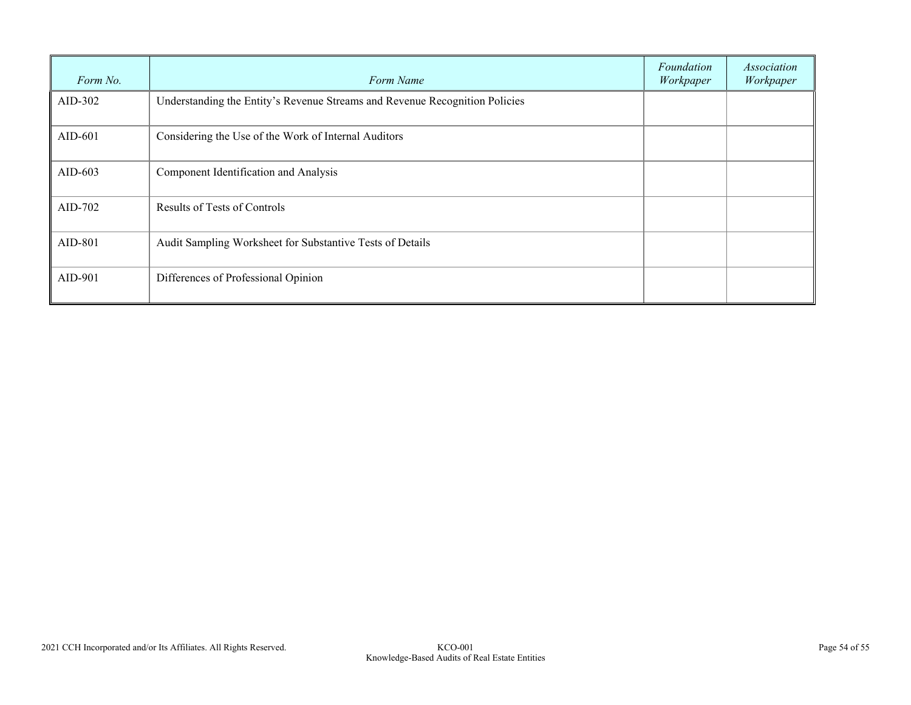| *Form No.* | *Form Name* | *Foundation Workpaper* | *Association Workpaper* |
|---|---|---|---|
| AID-302 | Understanding the Entity's Revenue Streams and Revenue Recognition Policies | | |
| AID-601 | Considering the Use of the Work of Internal Auditors | | |
| AID-603 | Component Identification and Analysis | | |
| AID-702 | Results of Tests of Controls | | |
| AID-801 | Audit Sampling Worksheet for Substantive Tests of Details | | |
| AID-901 | Differences of Professional Opinion | | |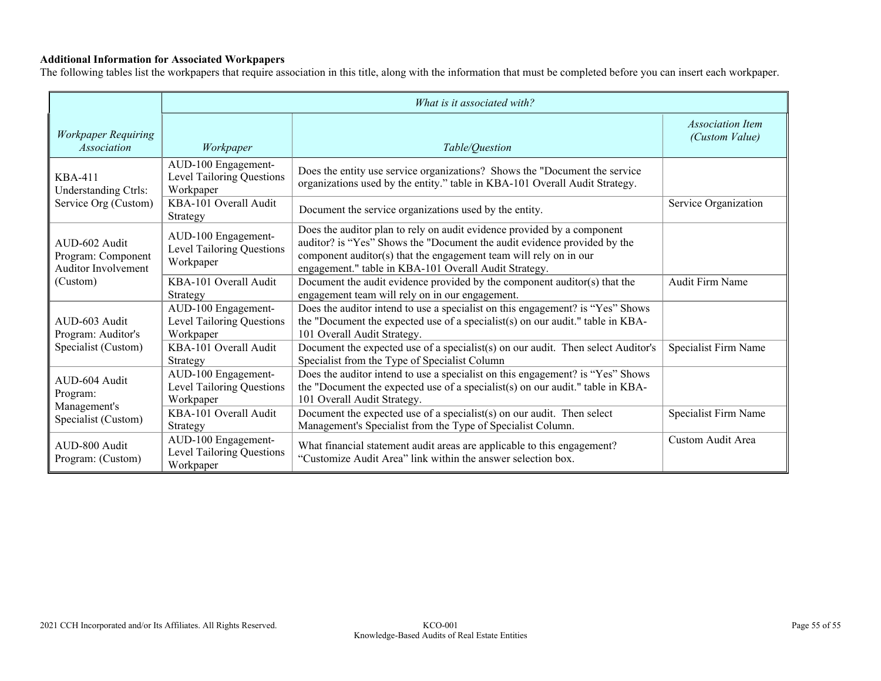**Additional Information for Associated Workpapers**

The following tables list the workpapers that require association in this title, along with the information that must be completed before you can insert each workpaper.

| | *What is it associated with?* | | |
|---|---|---|---|
| *Workpaper Requiring Association* | *Workpaper* | *Table/Question* | *Association Item (Custom Value)* |
| KBA-411 Understanding Ctrls: Service Org (Custom) | AUD-100 Engagement-Level Tailoring Questions Workpaper | Does the entity use service organizations? Shows the "Document the service organizations used by the entity." table in KBA-101 Overall Audit Strategy. | |
| | KBA-101 Overall Audit Strategy | Document the service organizations used by the entity. | Service Organization |
| AUD-602 Audit Program: Component Auditor Involvement (Custom) | AUD-100 Engagement-Level Tailoring Questions Workpaper | Does the auditor plan to rely on audit evidence provided by a component auditor? is "Yes" Shows the "Document the audit evidence provided by the component auditor(s) that the engagement team will rely on in our engagement." table in KBA-101 Overall Audit Strategy. | |
| | KBA-101 Overall Audit Strategy | Document the audit evidence provided by the component auditor(s) that the engagement team will rely on in our engagement. | Audit Firm Name |
| AUD-603 Audit Program: Auditor's Specialist (Custom) | AUD-100 Engagement-Level Tailoring Questions Workpaper | Does the auditor intend to use a specialist on this engagement? is "Yes" Shows the "Document the expected use of a specialist(s) on our audit." table in KBA-101 Overall Audit Strategy. | |
| | KBA-101 Overall Audit Strategy | Document the expected use of a specialist(s) on our audit. Then select Auditor's Specialist from the Type of Specialist Column | Specialist Firm Name |
| AUD-604 Audit Program: Management's Specialist (Custom) | AUD-100 Engagement-Level Tailoring Questions Workpaper | Does the auditor intend to use a specialist on this engagement? is "Yes" Shows the "Document the expected use of a specialist(s) on our audit." table in KBA-101 Overall Audit Strategy. | |
| | KBA-101 Overall Audit Strategy | Document the expected use of a specialist(s) on our audit. Then select Management's Specialist from the Type of Specialist Column. | Specialist Firm Name |
| AUD-800 Audit Program: (Custom) | AUD-100 Engagement-Level Tailoring Questions Workpaper | What financial statement audit areas are applicable to this engagement? "Customize Audit Area" link within the answer selection box. | Custom Audit Area |